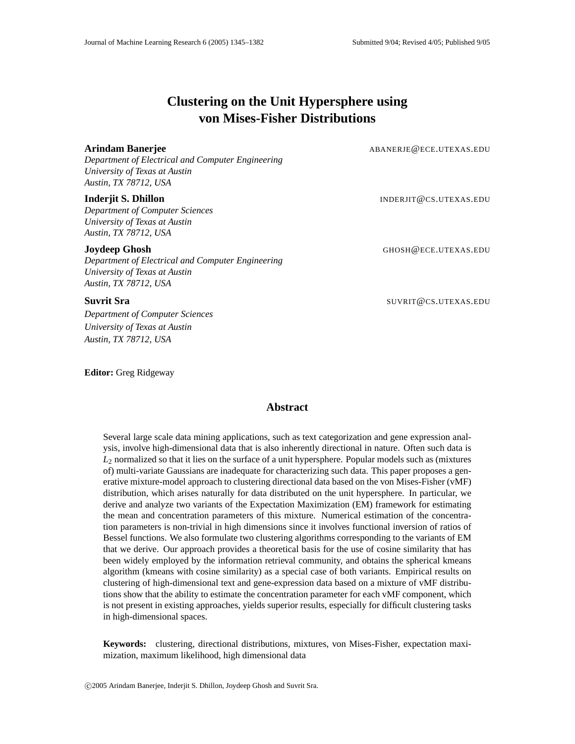# Clustering on the Unit Hypersphere using von Mises-Fisher Distributions

**Arindam Banerjee** ABANERJE@ECE.UTEXAS.EDU
*Department of Electrical and Computer Engineering*
*University of Texas at Austin*
*Austin, TX 78712, USA*

**Inderjit S. Dhillon** INDERJIT@CS.UTEXAS.EDU
*Department of Computer Sciences*
*University of Texas at Austin*
*Austin, TX 78712, USA*

**Joydeep Ghosh** GHOSH@ECE.UTEXAS.EDU
*Department of Electrical and Computer Engineering*
*University of Texas at Austin*
*Austin, TX 78712, USA*

**Suvrit Sra** SUVRIT@CS.UTEXAS.EDU
*Department of Computer Sciences*
*University of Texas at Austin*
*Austin, TX 78712, USA*

**Editor:** Greg Ridgeway

## Abstract

Several large scale data mining applications, such as text categorization and gene expression analysis, involve high-dimensional data that is also inherently directional in nature. Often such data is $L_2$ normalized so that it lies on the surface of a unit hypersphere. Popular models such as (mixtures of) multi-variate Gaussians are inadequate for characterizing such data. This paper proposes a generative mixture-model approach to clustering directional data based on the von Mises-Fisher (vMF) distribution, which arises naturally for data distributed on the unit hypersphere. In particular, we derive and analyze two variants of the Expectation Maximization (EM) framework for estimating the mean and concentration parameters of this mixture. Numerical estimation of the concentration parameters is non-trivial in high dimensions since it involves functional inversion of ratios of Bessel functions. We also formulate two clustering algorithms corresponding to the variants of EM that we derive. Our approach provides a theoretical basis for the use of cosine similarity that has been widely employed by the information retrieval community, and obtains the spherical kmeans algorithm (kmeans with cosine similarity) as a special case of both variants. Empirical results on clustering of high-dimensional text and gene-expression data based on a mixture of vMF distributions show that the ability to estimate the concentration parameter for each vMF component, which is not present in existing approaches, yields superior results, especially for difficult clustering tasks in high-dimensional spaces.

**Keywords:** clustering, directional distributions, mixtures, von Mises-Fisher, expectation maximization, maximum likelihood, high dimensional data

©2005 Arindam Banerjee, Inderjit S. Dhillon, Joydeep Ghosh and Suvrit Sra.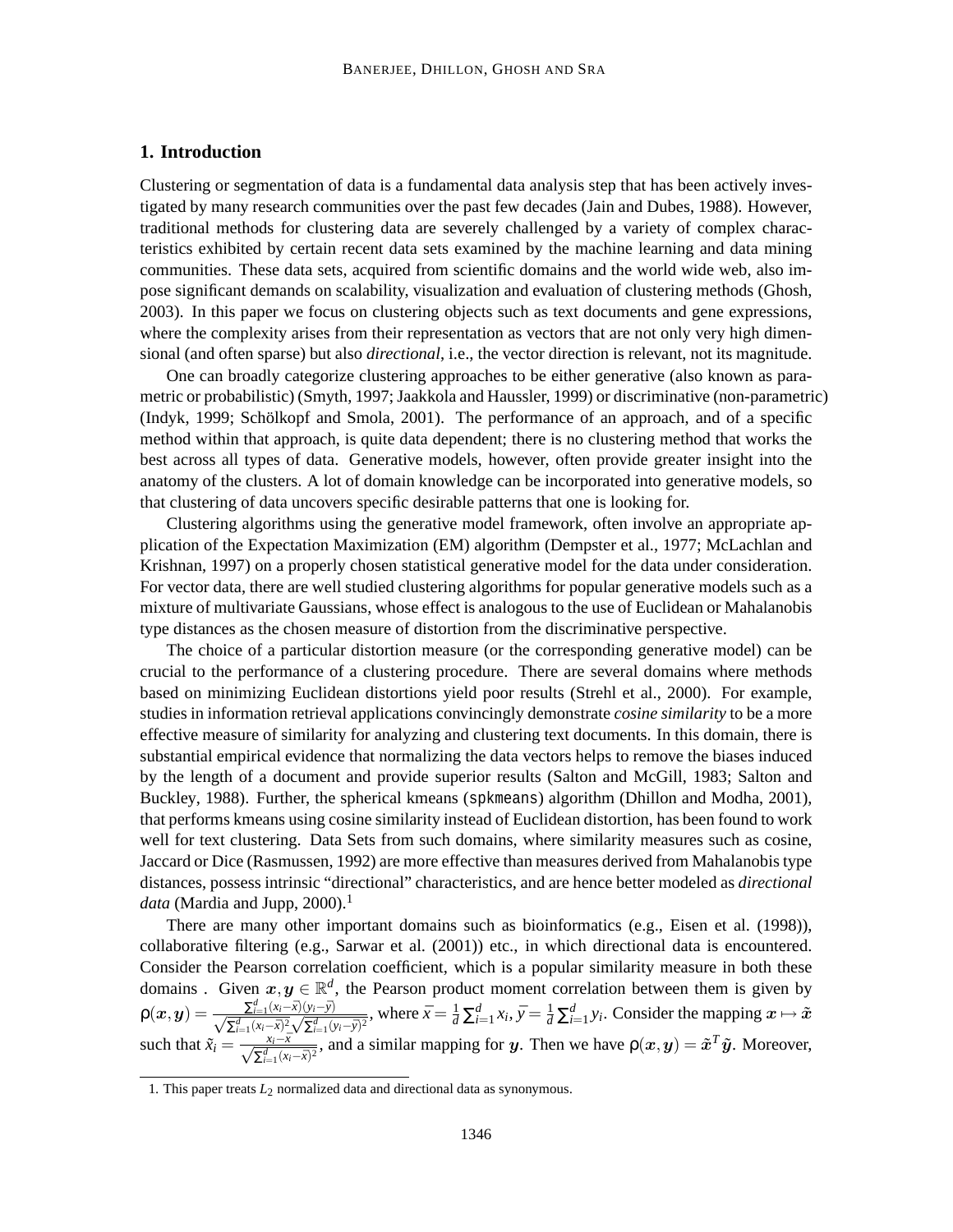## 1. Introduction

Clustering or segmentation of data is a fundamental data analysis step that has been actively investigated by many research communities over the past few decades (Jain and Dubes, 1988). However, traditional methods for clustering data are severely challenged by a variety of complex characteristics exhibited by certain recent data sets examined by the machine learning and data mining communities. These data sets, acquired from scientific domains and the world wide web, also impose significant demands on scalability, visualization and evaluation of clustering methods (Ghosh, 2003). In this paper we focus on clustering objects such as text documents and gene expressions, where the complexity arises from their representation as vectors that are not only very high dimensional (and often sparse) but also *directional*, i.e., the vector direction is relevant, not its magnitude.

One can broadly categorize clustering approaches to be either generative (also known as parametric or probabilistic) (Smyth, 1997; Jaakkola and Haussler, 1999) or discriminative (non-parametric) (Indyk, 1999; Schölkopf and Smola, 2001). The performance of an approach, and of a specific method within that approach, is quite data dependent; there is no clustering method that works the best across all types of data. Generative models, however, often provide greater insight into the anatomy of the clusters. A lot of domain knowledge can be incorporated into generative models, so that clustering of data uncovers specific desirable patterns that one is looking for.

Clustering algorithms using the generative model framework, often involve an appropriate application of the Expectation Maximization (EM) algorithm (Dempster et al., 1977; McLachlan and Krishnan, 1997) on a properly chosen statistical generative model for the data under consideration. For vector data, there are well studied clustering algorithms for popular generative models such as a mixture of multivariate Gaussians, whose effect is analogous to the use of Euclidean or Mahalanobis type distances as the chosen measure of distortion from the discriminative perspective.

The choice of a particular distortion measure (or the corresponding generative model) can be crucial to the performance of a clustering procedure. There are several domains where methods based on minimizing Euclidean distortions yield poor results (Strehl et al., 2000). For example, studies in information retrieval applications convincingly demonstrate *cosine similarity* to be a more effective measure of similarity for analyzing and clustering text documents. In this domain, there is substantial empirical evidence that normalizing the data vectors helps to remove the biases induced by the length of a document and provide superior results (Salton and McGill, 1983; Salton and Buckley, 1988). Further, the spherical kmeans (`spkmeans`) algorithm (Dhillon and Modha, 2001), that performs kmeans using cosine similarity instead of Euclidean distortion, has been found to work well for text clustering. Data Sets from such domains, where similarity measures such as cosine, Jaccard or Dice (Rasmussen, 1992) are more effective than measures derived from Mahalanobis type distances, possess intrinsic "directional" characteristics, and are hence better modeled as *directional data* (Mardia and Jupp, 2000).[1]

There are many other important domains such as bioinformatics (e.g., Eisen et al. (1998)), collaborative filtering (e.g., Sarwar et al. (2001)) etc., in which directional data is encountered. Consider the Pearson correlation coefficient, which is a popular similarity measure in both these domains . Given $\boldsymbol{x}, \boldsymbol{y} \in \mathbb{R}^d$, the Pearson product moment correlation between them is given by $\rho(\boldsymbol{x}, \boldsymbol{y}) = \frac{\sum_{i=1}^d (x_i - \bar{x})(y_i - \bar{y})}{\sqrt{\sum_{i=1}^d (x_i - \bar{x})^2} \sqrt{\sum_{i=1}^d (y_i - \bar{y})^2}}$, where $\bar{x} = \frac{1}{d}\sum_{i=1}^d x_i$, $\bar{y} = \frac{1}{d}\sum_{i=1}^d y_i$. Consider the mapping $\boldsymbol{x} \mapsto \tilde{\boldsymbol{x}}$ such that $\tilde{x}_i = \frac{x_i - \bar{x}}{\sqrt{\sum_{i=1}^d (x_i - \bar{x})^2}}$, and a similar mapping for $\boldsymbol{y}$. Then we have $\rho(\boldsymbol{x}, \boldsymbol{y}) = \tilde{\boldsymbol{x}}^T \tilde{\boldsymbol{y}}$. Moreover,

1. This paper treats $L_2$ normalized data and directional data as synonymous.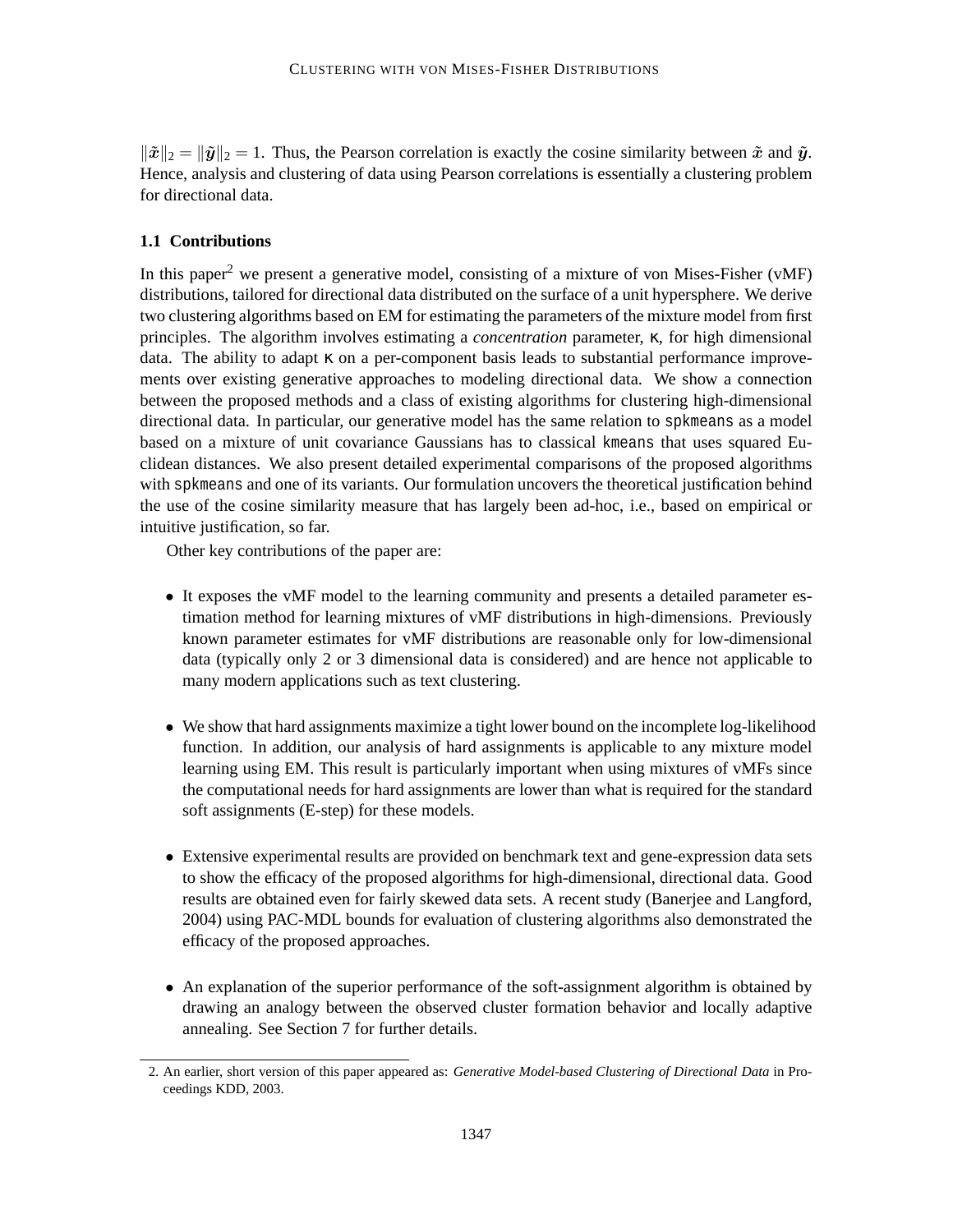$\|\tilde{\boldsymbol{x}}\|_2 = \|\tilde{\boldsymbol{y}}\|_2 = 1$. Thus, the Pearson correlation is exactly the cosine similarity between $\tilde{\boldsymbol{x}}$ and $\tilde{\boldsymbol{y}}$. Hence, analysis and clustering of data using Pearson correlations is essentially a clustering problem for directional data.

### 1.1 Contributions

In this paper[2] we present a generative model, consisting of a mixture of von Mises-Fisher (vMF) distributions, tailored for directional data distributed on the surface of a unit hypersphere. We derive two clustering algorithms based on EM for estimating the parameters of the mixture model from first principles. The algorithm involves estimating a *concentration* parameter, $\kappa$, for high dimensional data. The ability to adapt $\kappa$ on a per-component basis leads to substantial performance improvements over existing generative approaches to modeling directional data. We show a connection between the proposed methods and a class of existing algorithms for clustering high-dimensional directional data. In particular, our generative model has the same relation to `spkmeans` as a model based on a mixture of unit covariance Gaussians has to classical `kmeans` that uses squared Euclidean distances. We also present detailed experimental comparisons of the proposed algorithms with `spkmeans` and one of its variants. Our formulation uncovers the theoretical justification behind the use of the cosine similarity measure that has largely been ad-hoc, i.e., based on empirical or intuitive justification, so far.

Other key contributions of the paper are:

- It exposes the vMF model to the learning community and presents a detailed parameter estimation method for learning mixtures of vMF distributions in high-dimensions. Previously known parameter estimates for vMF distributions are reasonable only for low-dimensional data (typically only 2 or 3 dimensional data is considered) and are hence not applicable to many modern applications such as text clustering.

- We show that hard assignments maximize a tight lower bound on the incomplete log-likelihood function. In addition, our analysis of hard assignments is applicable to any mixture model learning using EM. This result is particularly important when using mixtures of vMFs since the computational needs for hard assignments are lower than what is required for the standard soft assignments (E-step) for these models.

- Extensive experimental results are provided on benchmark text and gene-expression data sets to show the efficacy of the proposed algorithms for high-dimensional, directional data. Good results are obtained even for fairly skewed data sets. A recent study (Banerjee and Langford, 2004) using PAC-MDL bounds for evaluation of clustering algorithms also demonstrated the efficacy of the proposed approaches.

- An explanation of the superior performance of the soft-assignment algorithm is obtained by drawing an analogy between the observed cluster formation behavior and locally adaptive annealing. See Section 7 for further details.

2. An earlier, short version of this paper appeared as: *Generative Model-based Clustering of Directional Data* in Proceedings KDD, 2003.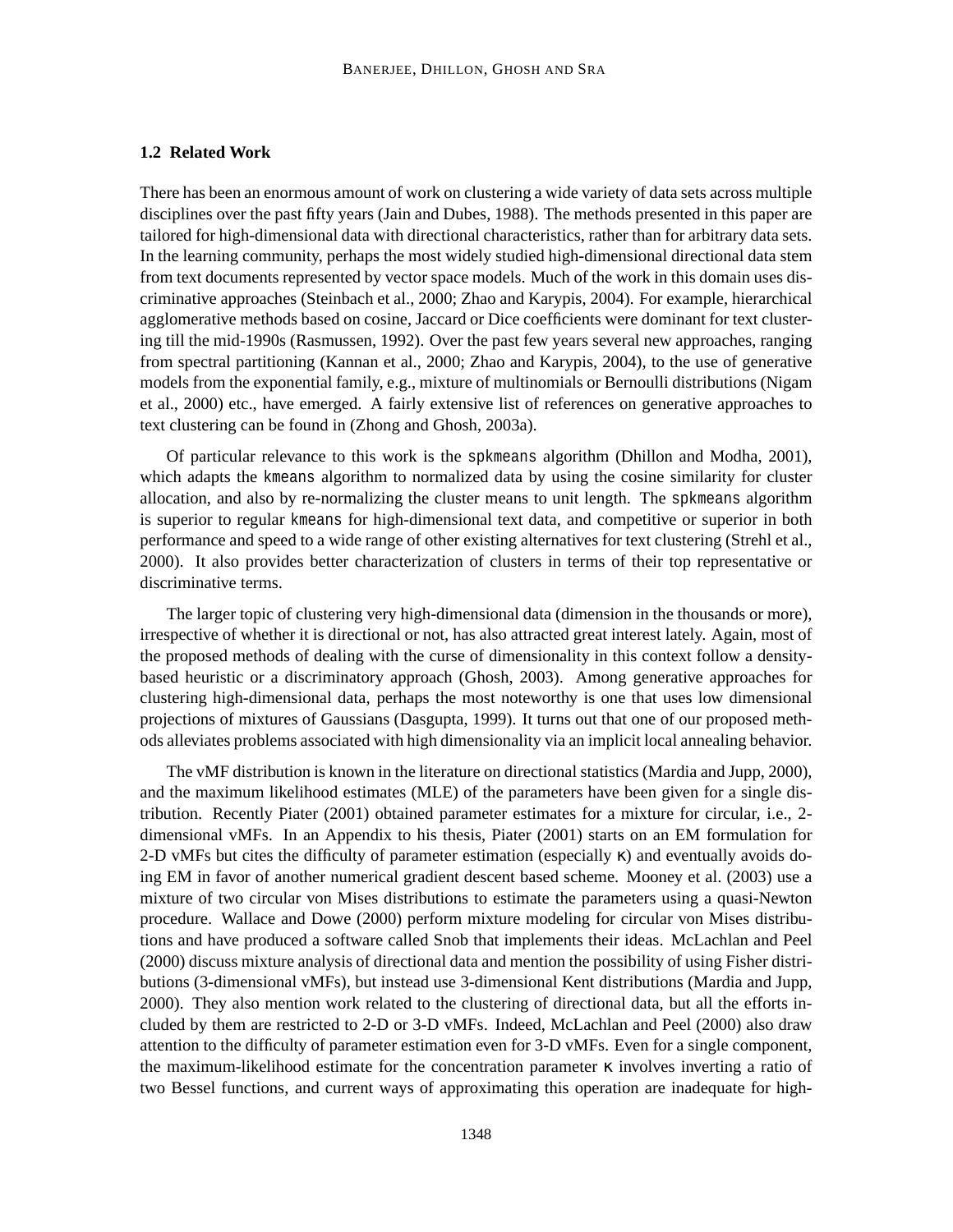### 1.2 Related Work

There has been an enormous amount of work on clustering a wide variety of data sets across multiple disciplines over the past fifty years (Jain and Dubes, 1988). The methods presented in this paper are tailored for high-dimensional data with directional characteristics, rather than for arbitrary data sets. In the learning community, perhaps the most widely studied high-dimensional directional data stem from text documents represented by vector space models. Much of the work in this domain uses discriminative approaches (Steinbach et al., 2000; Zhao and Karypis, 2004). For example, hierarchical agglomerative methods based on cosine, Jaccard or Dice coefficients were dominant for text clustering till the mid-1990s (Rasmussen, 1992). Over the past few years several new approaches, ranging from spectral partitioning (Kannan et al., 2000; Zhao and Karypis, 2004), to the use of generative models from the exponential family, e.g., mixture of multinomials or Bernoulli distributions (Nigam et al., 2000) etc., have emerged. A fairly extensive list of references on generative approaches to text clustering can be found in (Zhong and Ghosh, 2003a).

Of particular relevance to this work is the `spkmeans` algorithm (Dhillon and Modha, 2001), which adapts the `kmeans` algorithm to normalized data by using the cosine similarity for cluster allocation, and also by re-normalizing the cluster means to unit length. The `spkmeans` algorithm is superior to regular `kmeans` for high-dimensional text data, and competitive or superior in both performance and speed to a wide range of other existing alternatives for text clustering (Strehl et al., 2000). It also provides better characterization of clusters in terms of their top representative or discriminative terms.

The larger topic of clustering very high-dimensional data (dimension in the thousands or more), irrespective of whether it is directional or not, has also attracted great interest lately. Again, most of the proposed methods of dealing with the curse of dimensionality in this context follow a density-based heuristic or a discriminatory approach (Ghosh, 2003). Among generative approaches for clustering high-dimensional data, perhaps the most noteworthy is one that uses low dimensional projections of mixtures of Gaussians (Dasgupta, 1999). It turns out that one of our proposed methods alleviates problems associated with high dimensionality via an implicit local annealing behavior.

The vMF distribution is known in the literature on directional statistics (Mardia and Jupp, 2000), and the maximum likelihood estimates (MLE) of the parameters have been given for a single distribution. Recently Piater (2001) obtained parameter estimates for a mixture for circular, i.e., 2-dimensional vMFs. In an Appendix to his thesis, Piater (2001) starts on an EM formulation for 2-D vMFs but cites the difficulty of parameter estimation (especially $\kappa$) and eventually avoids doing EM in favor of another numerical gradient descent based scheme. Mooney et al. (2003) use a mixture of two circular von Mises distributions to estimate the parameters using a quasi-Newton procedure. Wallace and Dowe (2000) perform mixture modeling for circular von Mises distributions and have produced a software called Snob that implements their ideas. McLachlan and Peel (2000) discuss mixture analysis of directional data and mention the possibility of using Fisher distributions (3-dimensional vMFs), but instead use 3-dimensional Kent distributions (Mardia and Jupp, 2000). They also mention work related to the clustering of directional data, but all the efforts included by them are restricted to 2-D or 3-D vMFs. Indeed, McLachlan and Peel (2000) also draw attention to the difficulty of parameter estimation even for 3-D vMFs. Even for a single component, the maximum-likelihood estimate for the concentration parameter $\kappa$ involves inverting a ratio of two Bessel functions, and current ways of approximating this operation are inadequate for high-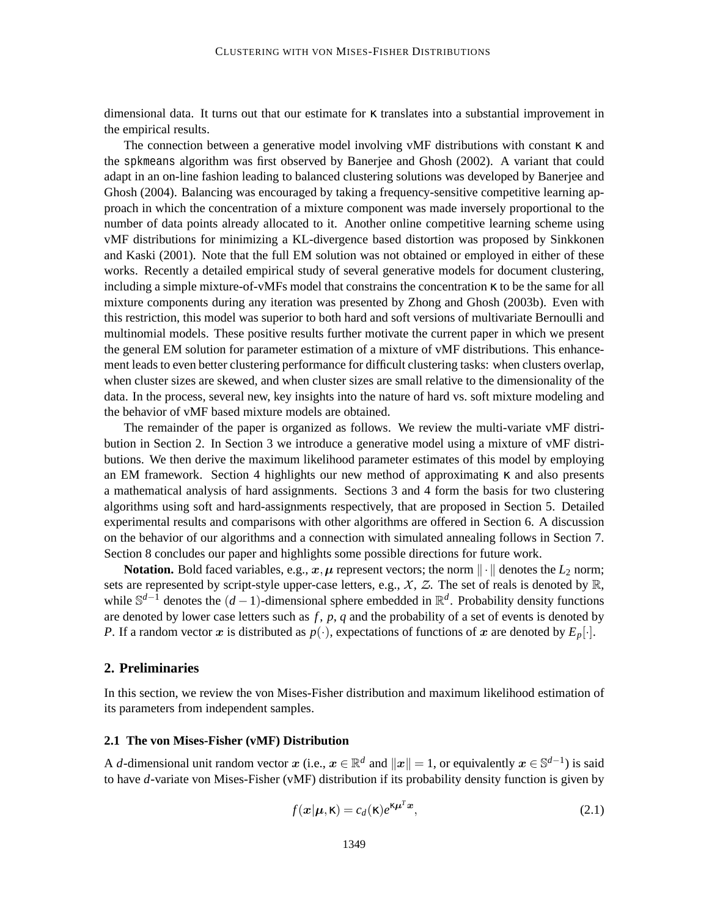dimensional data. It turns out that our estimate for $\kappa$ translates into a substantial improvement in the empirical results.

The connection between a generative model involving vMF distributions with constant $\kappa$ and the spkmeans algorithm was first observed by Banerjee and Ghosh (2002). A variant that could adapt in an on-line fashion leading to balanced clustering solutions was developed by Banerjee and Ghosh (2004). Balancing was encouraged by taking a frequency-sensitive competitive learning approach in which the concentration of a mixture component was made inversely proportional to the number of data points already allocated to it. Another online competitive learning scheme using vMF distributions for minimizing a KL-divergence based distortion was proposed by Sinkkonen and Kaski (2001). Note that the full EM solution was not obtained or employed in either of these works. Recently a detailed empirical study of several generative models for document clustering, including a simple mixture-of-vMFs model that constrains the concentration $\kappa$ to be the same for all mixture components during any iteration was presented by Zhong and Ghosh (2003b). Even with this restriction, this model was superior to both hard and soft versions of multivariate Bernoulli and multinomial models. These positive results further motivate the current paper in which we present the general EM solution for parameter estimation of a mixture of vMF distributions. This enhancement leads to even better clustering performance for difficult clustering tasks: when clusters overlap, when cluster sizes are skewed, and when cluster sizes are small relative to the dimensionality of the data. In the process, several new, key insights into the nature of hard vs. soft mixture modeling and the behavior of vMF based mixture models are obtained.

The remainder of the paper is organized as follows. We review the multi-variate vMF distribution in Section 2. In Section 3 we introduce a generative model using a mixture of vMF distributions. We then derive the maximum likelihood parameter estimates of this model by employing an EM framework. Section 4 highlights our new method of approximating $\kappa$ and also presents a mathematical analysis of hard assignments. Sections 3 and 4 form the basis for two clustering algorithms using soft and hard-assignments respectively, that are proposed in Section 5. Detailed experimental results and comparisons with other algorithms are offered in Section 6. A discussion on the behavior of our algorithms and a connection with simulated annealing follows in Section 7. Section 8 concludes our paper and highlights some possible directions for future work.

**Notation.** Bold faced variables, e.g., $\boldsymbol{x}, \boldsymbol{\mu}$ represent vectors; the norm $\|\cdot\|$ denotes the $L_2$ norm; sets are represented by script-style upper-case letters, e.g., $\mathcal{X}$, $\mathcal{Z}$. The set of reals is denoted by $\mathbb{R}$, while $\mathbb{S}^{d-1}$ denotes the $(d-1)$-dimensional sphere embedded in $\mathbb{R}^d$. Probability density functions are denoted by lower case letters such as $f$, $p$, $q$ and the probability of a set of events is denoted by $P$. If a random vector $\boldsymbol{x}$ is distributed as $p(\cdot)$, expectations of functions of $\boldsymbol{x}$ are denoted by $E_p[\cdot]$.

## 2. Preliminaries

In this section, we review the von Mises-Fisher distribution and maximum likelihood estimation of its parameters from independent samples.

### 2.1 The von Mises-Fisher (vMF) Distribution

A $d$-dimensional unit random vector $\boldsymbol{x}$ (i.e., $\boldsymbol{x} \in \mathbb{R}^d$ and $\|\boldsymbol{x}\| = 1$, or equivalently $\boldsymbol{x} \in \mathbb{S}^{d-1}$) is said to have $d$-variate von Mises-Fisher (vMF) distribution if its probability density function is given by

$$f(\boldsymbol{x}|\boldsymbol{\mu}, \kappa) = c_d(\kappa) e^{\kappa \boldsymbol{\mu}^T \boldsymbol{x}}, \tag{2.1}$$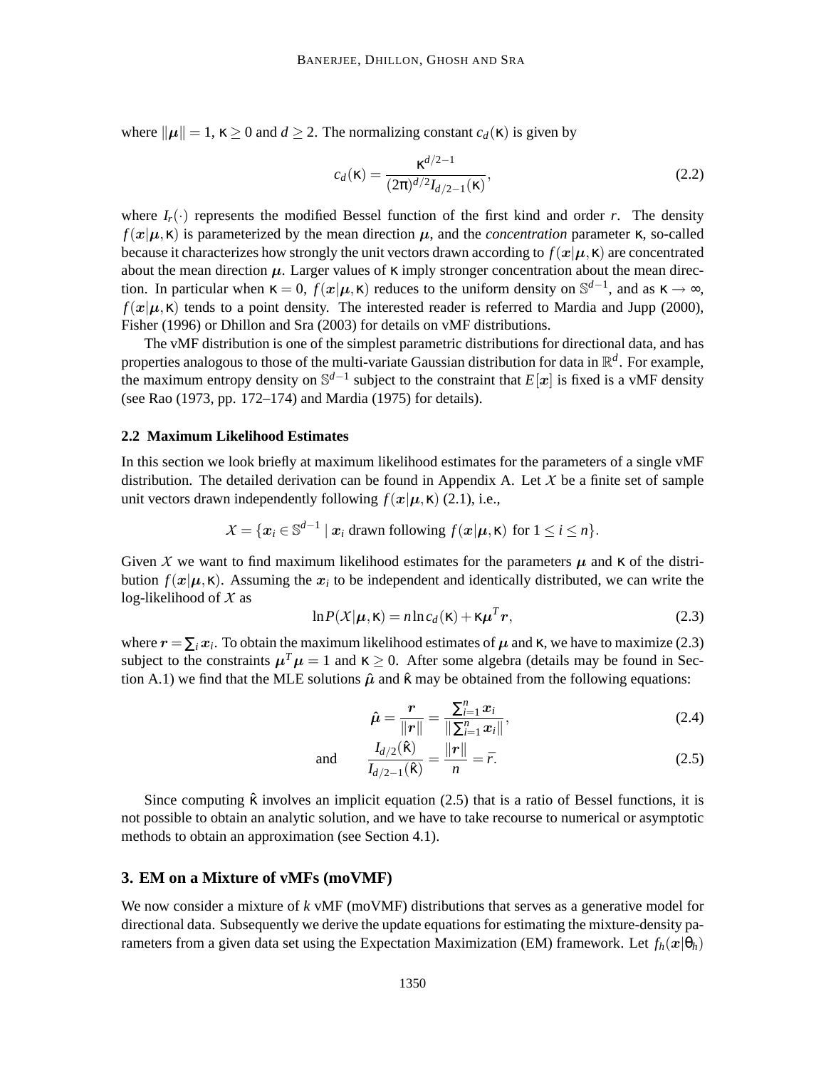where $\|\boldsymbol{\mu}\| = 1$, $\kappa \geq 0$ and $d \geq 2$. The normalizing constant $c_d(\kappa)$ is given by

$$c_d(\kappa) = \frac{\kappa^{d/2-1}}{(2\pi)^{d/2} I_{d/2-1}(\kappa)}, \tag{2.2}$$

where $I_r(\cdot)$ represents the modified Bessel function of the first kind and order $r$. The density $f(\boldsymbol{x}|\boldsymbol{\mu},\kappa)$ is parameterized by the mean direction $\boldsymbol{\mu}$, and the *concentration* parameter $\kappa$, so-called because it characterizes how strongly the unit vectors drawn according to $f(\boldsymbol{x}|\boldsymbol{\mu},\kappa)$ are concentrated about the mean direction $\boldsymbol{\mu}$. Larger values of $\kappa$ imply stronger concentration about the mean direction. In particular when $\kappa = 0$, $f(\boldsymbol{x}|\boldsymbol{\mu},\kappa)$ reduces to the uniform density on $\mathbb{S}^{d-1}$, and as $\kappa \to \infty$, $f(\boldsymbol{x}|\boldsymbol{\mu},\kappa)$ tends to a point density. The interested reader is referred to Mardia and Jupp (2000), Fisher (1996) or Dhillon and Sra (2003) for details on vMF distributions.

The vMF distribution is one of the simplest parametric distributions for directional data, and has properties analogous to those of the multi-variate Gaussian distribution for data in $\mathbb{R}^d$. For example, the maximum entropy density on $\mathbb{S}^{d-1}$ subject to the constraint that $E[\boldsymbol{x}]$ is fixed is a vMF density (see Rao (1973, pp. 172–174) and Mardia (1975) for details).

### 2.2 Maximum Likelihood Estimates

In this section we look briefly at maximum likelihood estimates for the parameters of a single vMF distribution. The detailed derivation can be found in Appendix A. Let $\mathcal{X}$ be a finite set of sample unit vectors drawn independently following $f(\boldsymbol{x}|\boldsymbol{\mu},\kappa)$ (2.1), i.e.,

$$\mathcal{X} = \{\boldsymbol{x}_i \in \mathbb{S}^{d-1} \mid \boldsymbol{x}_i \text{ drawn following } f(\boldsymbol{x}|\boldsymbol{\mu},\kappa) \text{ for } 1 \leq i \leq n\}.$$

Given $\mathcal{X}$ we want to find maximum likelihood estimates for the parameters $\boldsymbol{\mu}$ and $\kappa$ of the distribution $f(\boldsymbol{x}|\boldsymbol{\mu},\kappa)$. Assuming the $\boldsymbol{x}_i$ to be independent and identically distributed, we can write the log-likelihood of $\mathcal{X}$ as

$$\ln P(\mathcal{X}|\boldsymbol{\mu},\kappa) = n \ln c_d(\kappa) + \kappa \boldsymbol{\mu}^T \boldsymbol{r}, \tag{2.3}$$

where $\boldsymbol{r} = \sum_i \boldsymbol{x}_i$. To obtain the maximum likelihood estimates of $\boldsymbol{\mu}$ and $\kappa$, we have to maximize (2.3) subject to the constraints $\boldsymbol{\mu}^T\boldsymbol{\mu} = 1$ and $\kappa \geq 0$. After some algebra (details may be found in Section A.1) we find that the MLE solutions $\hat{\boldsymbol{\mu}}$ and $\hat{\kappa}$ may be obtained from the following equations:

$$\hat{\boldsymbol{\mu}} = \frac{\boldsymbol{r}}{\|\boldsymbol{r}\|} = \frac{\sum_{i=1}^n \boldsymbol{x}_i}{\|\sum_{i=1}^n \boldsymbol{x}_i\|}, \tag{2.4}$$

$$\text{and} \qquad \frac{I_{d/2}(\hat{\kappa})}{I_{d/2-1}(\hat{\kappa})} = \frac{\|\boldsymbol{r}\|}{n} = \bar{r}. \tag{2.5}$$

Since computing $\hat{\kappa}$ involves an implicit equation (2.5) that is a ratio of Bessel functions, it is not possible to obtain an analytic solution, and we have to take recourse to numerical or asymptotic methods to obtain an approximation (see Section 4.1).

## 3. EM on a Mixture of vMFs (moVMF)

We now consider a mixture of $k$ vMF (moVMF) distributions that serves as a generative model for directional data. Subsequently we derive the update equations for estimating the mixture-density parameters from a given data set using the Expectation Maximization (EM) framework. Let $f_h(\boldsymbol{x}|\theta_h)$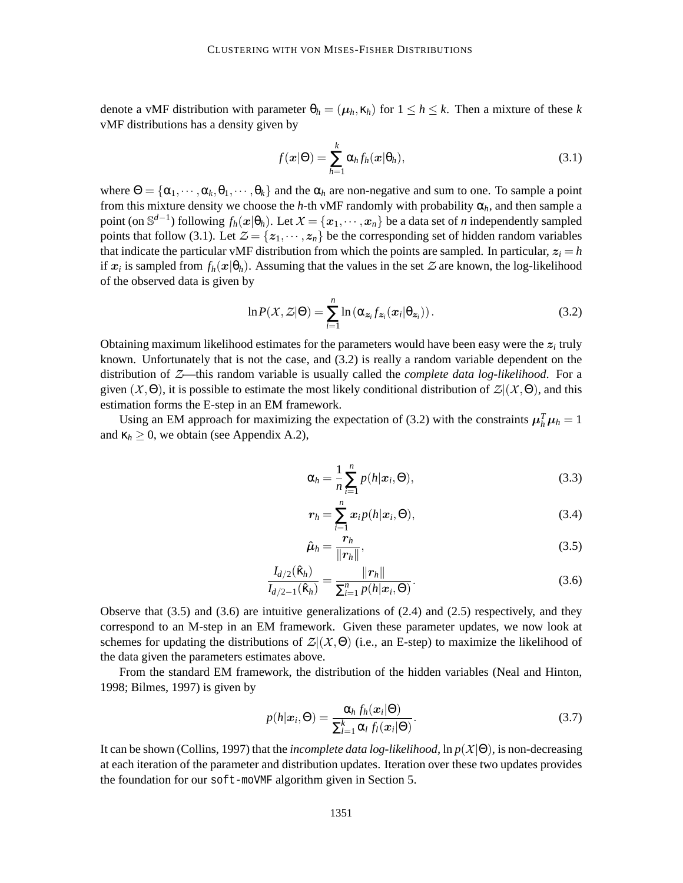denote a vMF distribution with parameter $\theta_h = (\boldsymbol{\mu}_h, \kappa_h)$ for $1 \leq h \leq k$. Then a mixture of these $k$ vMF distributions has a density given by

$$f(\boldsymbol{x}|\Theta) = \sum_{h=1}^{k} \alpha_h f_h(\boldsymbol{x}|\theta_h), \tag{3.1}$$

where $\Theta = \{\alpha_1, \cdots, \alpha_k, \theta_1, \cdots, \theta_k\}$ and the $\alpha_h$ are non-negative and sum to one. To sample a point from this mixture density we choose the $h$-th vMF randomly with probability $\alpha_h$, and then sample a point (on $\mathbb{S}^{d-1}$) following $f_h(\boldsymbol{x}|\theta_h)$. Let $\mathcal{X} = \{\boldsymbol{x}_1, \cdots, \boldsymbol{x}_n\}$ be a data set of $n$ independently sampled points that follow (3.1). Let $\mathcal{Z} = \{\boldsymbol{z}_1, \cdots, \boldsymbol{z}_n\}$ be the corresponding set of hidden random variables that indicate the particular vMF distribution from which the points are sampled. In particular, $\boldsymbol{z}_i = h$ if $\boldsymbol{x}_i$ is sampled from $f_h(\boldsymbol{x}|\theta_h)$. Assuming that the values in the set $\mathcal{Z}$ are known, the log-likelihood of the observed data is given by

$$\ln P(\mathcal{X}, \mathcal{Z}|\Theta) = \sum_{i=1}^{n} \ln\left(\alpha_{\boldsymbol{z}_i} f_{\boldsymbol{z}_i}(\boldsymbol{x}_i|\theta_{\boldsymbol{z}_i})\right). \tag{3.2}$$

Obtaining maximum likelihood estimates for the parameters would have been easy were the $\boldsymbol{z}_i$ truly known. Unfortunately that is not the case, and (3.2) is really a random variable dependent on the distribution of $\mathcal{Z}$—this random variable is usually called the *complete data log-likelihood*. For a given $(\mathcal{X}, \Theta)$, it is possible to estimate the most likely conditional distribution of $\mathcal{Z}|(\mathcal{X}, \Theta)$, and this estimation forms the E-step in an EM framework.

Using an EM approach for maximizing the expectation of (3.2) with the constraints $\boldsymbol{\mu}_h^T \boldsymbol{\mu}_h = 1$ and $\kappa_h \geq 0$, we obtain (see Appendix A.2),

$$\alpha_h = \frac{1}{n} \sum_{i=1}^{n} p(h|\boldsymbol{x}_i, \Theta), \tag{3.3}$$

$$\boldsymbol{r}_h = \sum_{i=1}^{n} \boldsymbol{x}_i p(h|\boldsymbol{x}_i, \Theta), \tag{3.4}$$

$$\hat{\boldsymbol{\mu}}_h = \frac{\boldsymbol{r}_h}{\|\boldsymbol{r}_h\|}, \tag{3.5}$$

$$\frac{I_{d/2}(\hat{\kappa}_h)}{I_{d/2-1}(\hat{\kappa}_h)} = \frac{\|\boldsymbol{r}_h\|}{\sum_{i=1}^{n} p(h|\boldsymbol{x}_i, \Theta)}. \tag{3.6}$$

Observe that (3.5) and (3.6) are intuitive generalizations of (2.4) and (2.5) respectively, and they correspond to an M-step in an EM framework. Given these parameter updates, we now look at schemes for updating the distributions of $\mathcal{Z}|(\mathcal{X}, \Theta)$ (i.e., an E-step) to maximize the likelihood of the data given the parameters estimates above.

From the standard EM framework, the distribution of the hidden variables (Neal and Hinton, 1998; Bilmes, 1997) is given by

$$p(h|\boldsymbol{x}_i, \Theta) = \frac{\alpha_h f_h(\boldsymbol{x}_i|\Theta)}{\sum_{l=1}^{k} \alpha_l f_l(\boldsymbol{x}_i|\Theta)}. \tag{3.7}$$

It can be shown (Collins, 1997) that the *incomplete data log-likelihood*, $\ln p(\mathcal{X}|\Theta)$, is non-decreasing at each iteration of the parameter and distribution updates. Iteration over these two updates provides the foundation for our `soft-moVMF` algorithm given in Section 5.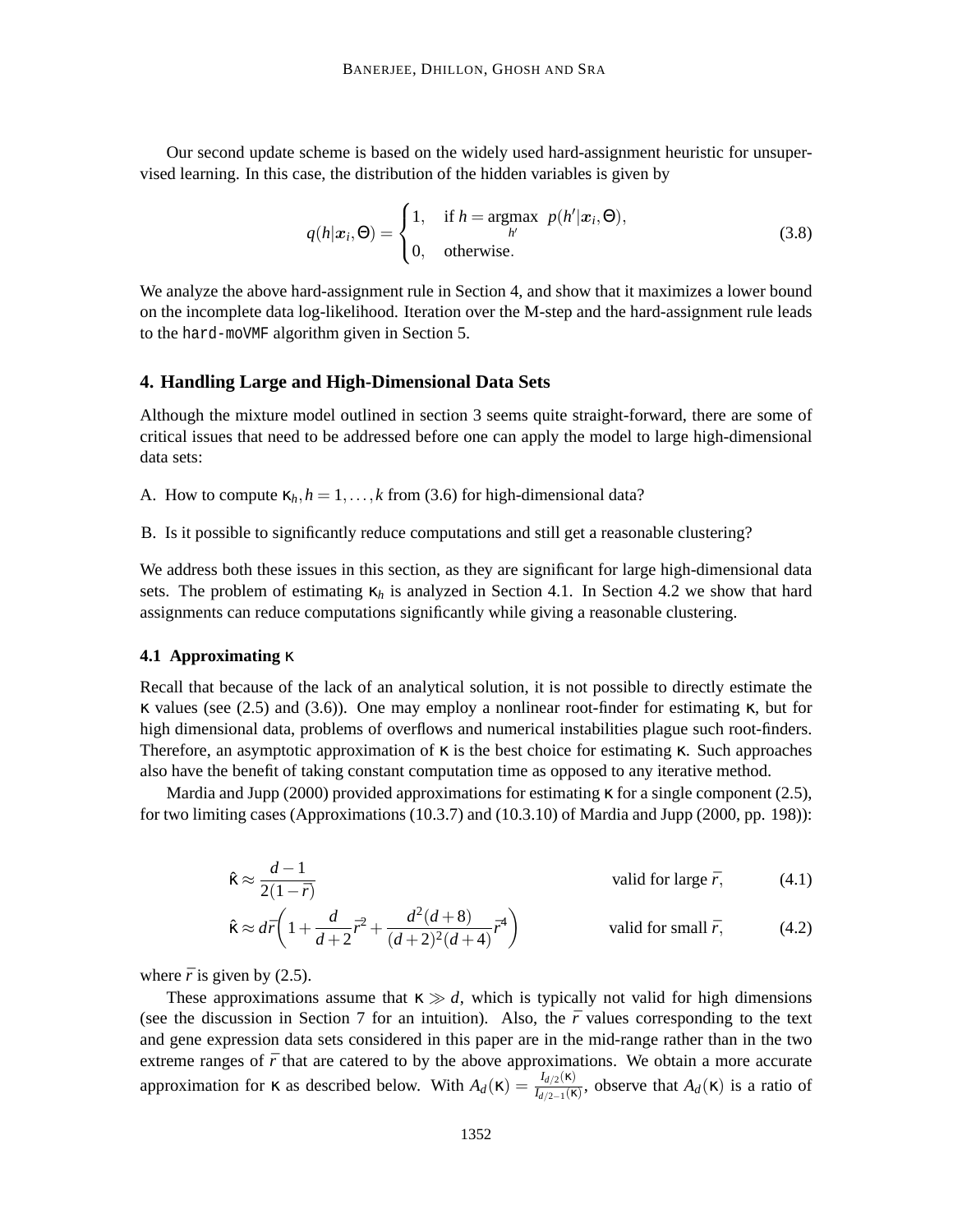Our second update scheme is based on the widely used hard-assignment heuristic for unsupervised learning. In this case, the distribution of the hidden variables is given by

$$q(h|\boldsymbol{x}_i,\Theta) = \begin{cases} 1, & \text{if } h = \underset{h'}{\text{argmax}}\ p(h'|\boldsymbol{x}_i,\Theta), \\ 0, & \text{otherwise}. \end{cases} \tag{3.8}$$

We analyze the above hard-assignment rule in Section 4, and show that it maximizes a lower bound on the incomplete data log-likelihood. Iteration over the M-step and the hard-assignment rule leads to the `hard-moVMF` algorithm given in Section 5.

## 4. Handling Large and High-Dimensional Data Sets

Although the mixture model outlined in section 3 seems quite straight-forward, there are some of critical issues that need to be addressed before one can apply the model to large high-dimensional data sets:

A. How to compute $\kappa_h, h = 1, \ldots, k$ from (3.6) for high-dimensional data?

B. Is it possible to significantly reduce computations and still get a reasonable clustering?

We address both these issues in this section, as they are significant for large high-dimensional data sets. The problem of estimating $\kappa_h$ is analyzed in Section 4.1. In Section 4.2 we show that hard assignments can reduce computations significantly while giving a reasonable clustering.

### 4.1 Approximating $\kappa$

Recall that because of the lack of an analytical solution, it is not possible to directly estimate the $\kappa$ values (see (2.5) and (3.6)). One may employ a nonlinear root-finder for estimating $\kappa$, but for high dimensional data, problems of overflows and numerical instabilities plague such root-finders. Therefore, an asymptotic approximation of $\kappa$ is the best choice for estimating $\kappa$. Such approaches also have the benefit of taking constant computation time as opposed to any iterative method.

Mardia and Jupp (2000) provided approximations for estimating $\kappa$ for a single component (2.5), for two limiting cases (Approximations (10.3.7) and (10.3.10) of Mardia and Jupp (2000, pp. 198)):

$$\hat{\kappa} \approx \frac{d-1}{2(1-\bar{r})} \qquad \text{valid for large } \bar{r}, \tag{4.1}$$

$$\hat{\kappa} \approx d\bar{r}\left(1 + \frac{d}{d+2}\bar{r}^2 + \frac{d^2(d+8)}{(d+2)^2(d+4)}\bar{r}^4\right) \qquad \text{valid for small } \bar{r}, \tag{4.2}$$

where $\bar{r}$ is given by (2.5).

These approximations assume that $\kappa \gg d$, which is typically not valid for high dimensions (see the discussion in Section 7 for an intuition). Also, the $\bar{r}$ values corresponding to the text and gene expression data sets considered in this paper are in the mid-range rather than in the two extreme ranges of $\bar{r}$ that are catered to by the above approximations. We obtain a more accurate approximation for $\kappa$ as described below. With $A_d(\kappa) = \frac{I_{d/2}(\kappa)}{I_{d/2-1}(\kappa)}$, observe that $A_d(\kappa)$ is a ratio of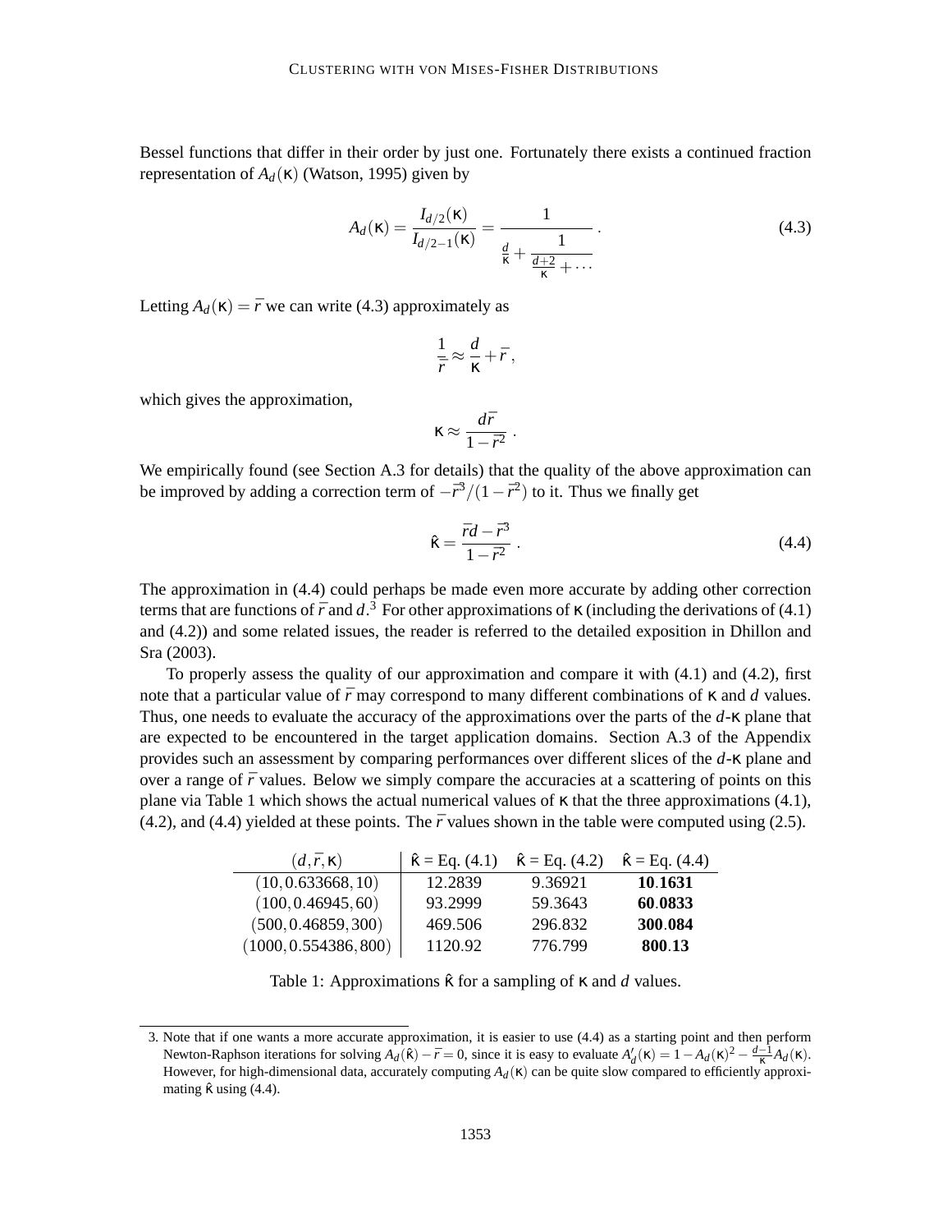Bessel functions that differ in their order by just one. Fortunately there exists a continued fraction representation of $A_d(\kappa)$ (Watson, 1995) given by

$$A_d(\kappa) = \frac{I_{d/2}(\kappa)}{I_{d/2-1}(\kappa)} = \cfrac{1}{\frac{d}{\kappa} + \cfrac{1}{\frac{d+2}{\kappa} + \cdots}} . \tag{4.3}$$

Letting $A_d(\kappa) = \bar{r}$ we can write (4.3) approximately as

$$\frac{1}{\bar{r}} \approx \frac{d}{\kappa} + \bar{r} ,$$

which gives the approximation,

$$\kappa \approx \frac{d\bar{r}}{1 - \bar{r}^2} .$$

We empirically found (see Section A.3 for details) that the quality of the above approximation can be improved by adding a correction term of $-\bar{r}^3/(1-\bar{r}^2)$ to it. Thus we finally get

$$\hat{\kappa} = \frac{\bar{r}d - \bar{r}^3}{1 - \bar{r}^2} . \tag{4.4}$$

The approximation in (4.4) could perhaps be made even more accurate by adding other correction terms that are functions of $\bar{r}$ and $d$.[3] For other approximations of $\kappa$ (including the derivations of (4.1) and (4.2)) and some related issues, the reader is referred to the detailed exposition in Dhillon and Sra (2003).

To properly assess the quality of our approximation and compare it with (4.1) and (4.2), first note that a particular value of $\bar{r}$ may correspond to many different combinations of $\kappa$ and $d$ values. Thus, one needs to evaluate the accuracy of the approximations over the parts of the $d$-$\kappa$ plane that are expected to be encountered in the target application domains. Section A.3 of the Appendix provides such an assessment by comparing performances over different slices of the $d$-$\kappa$ plane and over a range of $\bar{r}$ values. Below we simply compare the accuracies at a scattering of points on this plane via Table 1 which shows the actual numerical values of $\kappa$ that the three approximations (4.1), (4.2), and (4.4) yielded at these points. The $\bar{r}$ values shown in the table were computed using (2.5).

| $(d, \bar{r}, \kappa)$ | $\hat{\kappa}$ = Eq. (4.1) | $\hat{\kappa}$ = Eq. (4.2) | $\hat{\kappa}$ = Eq. (4.4) |
|---|---|---|---|
| $(10, 0.633668, 10)$ | 12.2839 | 9.36921 | **10.1631** |
| $(100, 0.46945, 60)$ | 93.2999 | 59.3643 | **60.0833** |
| $(500, 0.46859, 300)$ | 469.506 | 296.832 | **300.084** |
| $(1000, 0.554386, 800)$ | 1120.92 | 776.799 | **800.13** |

Table 1: Approximations $\hat{\kappa}$ for a sampling of $\kappa$ and $d$ values.

3. Note that if one wants a more accurate approximation, it is easier to use (4.4) as a starting point and then perform Newton-Raphson iterations for solving $A_d(\hat{\kappa}) - \bar{r} = 0$, since it is easy to evaluate $A_d'(\kappa) = 1 - A_d(\kappa)^2 - \frac{d-1}{\kappa}A_d(\kappa)$. However, for high-dimensional data, accurately computing $A_d(\kappa)$ can be quite slow compared to efficiently approximating $\hat{\kappa}$ using (4.4).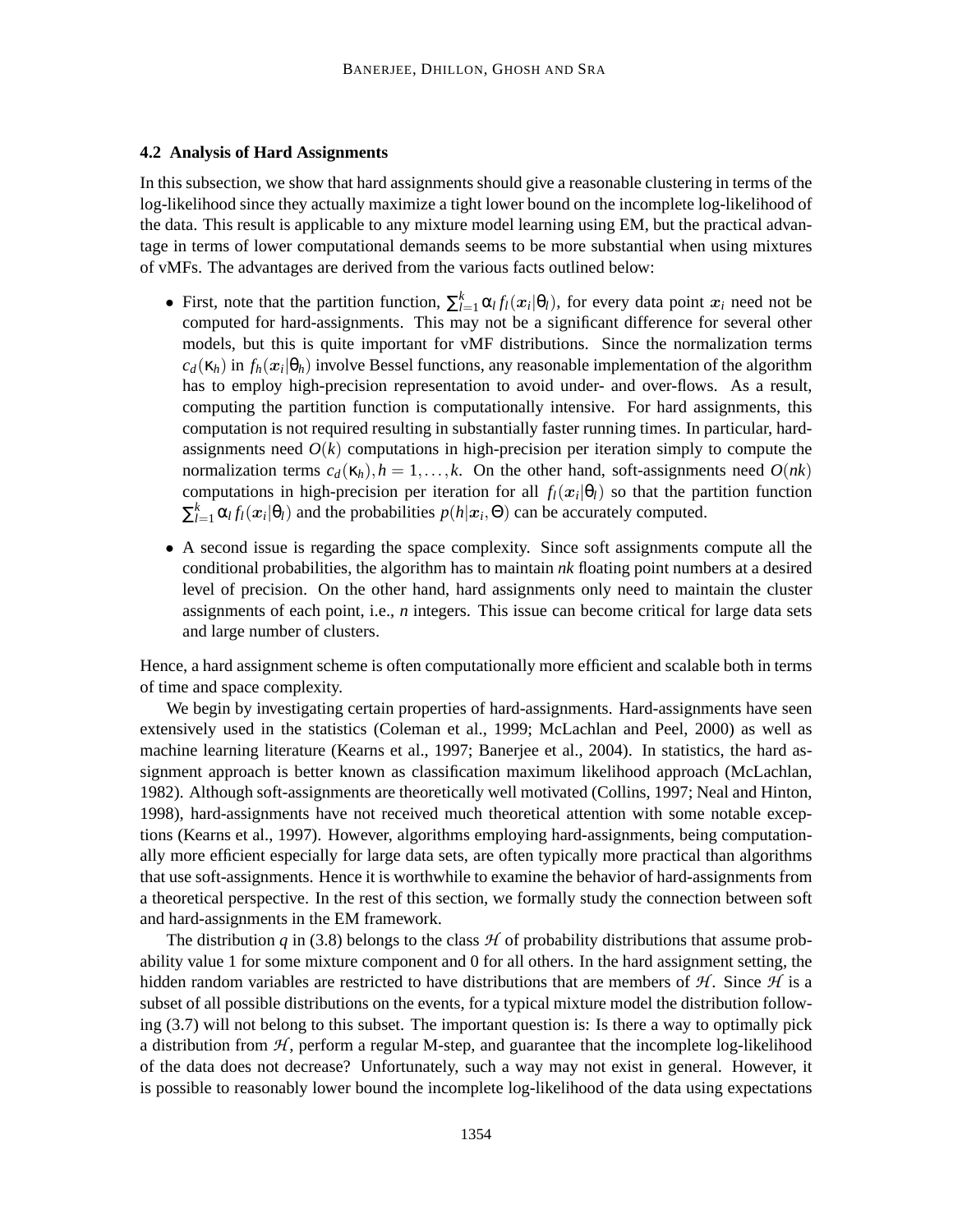### 4.2 Analysis of Hard Assignments

In this subsection, we show that hard assignments should give a reasonable clustering in terms of the log-likelihood since they actually maximize a tight lower bound on the incomplete log-likelihood of the data. This result is applicable to any mixture model learning using EM, but the practical advantage in terms of lower computational demands seems to be more substantial when using mixtures of vMFs. The advantages are derived from the various facts outlined below:

- First, note that the partition function, $\sum_{l=1}^{k} \alpha_l f_l(\boldsymbol{x}_i|\theta_l)$, for every data point $\boldsymbol{x}_i$ need not be computed for hard-assignments. This may not be a significant difference for several other models, but this is quite important for vMF distributions. Since the normalization terms $c_d(\kappa_h)$ in $f_h(\boldsymbol{x}_i|\theta_h)$ involve Bessel functions, any reasonable implementation of the algorithm has to employ high-precision representation to avoid under- and over-flows. As a result, computing the partition function is computationally intensive. For hard assignments, this computation is not required resulting in substantially faster running times. In particular, hard-assignments need $O(k)$ computations in high-precision per iteration simply to compute the normalization terms $c_d(\kappa_h), h = 1, \ldots, k$. On the other hand, soft-assignments need $O(nk)$ computations in high-precision per iteration for all $f_l(\boldsymbol{x}_i|\theta_l)$ so that the partition function $\sum_{l=1}^{k} \alpha_l f_l(\boldsymbol{x}_i|\theta_l)$ and the probabilities $p(h|\boldsymbol{x}_i, \Theta)$ can be accurately computed.
- A second issue is regarding the space complexity. Since soft assignments compute all the conditional probabilities, the algorithm has to maintain *nk* floating point numbers at a desired level of precision. On the other hand, hard assignments only need to maintain the cluster assignments of each point, i.e., *n* integers. This issue can become critical for large data sets and large number of clusters.

Hence, a hard assignment scheme is often computationally more efficient and scalable both in terms of time and space complexity.

We begin by investigating certain properties of hard-assignments. Hard-assignments have seen extensively used in the statistics (Coleman et al., 1999; McLachlan and Peel, 2000) as well as machine learning literature (Kearns et al., 1997; Banerjee et al., 2004). In statistics, the hard assignment approach is better known as classification maximum likelihood approach (McLachlan, 1982). Although soft-assignments are theoretically well motivated (Collins, 1997; Neal and Hinton, 1998), hard-assignments have not received much theoretical attention with some notable exceptions (Kearns et al., 1997). However, algorithms employing hard-assignments, being computationally more efficient especially for large data sets, are often typically more practical than algorithms that use soft-assignments. Hence it is worthwhile to examine the behavior of hard-assignments from a theoretical perspective. In the rest of this section, we formally study the connection between soft and hard-assignments in the EM framework.

The distribution $q$ in (3.8) belongs to the class $\mathcal{H}$ of probability distributions that assume probability value 1 for some mixture component and 0 for all others. In the hard assignment setting, the hidden random variables are restricted to have distributions that are members of $\mathcal{H}$. Since $\mathcal{H}$ is a subset of all possible distributions on the events, for a typical mixture model the distribution following (3.7) will not belong to this subset. The important question is: Is there a way to optimally pick a distribution from $\mathcal{H}$, perform a regular M-step, and guarantee that the incomplete log-likelihood of the data does not decrease? Unfortunately, such a way may not exist in general. However, it is possible to reasonably lower bound the incomplete log-likelihood of the data using expectations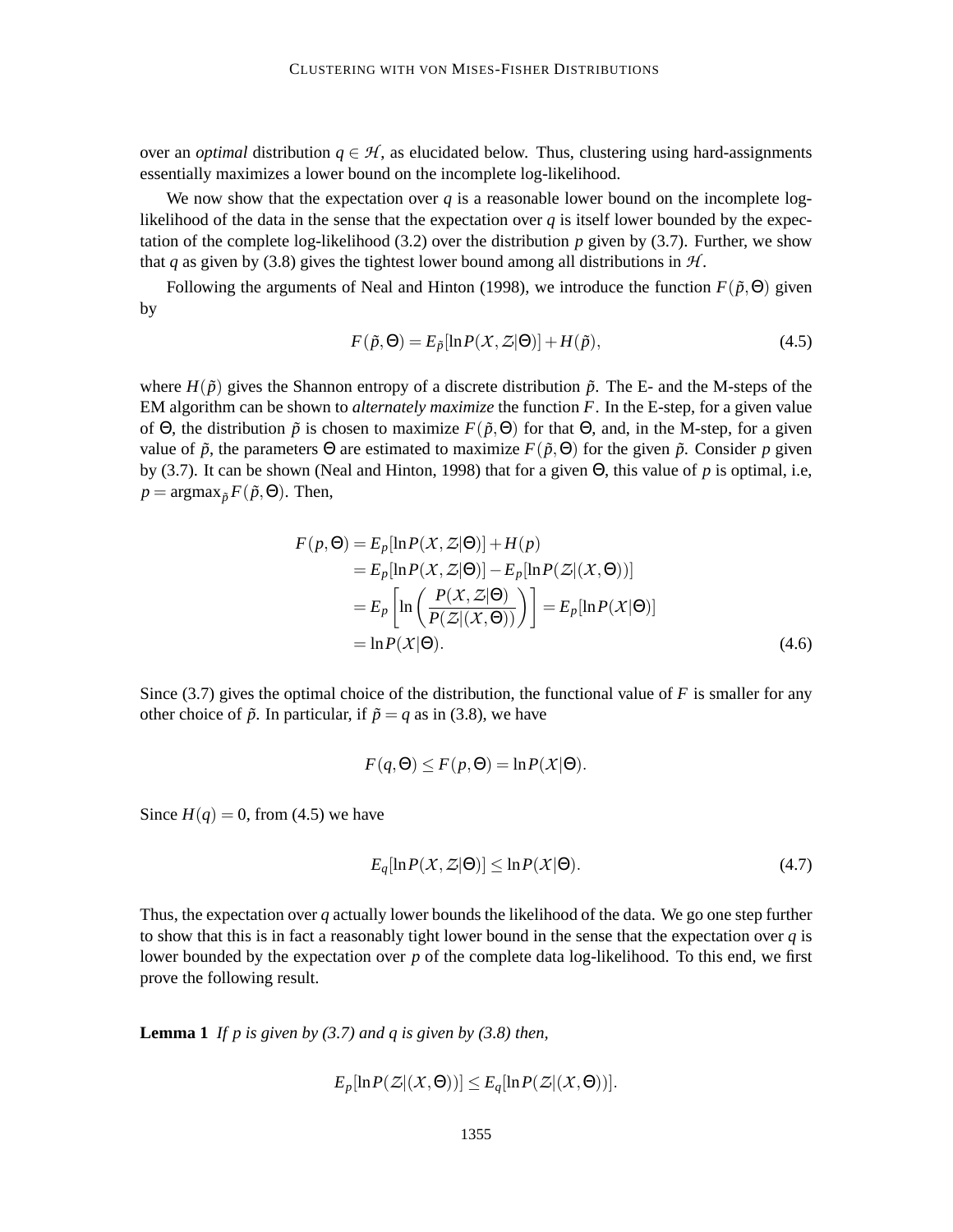over an *optimal* distribution $q \in \mathcal{H}$, as elucidated below. Thus, clustering using hard-assignments essentially maximizes a lower bound on the incomplete log-likelihood.

We now show that the expectation over $q$ is a reasonable lower bound on the incomplete log-likelihood of the data in the sense that the expectation over $q$ is itself lower bounded by the expectation of the complete log-likelihood (3.2) over the distribution $p$ given by (3.7). Further, we show that $q$ as given by (3.8) gives the tightest lower bound among all distributions in $\mathcal{H}$.

Following the arguments of Neal and Hinton (1998), we introduce the function $F(\tilde{p}, \Theta)$ given by

$$F(\tilde{p}, \Theta) = E_{\tilde{p}}[\ln P(\mathcal{X}, \mathcal{Z}|\Theta)] + H(\tilde{p}), \tag{4.5}$$

where $H(\tilde{p})$ gives the Shannon entropy of a discrete distribution $\tilde{p}$. The E- and the M-steps of the EM algorithm can be shown to *alternately maximize* the function $F$. In the E-step, for a given value of $\Theta$, the distribution $\tilde{p}$ is chosen to maximize $F(\tilde{p}, \Theta)$ for that $\Theta$, and, in the M-step, for a given value of $\tilde{p}$, the parameters $\Theta$ are estimated to maximize $F(\tilde{p}, \Theta)$ for the given $\tilde{p}$. Consider $p$ given by (3.7). It can be shown (Neal and Hinton, 1998) that for a given $\Theta$, this value of $p$ is optimal, i.e, $p = \text{argmax}_{\tilde{p}} F(\tilde{p}, \Theta)$. Then,

$$\begin{aligned}
F(p, \Theta) &= E_p[\ln P(\mathcal{X}, \mathcal{Z}|\Theta)] + H(p) \\
&= E_p[\ln P(\mathcal{X}, \mathcal{Z}|\Theta)] - E_p[\ln P(\mathcal{Z}|(\mathcal{X}, \Theta))] \\
&= E_p\left[\ln\left(\frac{P(\mathcal{X}, \mathcal{Z}|\Theta)}{P(\mathcal{Z}|(\mathcal{X}, \Theta))}\right)\right] = E_p[\ln P(\mathcal{X}|\Theta)] \\
&= \ln P(\mathcal{X}|\Theta).
\end{aligned} \tag{4.6}$$

Since (3.7) gives the optimal choice of the distribution, the functional value of $F$ is smaller for any other choice of $\tilde{p}$. In particular, if $\tilde{p} = q$ as in (3.8), we have

$$F(q, \Theta) \leq F(p, \Theta) = \ln P(\mathcal{X}|\Theta).$$

Since $H(q) = 0$, from (4.5) we have

$$E_q[\ln P(\mathcal{X}, \mathcal{Z}|\Theta)] \leq \ln P(\mathcal{X}|\Theta). \tag{4.7}$$

Thus, the expectation over $q$ actually lower bounds the likelihood of the data. We go one step further to show that this is in fact a reasonably tight lower bound in the sense that the expectation over $q$ is lower bounded by the expectation over $p$ of the complete data log-likelihood. To this end, we first prove the following result.

**Lemma 1** *If $p$ is given by (3.7) and $q$ is given by (3.8) then,*

$$E_p[\ln P(\mathcal{Z}|(\mathcal{X}, \Theta))] \leq E_q[\ln P(\mathcal{Z}|(\mathcal{X}, \Theta))].$$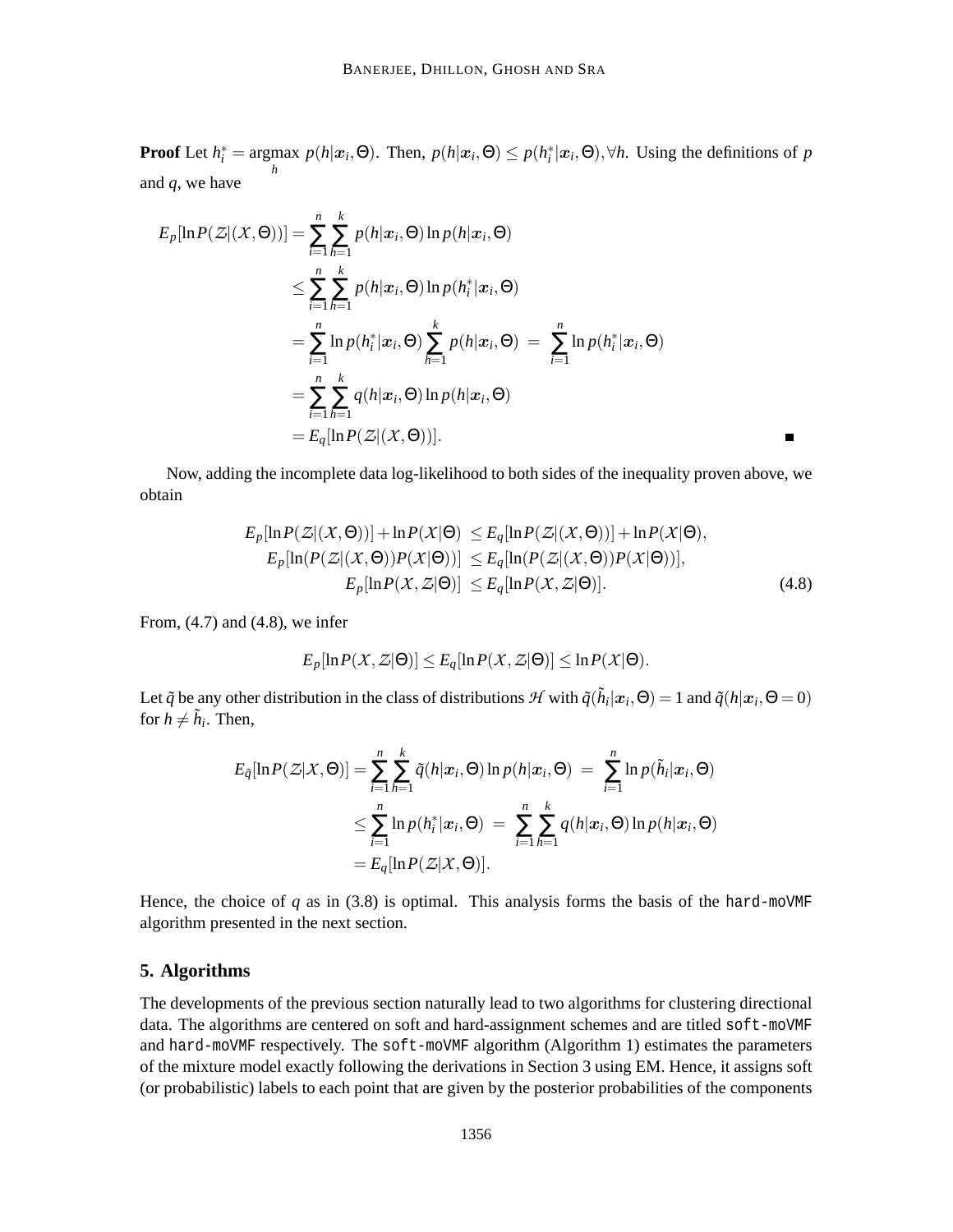**Proof** Let $h_i^* = \underset{h}{\operatorname{argmax}}\ p(h|\boldsymbol{x}_i,\Theta)$. Then, $p(h|\boldsymbol{x}_i,\Theta) \leq p(h_i^*|\boldsymbol{x}_i,\Theta), \forall h$. Using the definitions of $p$ and $q$, we have

$$
\begin{aligned}
E_p[\ln P(\mathcal{Z}|(\mathcal{X},\Theta))] &= \sum_{i=1}^{n}\sum_{h=1}^{k} p(h|\boldsymbol{x}_i,\Theta)\ln p(h|\boldsymbol{x}_i,\Theta) \\
&\leq \sum_{i=1}^{n}\sum_{h=1}^{k} p(h|\boldsymbol{x}_i,\Theta)\ln p(h_i^*|\boldsymbol{x}_i,\Theta) \\
&= \sum_{i=1}^{n} \ln p(h_i^*|\boldsymbol{x}_i,\Theta) \sum_{h=1}^{k} p(h|\boldsymbol{x}_i,\Theta) \ = \ \sum_{i=1}^{n} \ln p(h_i^*|\boldsymbol{x}_i,\Theta) \\
&= \sum_{i=1}^{n}\sum_{h=1}^{k} q(h|\boldsymbol{x}_i,\Theta)\ln p(h|\boldsymbol{x}_i,\Theta) \\
&= E_q[\ln P(\mathcal{Z}|(\mathcal{X},\Theta))].
\end{aligned}
$$

■

Now, adding the incomplete data log-likelihood to both sides of the inequality proven above, we obtain

$$
\begin{aligned}
E_p[\ln P(\mathcal{Z}|(\mathcal{X},\Theta))] + \ln P(\mathcal{X}|\Theta) &\leq E_q[\ln P(\mathcal{Z}|(\mathcal{X},\Theta))] + \ln P(\mathcal{X}|\Theta), \\
E_p[\ln(P(\mathcal{Z}|(\mathcal{X},\Theta))P(\mathcal{X}|\Theta))] &\leq E_q[\ln(P(\mathcal{Z}|(\mathcal{X},\Theta))P(\mathcal{X}|\Theta))], \\
E_p[\ln P(\mathcal{X},\mathcal{Z}|\Theta)] &\leq E_q[\ln P(\mathcal{X},\mathcal{Z}|\Theta)].
\end{aligned} \tag{4.8}
$$

From, (4.7) and (4.8), we infer

$$
E_p[\ln P(\mathcal{X},\mathcal{Z}|\Theta)] \leq E_q[\ln P(\mathcal{X},\mathcal{Z}|\Theta)] \leq \ln P(\mathcal{X}|\Theta).
$$

Let $\tilde{q}$ be any other distribution in the class of distributions $\mathcal{H}$ with $\tilde{q}(\tilde{h}_i|\boldsymbol{x}_i,\Theta) = 1$ and $\tilde{q}(h|\boldsymbol{x}_i,\Theta = 0)$ for $h \neq \tilde{h}_i$. Then,

$$
\begin{aligned}
E_{\tilde{q}}[\ln P(\mathcal{Z}|\mathcal{X},\Theta)] &= \sum_{i=1}^{n}\sum_{h=1}^{k} \tilde{q}(h|\boldsymbol{x}_i,\Theta)\ln p(h|\boldsymbol{x}_i,\Theta) \ = \ \sum_{i=1}^{n} \ln p(\tilde{h}_i|\boldsymbol{x}_i,\Theta) \\
&\leq \sum_{i=1}^{n} \ln p(h_i^*|\boldsymbol{x}_i,\Theta) \ = \ \sum_{i=1}^{n}\sum_{h=1}^{k} q(h|\boldsymbol{x}_i,\Theta)\ln p(h|\boldsymbol{x}_i,\Theta) \\
&= E_q[\ln P(\mathcal{Z}|\mathcal{X},\Theta)].
\end{aligned}
$$

Hence, the choice of $q$ as in (3.8) is optimal. This analysis forms the basis of the `hard-moVMF` algorithm presented in the next section.

## 5. Algorithms

The developments of the previous section naturally lead to two algorithms for clustering directional data. The algorithms are centered on soft and hard-assignment schemes and are titled `soft-moVMF` and `hard-moVMF` respectively. The `soft-moVMF` algorithm (Algorithm 1) estimates the parameters of the mixture model exactly following the derivations in Section 3 using EM. Hence, it assigns soft (or probabilistic) labels to each point that are given by the posterior probabilities of the components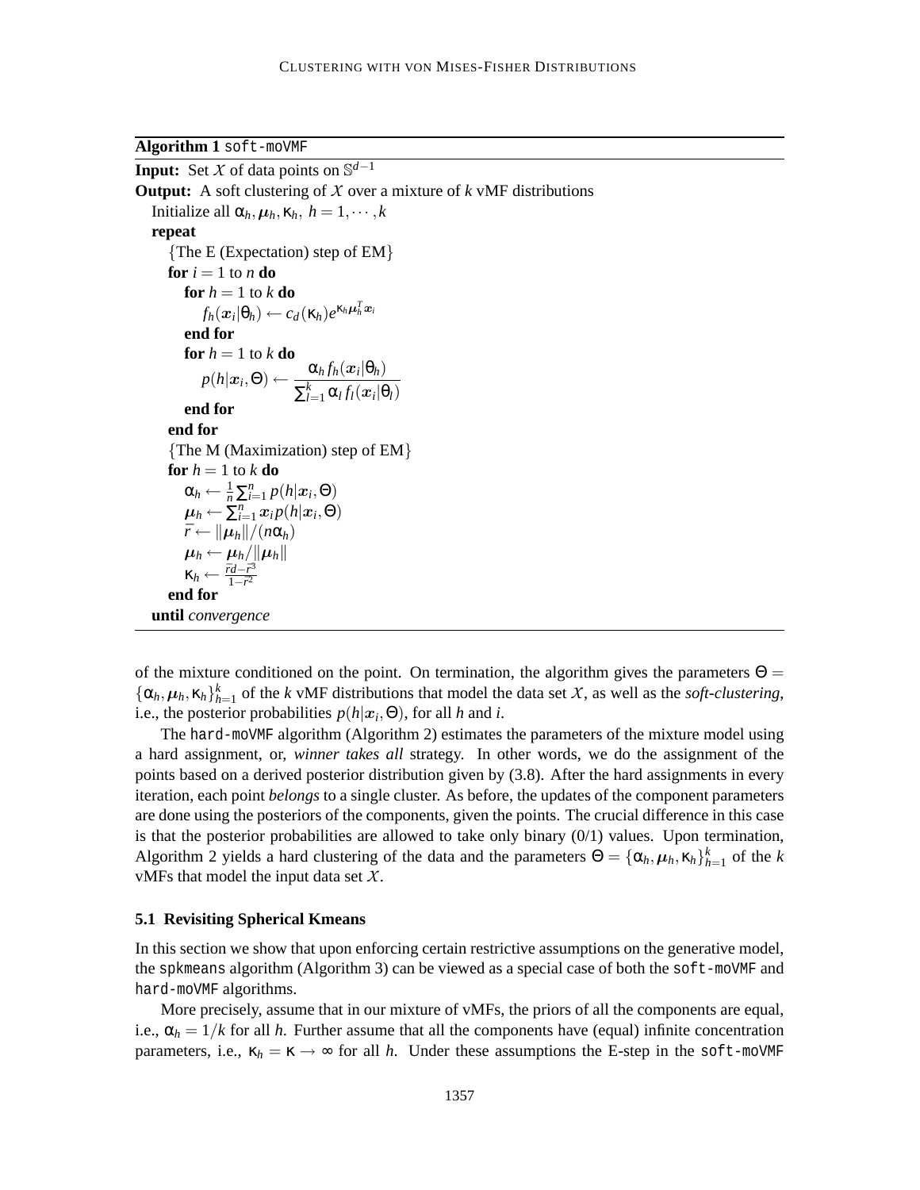**Algorithm 1** soft-moVMF

---

**Input:** Set $\mathcal{X}$ of data points on $\mathbb{S}^{d-1}$

**Output:** A soft clustering of $\mathcal{X}$ over a mixture of $k$ vMF distributions

```
Initialize all α_h, μ_h, κ_h, h = 1, ..., k
repeat
   {The E (Expectation) step of EM}
   for i = 1 to n do
      for h = 1 to k do
         f_h(x_i|θ_h) ← c_d(κ_h) e^{κ_h μ_h^T x_i}
      end for
      for h = 1 to k do
         p(h|x_i, Θ) ← α_h f_h(x_i|θ_h) / Σ_{l=1}^{k} α_l f_l(x_i|θ_l)
      end for
   end for
   {The M (Maximization) step of EM}
   for h = 1 to k do
      α_h ← (1/n) Σ_{i=1}^{n} p(h|x_i, Θ)
      μ_h ← Σ_{i=1}^{n} x_i p(h|x_i, Θ)
      r̄ ← ||μ_h|| / (n α_h)
      μ_h ← μ_h / ||μ_h||
      κ_h ← (r̄d − r̄^3) / (1 − r̄^2)
   end for
until convergence
```

Where, in mathematical notation:

$$f_h(\boldsymbol{x}_i|\theta_h) \leftarrow c_d(\kappa_h)e^{\kappa_h \boldsymbol{\mu}_h^T \boldsymbol{x}_i}$$

$$p(h|\boldsymbol{x}_i,\Theta) \leftarrow \frac{\alpha_h f_h(\boldsymbol{x}_i|\theta_h)}{\sum_{l=1}^{k}\alpha_l f_l(\boldsymbol{x}_i|\theta_l)}$$

$$\alpha_h \leftarrow \frac{1}{n}\sum_{i=1}^{n} p(h|\boldsymbol{x}_i,\Theta)$$

$$\boldsymbol{\mu}_h \leftarrow \sum_{i=1}^{n} \boldsymbol{x}_i p(h|\boldsymbol{x}_i,\Theta)$$

$$\bar{r} \leftarrow \|\boldsymbol{\mu}_h\|/(n\alpha_h)$$

$$\boldsymbol{\mu}_h \leftarrow \boldsymbol{\mu}_h/\|\boldsymbol{\mu}_h\|$$

$$\kappa_h \leftarrow \frac{\bar{r}d-\bar{r}^3}{1-\bar{r}^2}$$

---

of the mixture conditioned on the point. On termination, the algorithm gives the parameters $\Theta = \{\alpha_h, \boldsymbol{\mu}_h, \kappa_h\}_{h=1}^{k}$ of the $k$ vMF distributions that model the data set $\mathcal{X}$, as well as the *soft-clustering*, i.e., the posterior probabilities $p(h|\boldsymbol{x}_i, \Theta)$, for all $h$ and $i$.

The hard-moVMF algorithm (Algorithm 2) estimates the parameters of the mixture model using a hard assignment, or, *winner takes all* strategy. In other words, we do the assignment of the points based on a derived posterior distribution given by (3.8). After the hard assignments in every iteration, each point *belongs* to a single cluster. As before, the updates of the component parameters are done using the posteriors of the components, given the points. The crucial difference in this case is that the posterior probabilities are allowed to take only binary (0/1) values. Upon termination, Algorithm 2 yields a hard clustering of the data and the parameters $\Theta = \{\alpha_h, \boldsymbol{\mu}_h, \kappa_h\}_{h=1}^{k}$ of the $k$ vMFs that model the input data set $\mathcal{X}$.

### 5.1 Revisiting Spherical Kmeans

In this section we show that upon enforcing certain restrictive assumptions on the generative model, the spkmeans algorithm (Algorithm 3) can be viewed as a special case of both the soft-moVMF and hard-moVMF algorithms.

More precisely, assume that in our mixture of vMFs, the priors of all the components are equal, i.e., $\alpha_h = 1/k$ for all $h$. Further assume that all the components have (equal) infinite concentration parameters, i.e., $\kappa_h = \kappa \to \infty$ for all $h$. Under these assumptions the E-step in the soft-moVMF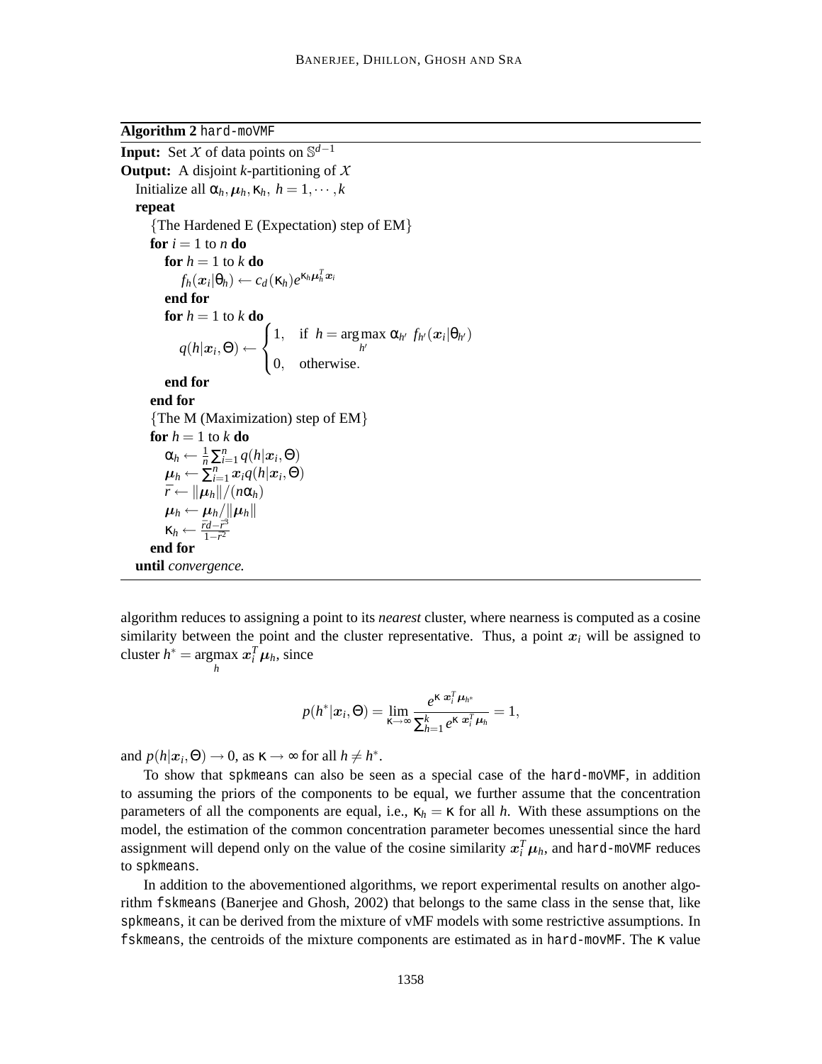**Algorithm 2** `hard-moVMF`

**Input:** Set $\mathcal{X}$ of data points on $\mathbb{S}^{d-1}$
**Output:** A disjoint $k$-partitioning of $\mathcal{X}$

```
Initialize all α_h, μ_h, κ_h, h = 1, ..., k
repeat
  {The Hardened E (Expectation) step of EM}
  for i = 1 to n do
    for h = 1 to k do
      f_h(x_i|θ_h) ← c_d(κ_h) e^{κ_h μ_h^T x_i}
    end for
    for h = 1 to k do
      q(h|x_i, Θ) ← 1, if h = argmax_{h'} α_{h'} f_{h'}(x_i|θ_{h'})
                    0, otherwise.
    end for
  end for
  {The M (Maximization) step of EM}
  for h = 1 to k do
    α_h ← (1/n) Σ_{i=1}^n q(h|x_i, Θ)
    μ_h ← Σ_{i=1}^n x_i q(h|x_i, Θ)
    r̄ ← ||μ_h|| / (n α_h)
    μ_h ← μ_h / ||μ_h||
    κ_h ← (r̄d − r̄³) / (1 − r̄²)
  end for
until convergence.
```

Where:

$$f_h(\boldsymbol{x}_i|\theta_h) \leftarrow c_d(\kappa_h)e^{\kappa_h \boldsymbol{\mu}_h^T \boldsymbol{x}_i}$$

$$q(h|\boldsymbol{x}_i,\Theta) \leftarrow \begin{cases} 1, & \text{if } h = \underset{h'}{\operatorname{argmax}}\ \alpha_{h'}\ f_{h'}(\boldsymbol{x}_i|\theta_{h'}) \\ 0, & \text{otherwise.} \end{cases}$$

$$\alpha_h \leftarrow \frac{1}{n}\sum_{i=1}^n q(h|\boldsymbol{x}_i,\Theta), \quad \boldsymbol{\mu}_h \leftarrow \sum_{i=1}^n \boldsymbol{x}_i q(h|\boldsymbol{x}_i,\Theta), \quad \bar{r} \leftarrow \|\boldsymbol{\mu}_h\|/(n\alpha_h), \quad \boldsymbol{\mu}_h \leftarrow \boldsymbol{\mu}_h/\|\boldsymbol{\mu}_h\|, \quad \kappa_h \leftarrow \frac{\bar{r}d-\bar{r}^3}{1-\bar{r}^2}$$

algorithm reduces to assigning a point to its *nearest* cluster, where nearness is computed as a cosine similarity between the point and the cluster representative. Thus, a point $\boldsymbol{x}_i$ will be assigned to cluster $h^* = \underset{h}{\operatorname{argmax}}\ \boldsymbol{x}_i^T\boldsymbol{\mu}_h$, since

$$p(h^*|\boldsymbol{x}_i,\Theta) = \lim_{\kappa\to\infty}\frac{e^{\kappa\ \boldsymbol{x}_i^T\boldsymbol{\mu}_{h^*}}}{\sum_{h=1}^k e^{\kappa\ \boldsymbol{x}_i^T\boldsymbol{\mu}_h}} = 1,$$

and $p(h|\boldsymbol{x}_i,\Theta) \to 0$, as $\kappa \to \infty$ for all $h \neq h^*$.

To show that `spkmeans` can also be seen as a special case of the `hard-moVMF`, in addition to assuming the priors of the components to be equal, we further assume that the concentration parameters of all the components are equal, i.e., $\kappa_h = \kappa$ for all $h$. With these assumptions on the model, the estimation of the common concentration parameter becomes unessential since the hard assignment will depend only on the value of the cosine similarity $\boldsymbol{x}_i^T\boldsymbol{\mu}_h$, and `hard-moVMF` reduces to `spkmeans`.

In addition to the abovementioned algorithms, we report experimental results on another algorithm `fskmeans` (Banerjee and Ghosh, 2002) that belongs to the same class in the sense that, like `spkmeans`, it can be derived from the mixture of vMF models with some restrictive assumptions. In `fskmeans`, the centroids of the mixture components are estimated as in `hard-movMF`. The $\kappa$ value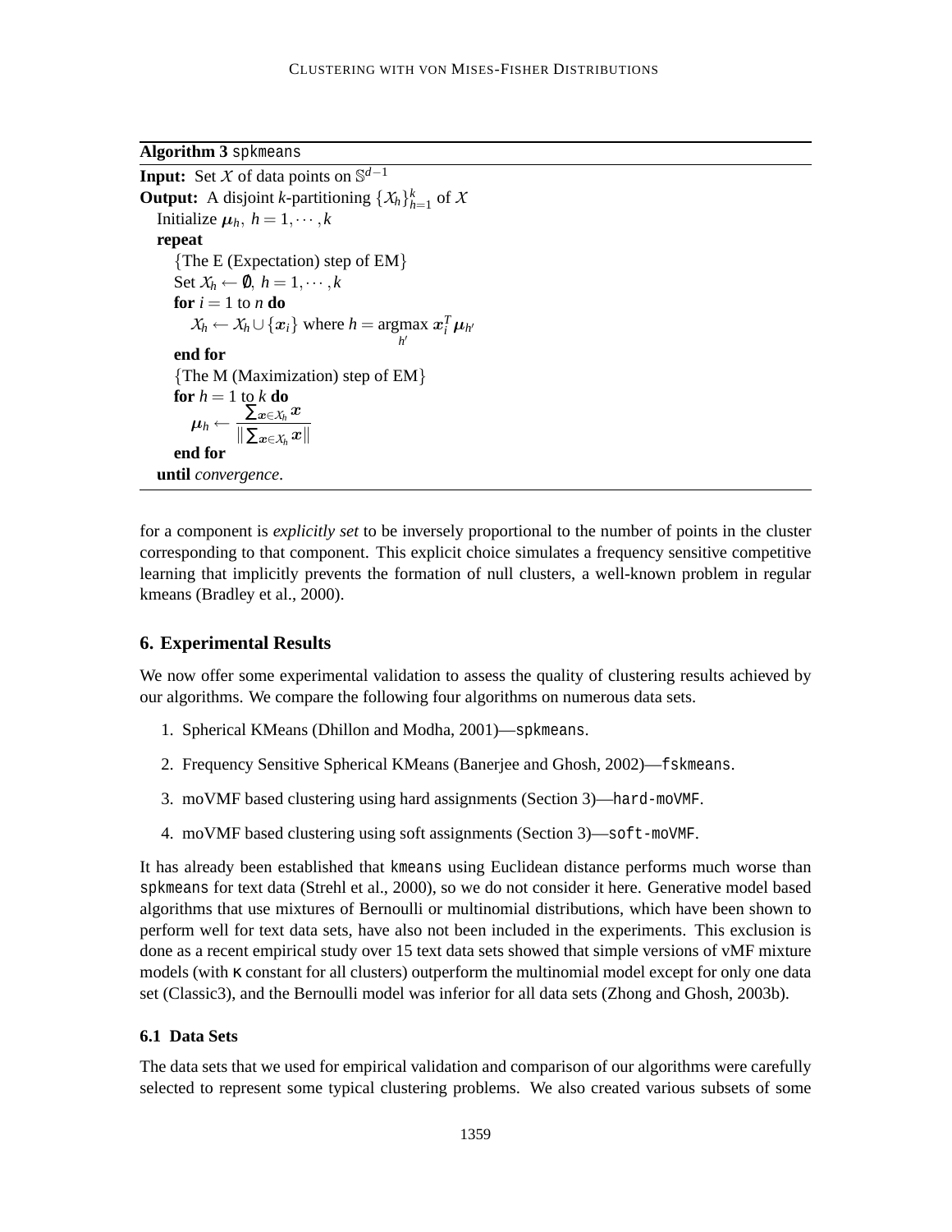**Algorithm 3** `spkmeans`

---

**Input:** Set $\mathcal{X}$ of data points on $\mathbb{S}^{d-1}$

**Output:** A disjoint $k$-partitioning $\{\mathcal{X}_h\}_{h=1}^k$ of $\mathcal{X}$

  Initialize $\boldsymbol{\mu}_h,\ h = 1, \cdots, k$

  **repeat**

    {The E (Expectation) step of EM}

    Set $\mathcal{X}_h \leftarrow \emptyset,\ h = 1, \cdots, k$

    **for** $i = 1$ to $n$ **do**

      $\mathcal{X}_h \leftarrow \mathcal{X}_h \cup \{\boldsymbol{x}_i\}$ where $h = \underset{h'}{\operatorname{argmax}}\ \boldsymbol{x}_i^T \boldsymbol{\mu}_{h'}$

    **end for**

    {The M (Maximization) step of EM}

    **for** $h = 1$ to $k$ **do**

      $\boldsymbol{\mu}_h \leftarrow \dfrac{\sum_{\boldsymbol{x} \in \mathcal{X}_h} \boldsymbol{x}}{\|\sum_{\boldsymbol{x} \in \mathcal{X}_h} \boldsymbol{x}\|}$

    **end for**

  **until** *convergence.*

---

for a component is *explicitly set* to be inversely proportional to the number of points in the cluster corresponding to that component. This explicit choice simulates a frequency sensitive competitive learning that implicitly prevents the formation of null clusters, a well-known problem in regular kmeans (Bradley et al., 2000).

## 6. Experimental Results

We now offer some experimental validation to assess the quality of clustering results achieved by our algorithms. We compare the following four algorithms on numerous data sets.

1. Spherical KMeans (Dhillon and Modha, 2001)—`spkmeans`.
2. Frequency Sensitive Spherical KMeans (Banerjee and Ghosh, 2002)—`fskmeans`.
3. moVMF based clustering using hard assignments (Section 3)—`hard-moVMF`.
4. moVMF based clustering using soft assignments (Section 3)—`soft-moVMF`.

It has already been established that `kmeans` using Euclidean distance performs much worse than `spkmeans` for text data (Strehl et al., 2000), so we do not consider it here. Generative model based algorithms that use mixtures of Bernoulli or multinomial distributions, which have been shown to perform well for text data sets, have also not been included in the experiments. This exclusion is done as a recent empirical study over 15 text data sets showed that simple versions of vMF mixture models (with $\kappa$ constant for all clusters) outperform the multinomial model except for only one data set (Classic3), and the Bernoulli model was inferior for all data sets (Zhong and Ghosh, 2003b).

### 6.1 Data Sets

The data sets that we used for empirical validation and comparison of our algorithms were carefully selected to represent some typical clustering problems. We also created various subsets of some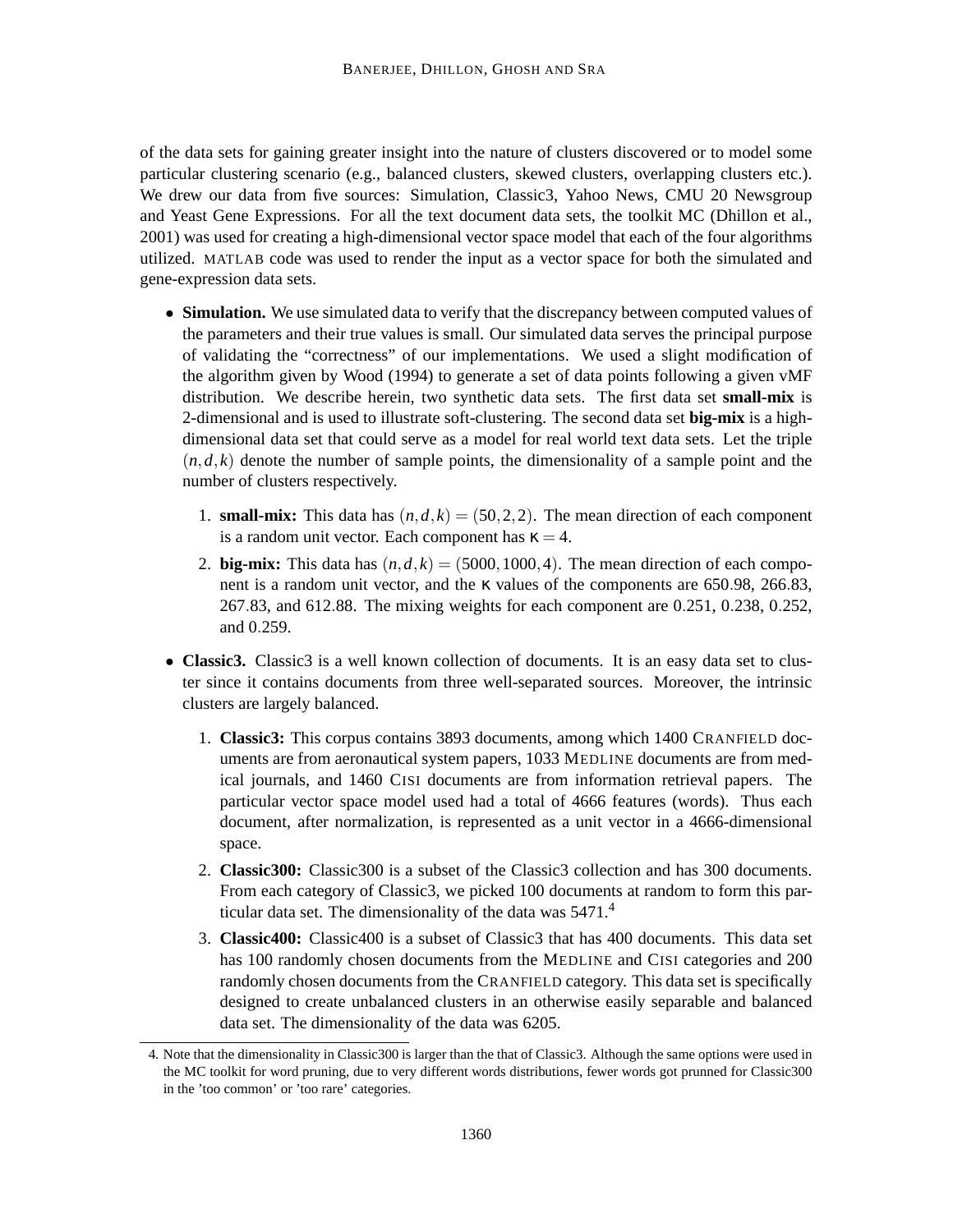of the data sets for gaining greater insight into the nature of clusters discovered or to model some particular clustering scenario (e.g., balanced clusters, skewed clusters, overlapping clusters etc.). We drew our data from five sources: Simulation, Classic3, Yahoo News, CMU 20 Newsgroup and Yeast Gene Expressions. For all the text document data sets, the toolkit MC (Dhillon et al., 2001) was used for creating a high-dimensional vector space model that each of the four algorithms utilized. MATLAB code was used to render the input as a vector space for both the simulated and gene-expression data sets.

- **Simulation.** We use simulated data to verify that the discrepancy between computed values of the parameters and their true values is small. Our simulated data serves the principal purpose of validating the "correctness" of our implementations. We used a slight modification of the algorithm given by Wood (1994) to generate a set of data points following a given vMF distribution. We describe herein, two synthetic data sets. The first data set **small-mix** is 2-dimensional and is used to illustrate soft-clustering. The second data set **big-mix** is a high-dimensional data set that could serve as a model for real world text data sets. Let the triple $(n,d,k)$ denote the number of sample points, the dimensionality of a sample point and the number of clusters respectively.

  1. **small-mix:** This data has $(n,d,k) = (50,2,2)$. The mean direction of each component is a random unit vector. Each component has $\kappa = 4$.
  2. **big-mix:** This data has $(n,d,k) = (5000,1000,4)$. The mean direction of each component is a random unit vector, and the $\kappa$ values of the components are 650.98, 266.83, 267.83, and 612.88. The mixing weights for each component are 0.251, 0.238, 0.252, and 0.259.

- **Classic3.** Classic3 is a well known collection of documents. It is an easy data set to cluster since it contains documents from three well-separated sources. Moreover, the intrinsic clusters are largely balanced.

  1. **Classic3:** This corpus contains 3893 documents, among which 1400 CRANFIELD documents are from aeronautical system papers, 1033 MEDLINE documents are from medical journals, and 1460 CISI documents are from information retrieval papers. The particular vector space model used had a total of 4666 features (words). Thus each document, after normalization, is represented as a unit vector in a 4666-dimensional space.
  2. **Classic300:** Classic300 is a subset of the Classic3 collection and has 300 documents. From each category of Classic3, we picked 100 documents at random to form this particular data set. The dimensionality of the data was 5471.[4]
  3. **Classic400:** Classic400 is a subset of Classic3 that has 400 documents. This data set has 100 randomly chosen documents from the MEDLINE and CISI categories and 200 randomly chosen documents from the CRANFIELD category. This data set is specifically designed to create unbalanced clusters in an otherwise easily separable and balanced data set. The dimensionality of the data was 6205.

4. Note that the dimensionality in Classic300 is larger than the that of Classic3. Although the same options were used in the MC toolkit for word pruning, due to very different words distributions, fewer words got prunned for Classic300 in the 'too common' or 'too rare' categories.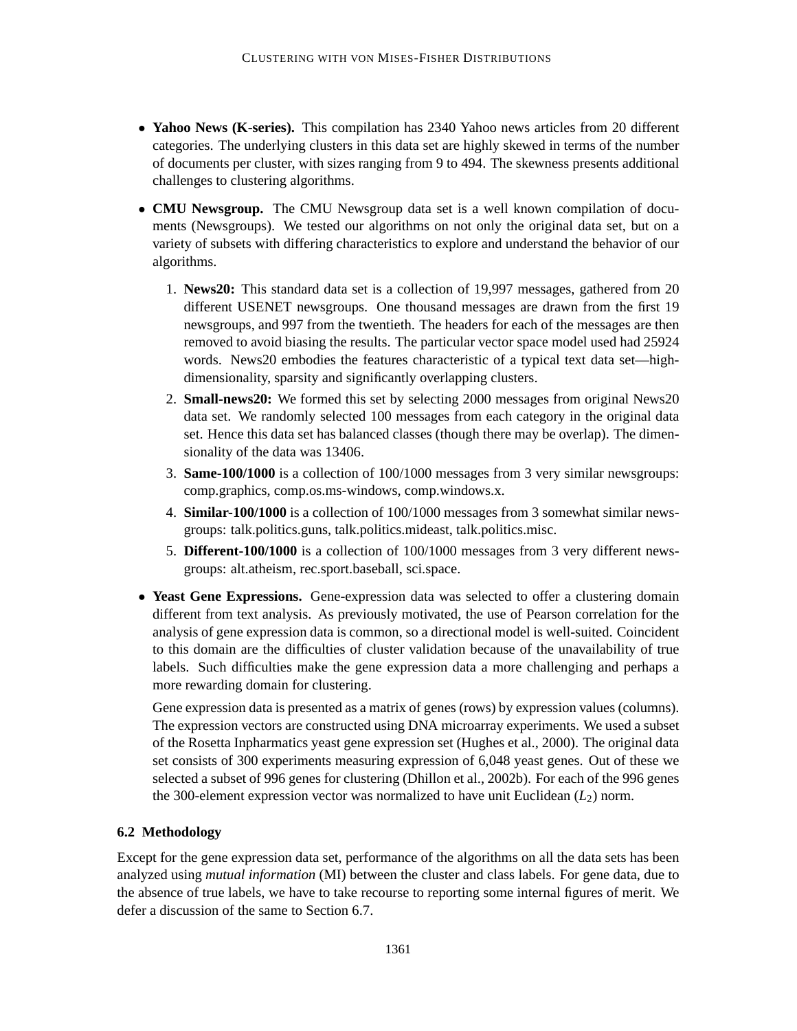- **Yahoo News (K-series).** This compilation has 2340 Yahoo news articles from 20 different categories. The underlying clusters in this data set are highly skewed in terms of the number of documents per cluster, with sizes ranging from 9 to 494. The skewness presents additional challenges to clustering algorithms.

- **CMU Newsgroup.** The CMU Newsgroup data set is a well known compilation of documents (Newsgroups). We tested our algorithms on not only the original data set, but on a variety of subsets with differing characteristics to explore and understand the behavior of our algorithms.

  1. **News20:** This standard data set is a collection of 19,997 messages, gathered from 20 different USENET newsgroups. One thousand messages are drawn from the first 19 newsgroups, and 997 from the twentieth. The headers for each of the messages are then removed to avoid biasing the results. The particular vector space model used had 25924 words. News20 embodies the features characteristic of a typical text data set—high-dimensionality, sparsity and significantly overlapping clusters.
  2. **Small-news20:** We formed this set by selecting 2000 messages from original News20 data set. We randomly selected 100 messages from each category in the original data set. Hence this data set has balanced classes (though there may be overlap). The dimensionality of the data was 13406.
  3. **Same-100/1000** is a collection of 100/1000 messages from 3 very similar newsgroups: comp.graphics, comp.os.ms-windows, comp.windows.x.
  4. **Similar-100/1000** is a collection of 100/1000 messages from 3 somewhat similar newsgroups: talk.politics.guns, talk.politics.mideast, talk.politics.misc.
  5. **Different-100/1000** is a collection of 100/1000 messages from 3 very different newsgroups: alt.atheism, rec.sport.baseball, sci.space.

- **Yeast Gene Expressions.** Gene-expression data was selected to offer a clustering domain different from text analysis. As previously motivated, the use of Pearson correlation for the analysis of gene expression data is common, so a directional model is well-suited. Coincident to this domain are the difficulties of cluster validation because of the unavailability of true labels. Such difficulties make the gene expression data a more challenging and perhaps a more rewarding domain for clustering.

  Gene expression data is presented as a matrix of genes (rows) by expression values (columns). The expression vectors are constructed using DNA microarray experiments. We used a subset of the Rosetta Inpharmatics yeast gene expression set (Hughes et al., 2000). The original data set consists of 300 experiments measuring expression of 6,048 yeast genes. Out of these we selected a subset of 996 genes for clustering (Dhillon et al., 2002b). For each of the 996 genes the 300-element expression vector was normalized to have unit Euclidean ($L_2$) norm.

### 6.2 Methodology

Except for the gene expression data set, performance of the algorithms on all the data sets has been analyzed using *mutual information* (MI) between the cluster and class labels. For gene data, due to the absence of true labels, we have to take recourse to reporting some internal figures of merit. We defer a discussion of the same to Section 6.7.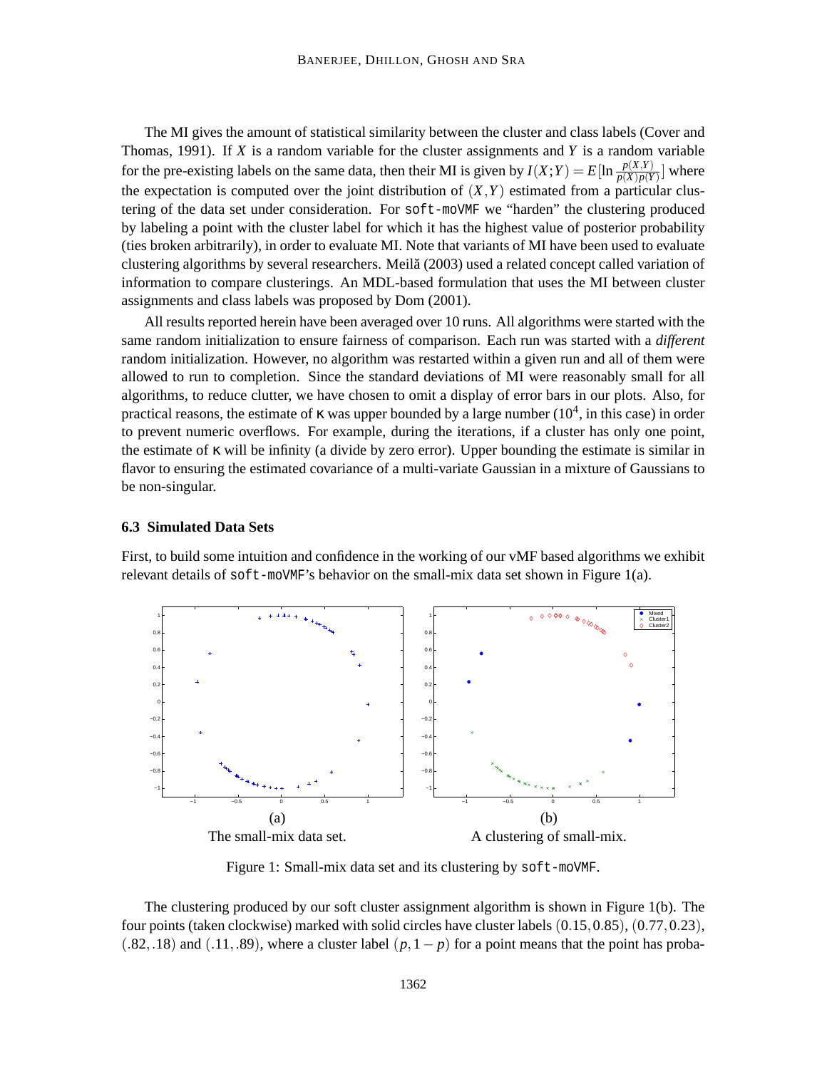The MI gives the amount of statistical similarity between the cluster and class labels (Cover and Thomas, 1991). If $X$ is a random variable for the cluster assignments and $Y$ is a random variable for the pre-existing labels on the same data, then their MI is given by $I(X;Y) = E[\ln \frac{p(X,Y)}{p(X)p(Y)}]$ where the expectation is computed over the joint distribution of $(X,Y)$ estimated from a particular clustering of the data set under consideration. For `soft-moVMF` we "harden" the clustering produced by labeling a point with the cluster label for which it has the highest value of posterior probability (ties broken arbitrarily), in order to evaluate MI. Note that variants of MI have been used to evaluate clustering algorithms by several researchers. Meilă (2003) used a related concept called variation of information to compare clusterings. An MDL-based formulation that uses the MI between cluster assignments and class labels was proposed by Dom (2001).

All results reported herein have been averaged over 10 runs. All algorithms were started with the same random initialization to ensure fairness of comparison. Each run was started with a *different* random initialization. However, no algorithm was restarted within a given run and all of them were allowed to run to completion. Since the standard deviations of MI were reasonably small for all algorithms, to reduce clutter, we have chosen to omit a display of error bars in our plots. Also, for practical reasons, the estimate of $\kappa$ was upper bounded by a large number ($10^4$, in this case) in order to prevent numeric overflows. For example, during the iterations, if a cluster has only one point, the estimate of $\kappa$ will be infinity (a divide by zero error). Upper bounding the estimate is similar in flavor to ensuring the estimated covariance of a multi-variate Gaussian in a mixture of Gaussians to be non-singular.

### 6.3 Simulated Data Sets

First, to build some intuition and confidence in the working of our vMF based algorithms we exhibit relevant details of `soft-moVMF`'s behavior on the small-mix data set shown in Figure 1(a).

(a) The small-mix data set.

(b) A clustering of small-mix.

Figure 1: Small-mix data set and its clustering by `soft-moVMF`.

The clustering produced by our soft cluster assignment algorithm is shown in Figure 1(b). The four points (taken clockwise) marked with solid circles have cluster labels $(0.15, 0.85)$, $(0.77, 0.23)$, $(.82, .18)$ and $(.11, .89)$, where a cluster label $(p, 1-p)$ for a point means that the point has proba-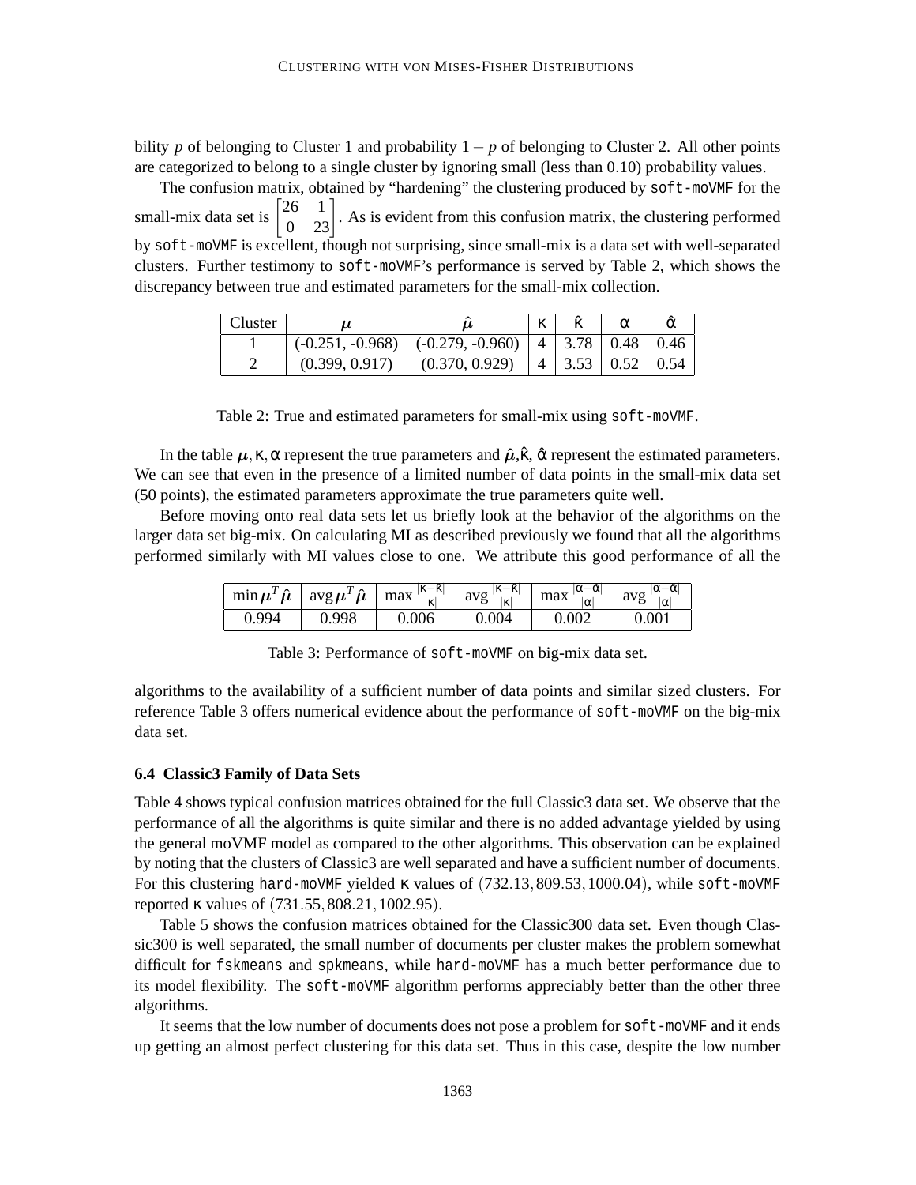bility $p$ of belonging to Cluster 1 and probability $1-p$ of belonging to Cluster 2. All other points are categorized to belong to a single cluster by ignoring small (less than 0.10) probability values.

The confusion matrix, obtained by "hardening" the clustering produced by soft-moVMF for the small-mix data set is $\begin{bmatrix} 26 & 1 \\ 0 & 23 \end{bmatrix}$. As is evident from this confusion matrix, the clustering performed by soft-moVMF is excellent, though not surprising, since small-mix is a data set with well-separated clusters. Further testimony to soft-moVMF's performance is served by Table 2, which shows the discrepancy between true and estimated parameters for the small-mix collection.

| Cluster | $\boldsymbol{\mu}$ | $\hat{\boldsymbol{\mu}}$ | $\kappa$ | $\hat{\kappa}$ | $\alpha$ | $\hat{\alpha}$ |
|---|---|---|---|---|---|---|
| 1 | (-0.251, -0.968) | (-0.279, -0.960) | 4 | 3.78 | 0.48 | 0.46 |
| 2 | (0.399, 0.917) | (0.370, 0.929) | 4 | 3.53 | 0.52 | 0.54 |

Table 2: True and estimated parameters for small-mix using soft-moVMF.

In the table $\boldsymbol{\mu}, \kappa, \alpha$ represent the true parameters and $\hat{\boldsymbol{\mu}}, \hat{\kappa}, \hat{\alpha}$ represent the estimated parameters. We can see that even in the presence of a limited number of data points in the small-mix data set (50 points), the estimated parameters approximate the true parameters quite well.

Before moving onto real data sets let us briefly look at the behavior of the algorithms on the larger data set big-mix. On calculating MI as described previously we found that all the algorithms performed similarly with MI values close to one. We attribute this good performance of all the algorithms to the availability of a sufficient number of data points and similar sized clusters. For reference Table 3 offers numerical evidence about the performance of soft-moVMF on the big-mix data set.

| $\min \boldsymbol{\mu}^T \hat{\boldsymbol{\mu}}$ | $\text{avg}\, \boldsymbol{\mu}^T \hat{\boldsymbol{\mu}}$ | $\max \frac{\lvert\kappa-\hat{\kappa}\rvert}{\lvert\kappa\rvert}$ | $\text{avg} \frac{\lvert\kappa-\hat{\kappa}\rvert}{\lvert\kappa\rvert}$ | $\max \frac{\lvert\alpha-\hat{\alpha}\rvert}{\lvert\alpha\rvert}$ | $\text{avg} \frac{\lvert\alpha-\hat{\alpha}\rvert}{\lvert\alpha\rvert}$ |
|---|---|---|---|---|---|
| 0.994 | 0.998 | 0.006 | 0.004 | 0.002 | 0.001 |

Table 3: Performance of soft-moVMF on big-mix data set.

### 6.4 Classic3 Family of Data Sets

Table 4 shows typical confusion matrices obtained for the full Classic3 data set. We observe that the performance of all the algorithms is quite similar and there is no added advantage yielded by using the general moVMF model as compared to the other algorithms. This observation can be explained by noting that the clusters of Classic3 are well separated and have a sufficient number of documents. For this clustering hard-moVMF yielded $\kappa$ values of $(732.13, 809.53, 1000.04)$, while soft-moVMF reported $\kappa$ values of $(731.55, 808.21, 1002.95)$.

Table 5 shows the confusion matrices obtained for the Classic300 data set. Even though Classic300 is well separated, the small number of documents per cluster makes the problem somewhat difficult for fskmeans and spkmeans, while hard-moVMF has a much better performance due to its model flexibility. The soft-moVMF algorithm performs appreciably better than the other three algorithms.

It seems that the low number of documents does not pose a problem for soft-moVMF and it ends up getting an almost perfect clustering for this data set. Thus in this case, despite the low number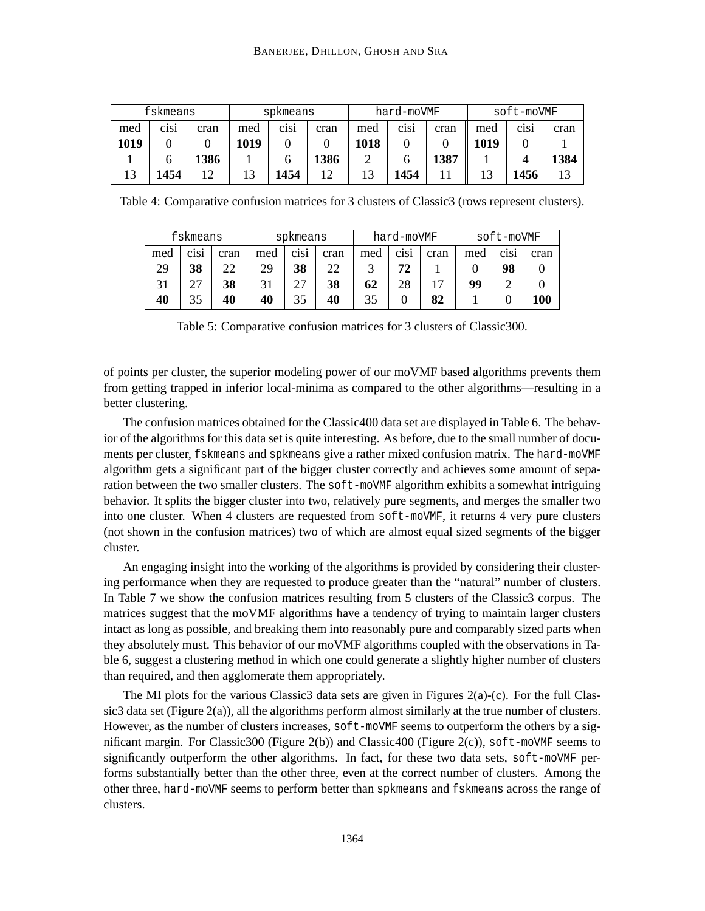| fskmeans | | | spkmeans | | | hard-moVMF | | | soft-moVMF | | |
|---|---|---|---|---|---|---|---|---|---|---|---|
| med | cisi | cran | med | cisi | cran | med | cisi | cran | med | cisi | cran |
| **1019** | 0 | 0 | **1019** | 0 | 0 | **1018** | 0 | 0 | **1019** | 0 | 1 |
| 1 | 6 | **1386** | 1 | 6 | **1386** | 2 | 6 | **1387** | 1 | 4 | **1384** |
| 13 | **1454** | 12 | 13 | **1454** | 12 | 13 | **1454** | 11 | 13 | **1456** | 13 |

Table 4: Comparative confusion matrices for 3 clusters of Classic3 (rows represent clusters).

| fskmeans | | | spkmeans | | | hard-moVMF | | | soft-moVMF | | |
|---|---|---|---|---|---|---|---|---|---|---|---|
| med | cisi | cran | med | cisi | cran | med | cisi | cran | med | cisi | cran |
| 29 | **38** | 22 | 29 | **38** | 22 | 3 | **72** | 1 | 0 | **98** | 0 |
| 31 | 27 | **38** | 31 | 27 | **38** | **62** | 28 | 17 | **99** | 2 | 0 |
| **40** | 35 | **40** | **40** | 35 | **40** | 35 | 0 | **82** | 1 | 0 | **100** |

Table 5: Comparative confusion matrices for 3 clusters of Classic300.

of points per cluster, the superior modeling power of our moVMF based algorithms prevents them from getting trapped in inferior local-minima as compared to the other algorithms—resulting in a better clustering.

The confusion matrices obtained for the Classic400 data set are displayed in Table 6. The behavior of the algorithms for this data set is quite interesting. As before, due to the small number of documents per cluster, fskmeans and spkmeans give a rather mixed confusion matrix. The hard-moVMF algorithm gets a significant part of the bigger cluster correctly and achieves some amount of separation between the two smaller clusters. The soft-moVMF algorithm exhibits a somewhat intriguing behavior. It splits the bigger cluster into two, relatively pure segments, and merges the smaller two into one cluster. When 4 clusters are requested from soft-moVMF, it returns 4 very pure clusters (not shown in the confusion matrices) two of which are almost equal sized segments of the bigger cluster.

An engaging insight into the working of the algorithms is provided by considering their clustering performance when they are requested to produce greater than the "natural" number of clusters. In Table 7 we show the confusion matrices resulting from 5 clusters of the Classic3 corpus. The matrices suggest that the moVMF algorithms have a tendency of trying to maintain larger clusters intact as long as possible, and breaking them into reasonably pure and comparably sized parts when they absolutely must. This behavior of our moVMF algorithms coupled with the observations in Table 6, suggest a clustering method in which one could generate a slightly higher number of clusters than required, and then agglomerate them appropriately.

The MI plots for the various Classic3 data sets are given in Figures 2(a)-(c). For the full Classic3 data set (Figure 2(a)), all the algorithms perform almost similarly at the true number of clusters. However, as the number of clusters increases, soft-moVMF seems to outperform the others by a significant margin. For Classic300 (Figure 2(b)) and Classic400 (Figure 2(c)), soft-moVMF seems to significantly outperform the other algorithms. In fact, for these two data sets, soft-moVMF performs substantially better than the other three, even at the correct number of clusters. Among the other three, hard-moVMF seems to perform better than spkmeans and fskmeans across the range of clusters.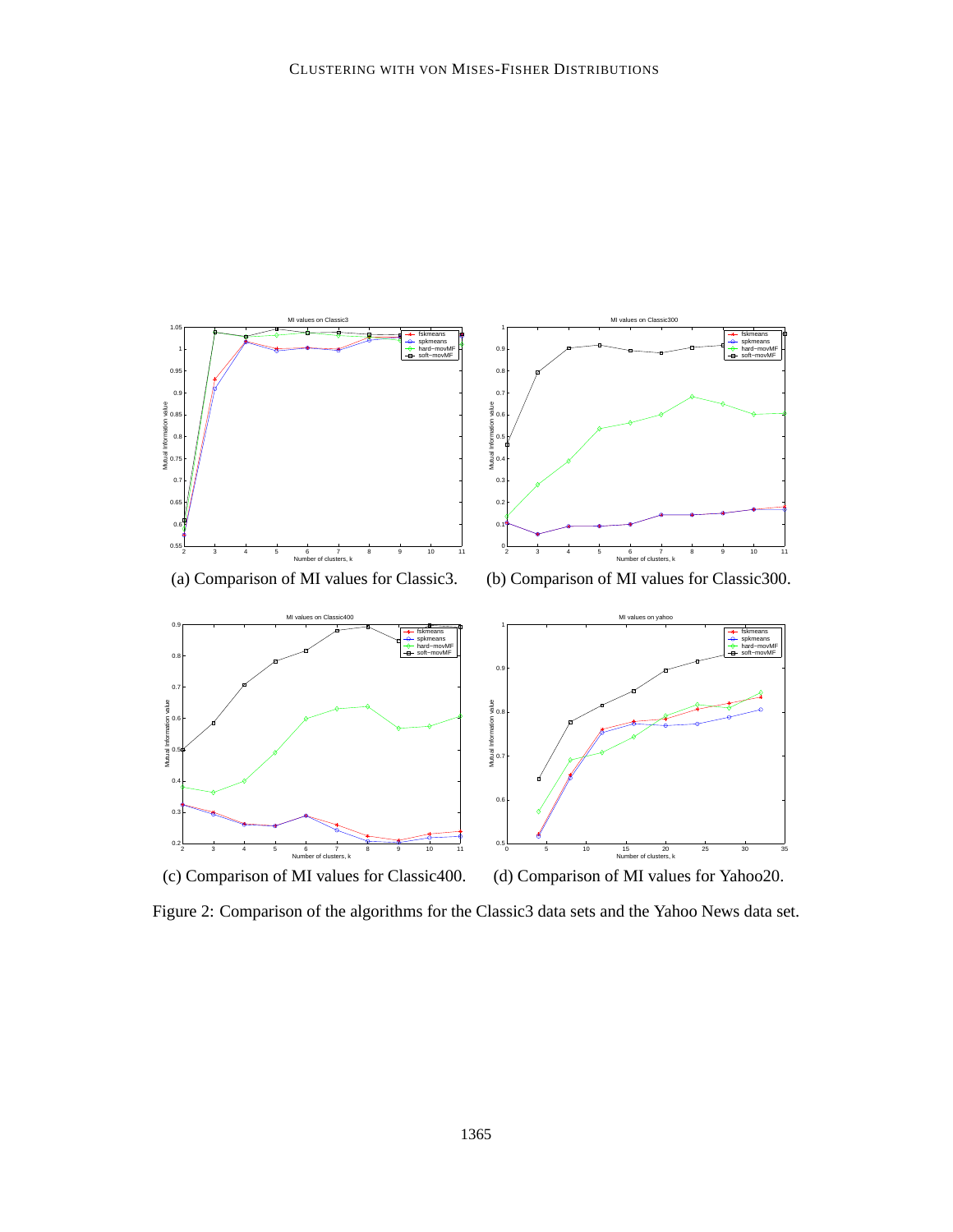(a) Comparison of MI values for Classic3.

(b) Comparison of MI values for Classic300.

(c) Comparison of MI values for Classic400.

(d) Comparison of MI values for Yahoo20.

Figure 2: Comparison of the algorithms for the Classic3 data sets and the Yahoo News data set.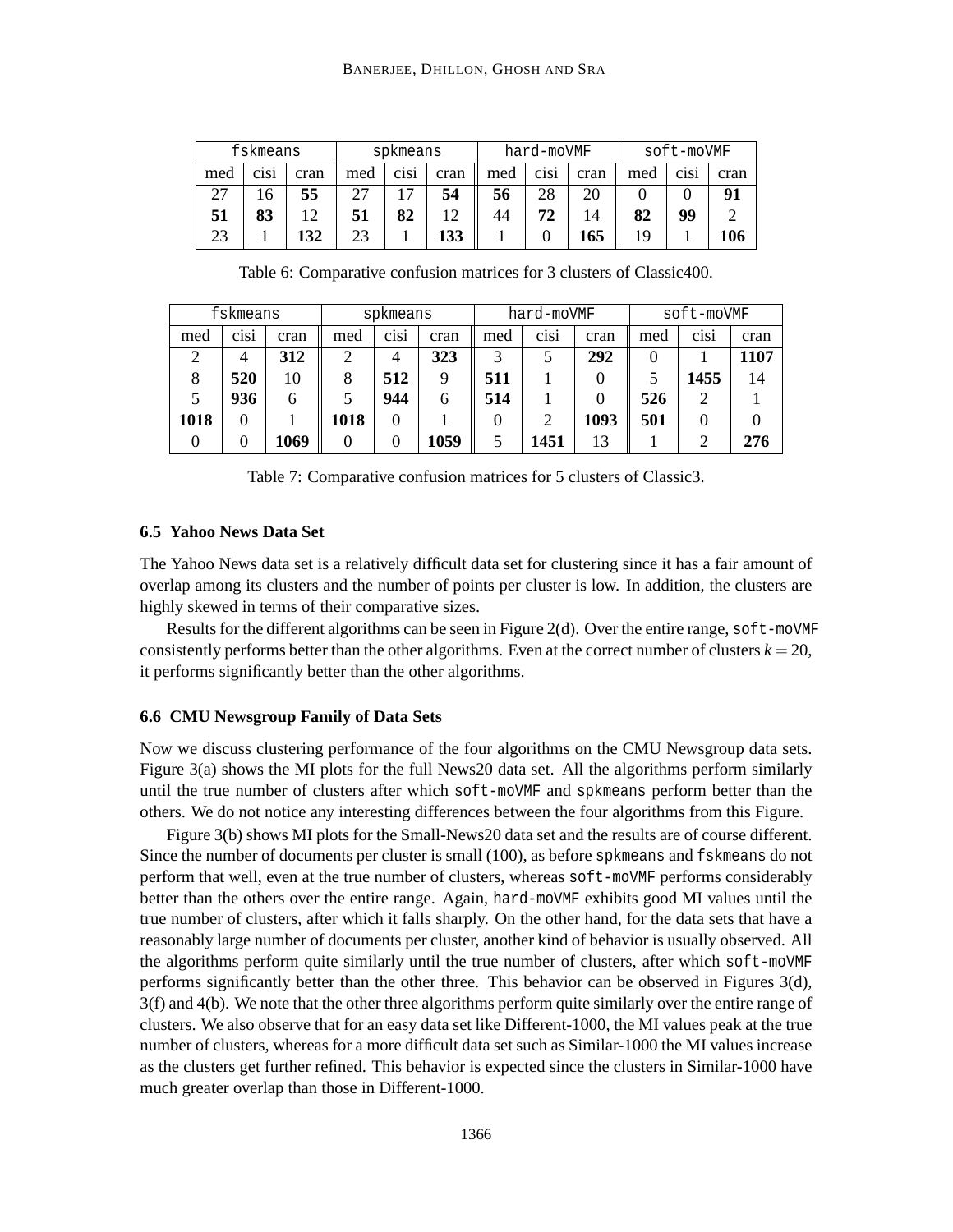| fskmeans | | | spkmeans | | | hard-moVMF | | | soft-moVMF | | |
|---|---|---|---|---|---|---|---|---|---|---|---|
| med | cisi | cran | med | cisi | cran | med | cisi | cran | med | cisi | cran |
| 27 | 16 | **55** | 27 | 17 | **54** | **56** | 28 | 20 | 0 | 0 | **91** |
| **51** | **83** | 12 | **51** | **82** | 12 | 44 | **72** | 14 | **82** | **99** | 2 |
| 23 | 1 | **132** | 23 | 1 | **133** | 1 | 0 | **165** | 19 | 1 | **106** |

Table 6: Comparative confusion matrices for 3 clusters of Classic400.

| fskmeans | | | spkmeans | | | hard-moVMF | | | soft-moVMF | | |
|---|---|---|---|---|---|---|---|---|---|---|---|
| med | cisi | cran | med | cisi | cran | med | cisi | cran | med | cisi | cran |
| 2 | 4 | **312** | 2 | 4 | **323** | 3 | 5 | **292** | 0 | 1 | **1107** |
| 8 | **520** | 10 | 8 | **512** | 9 | **511** | 1 | 0 | 5 | **1455** | 14 |
| 5 | **936** | 6 | 5 | **944** | 6 | **514** | 1 | 0 | **526** | 2 | 1 |
| **1018** | 0 | 1 | **1018** | 0 | 1 | 0 | 2 | **1093** | **501** | 0 | 0 |
| 0 | 0 | **1069** | 0 | 0 | **1059** | 5 | **1451** | 13 | 1 | 2 | **276** |

Table 7: Comparative confusion matrices for 5 clusters of Classic3.

### 6.5 Yahoo News Data Set

The Yahoo News data set is a relatively difficult data set for clustering since it has a fair amount of overlap among its clusters and the number of points per cluster is low. In addition, the clusters are highly skewed in terms of their comparative sizes.

Results for the different algorithms can be seen in Figure 2(d). Over the entire range, soft-moVMF consistently performs better than the other algorithms. Even at the correct number of clusters $k = 20$, it performs significantly better than the other algorithms.

### 6.6 CMU Newsgroup Family of Data Sets

Now we discuss clustering performance of the four algorithms on the CMU Newsgroup data sets. Figure 3(a) shows the MI plots for the full News20 data set. All the algorithms perform similarly until the true number of clusters after which soft-moVMF and spkmeans perform better than the others. We do not notice any interesting differences between the four algorithms from this Figure.

Figure 3(b) shows MI plots for the Small-News20 data set and the results are of course different. Since the number of documents per cluster is small (100), as before spkmeans and fskmeans do not perform that well, even at the true number of clusters, whereas soft-moVMF performs considerably better than the others over the entire range. Again, hard-moVMF exhibits good MI values until the true number of clusters, after which it falls sharply. On the other hand, for the data sets that have a reasonably large number of documents per cluster, another kind of behavior is usually observed. All the algorithms perform quite similarly until the true number of clusters, after which soft-moVMF performs significantly better than the other three. This behavior can be observed in Figures 3(d), 3(f) and 4(b). We note that the other three algorithms perform quite similarly over the entire range of clusters. We also observe that for an easy data set like Different-1000, the MI values peak at the true number of clusters, whereas for a more difficult data set such as Similar-1000 the MI values increase as the clusters get further refined. This behavior is expected since the clusters in Similar-1000 have much greater overlap than those in Different-1000.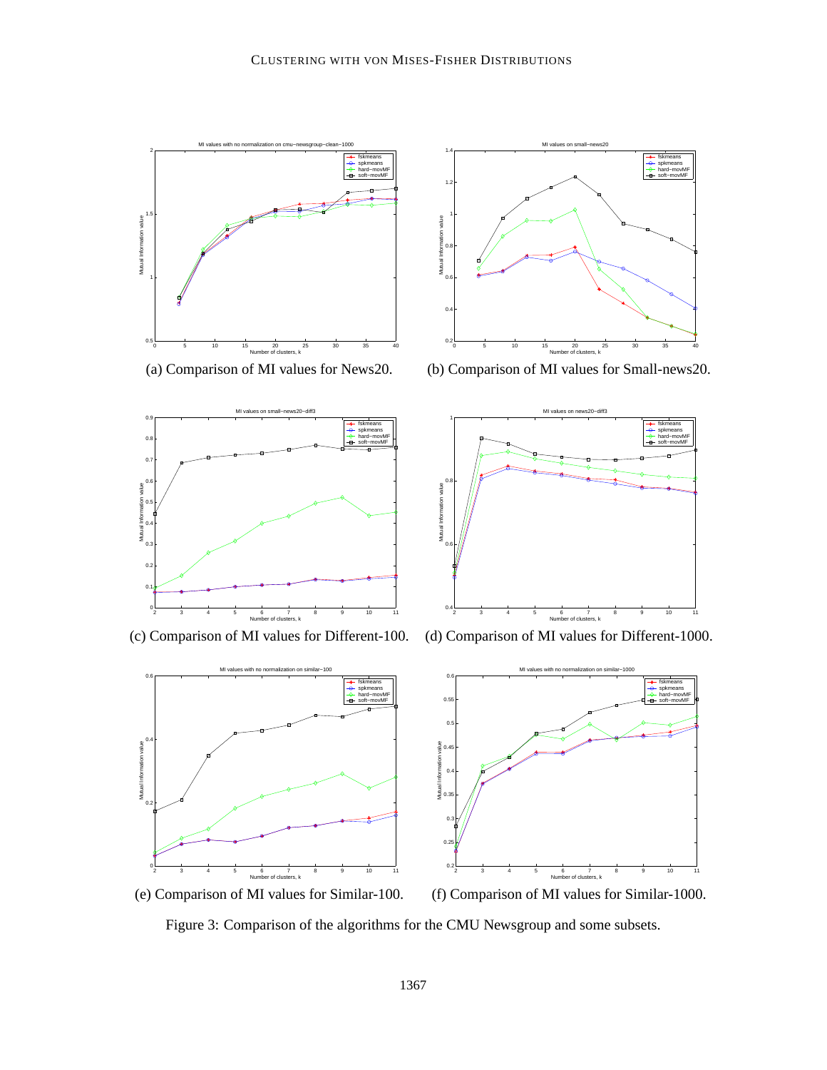(a) Comparison of MI values for News20.

(b) Comparison of MI values for Small-news20.

(c) Comparison of MI values for Different-100.

(d) Comparison of MI values for Different-1000.

(e) Comparison of MI values for Similar-100.

(f) Comparison of MI values for Similar-1000.

Figure 3: Comparison of the algorithms for the CMU Newsgroup and some subsets.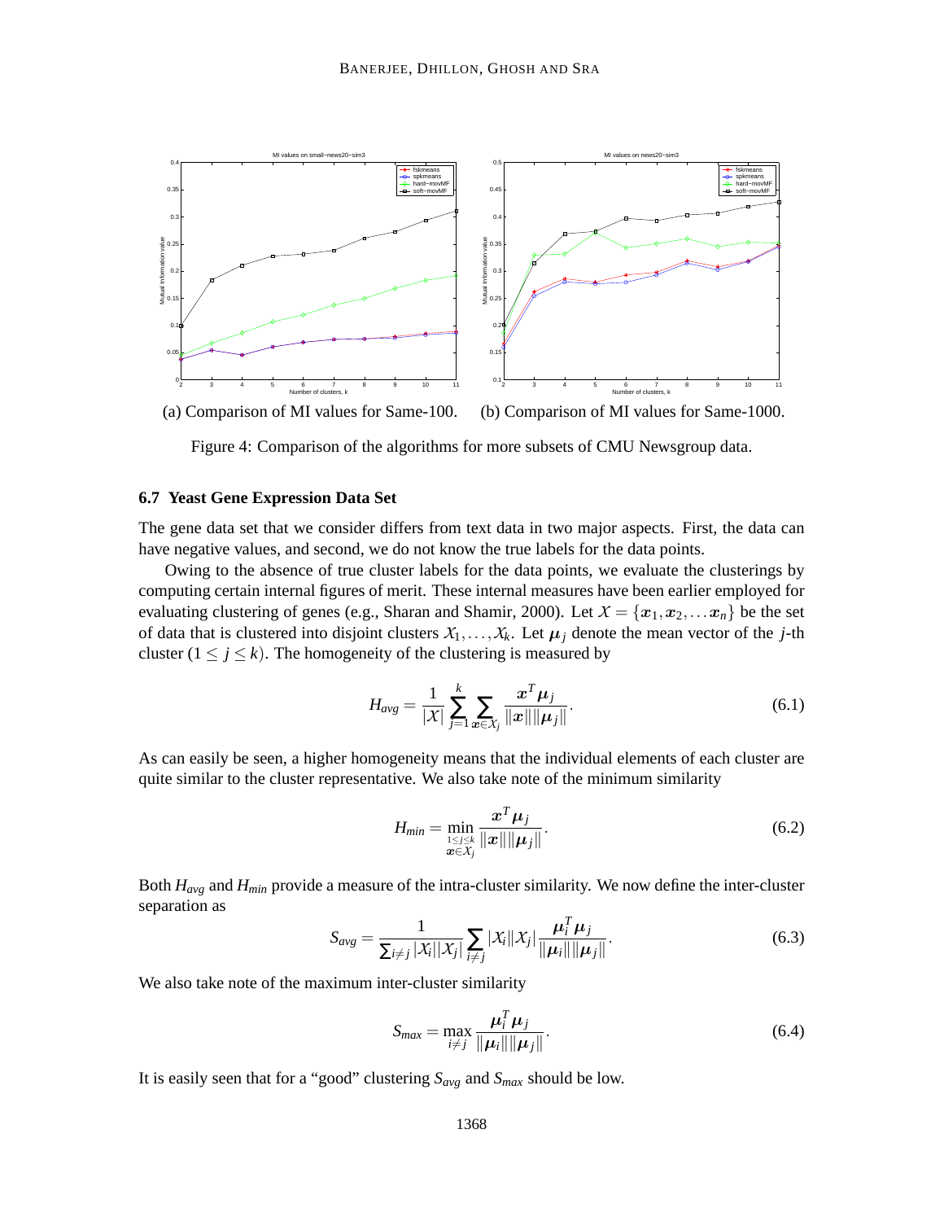(a) Comparison of MI values for Same-100. (b) Comparison of MI values for Same-1000.

Figure 4: Comparison of the algorithms for more subsets of CMU Newsgroup data.

### 6.7 Yeast Gene Expression Data Set

The gene data set that we consider differs from text data in two major aspects. First, the data can have negative values, and second, we do not know the true labels for the data points.

Owing to the absence of true cluster labels for the data points, we evaluate the clusterings by computing certain internal figures of merit. These internal measures have been earlier employed for evaluating clustering of genes (e.g., Sharan and Shamir, 2000). Let $\mathcal{X} = \{\boldsymbol{x}_1, \boldsymbol{x}_2, \ldots \boldsymbol{x}_n\}$ be the set of data that is clustered into disjoint clusters $\mathcal{X}_1, \ldots, \mathcal{X}_k$. Let $\boldsymbol{\mu}_j$ denote the mean vector of the $j$-th cluster ($1 \le j \le k$). The homogeneity of the clustering is measured by

$$H_{avg} = \frac{1}{|\mathcal{X}|} \sum_{j=1}^{k} \sum_{\boldsymbol{x} \in \mathcal{X}_j} \frac{\boldsymbol{x}^T \boldsymbol{\mu}_j}{\|\boldsymbol{x}\| \|\boldsymbol{\mu}_j\|}. \tag{6.1}$$

As can easily be seen, a higher homogeneity means that the individual elements of each cluster are quite similar to the cluster representative. We also take note of the minimum similarity

$$H_{min} = \min_{\substack{1 \le j \le k \\ \boldsymbol{x} \in \mathcal{X}_j}} \frac{\boldsymbol{x}^T \boldsymbol{\mu}_j}{\|\boldsymbol{x}\| \|\boldsymbol{\mu}_j\|}. \tag{6.2}$$

Both $H_{avg}$ and $H_{min}$ provide a measure of the intra-cluster similarity. We now define the inter-cluster separation as

$$S_{avg} = \frac{1}{\sum_{i \ne j} |\mathcal{X}_i||\mathcal{X}_j|} \sum_{i \ne j} |\mathcal{X}_i||\mathcal{X}_j| \frac{\boldsymbol{\mu}_i^T \boldsymbol{\mu}_j}{\|\boldsymbol{\mu}_i\| \|\boldsymbol{\mu}_j\|}. \tag{6.3}$$

We also take note of the maximum inter-cluster similarity

$$S_{max} = \max_{i \ne j} \frac{\boldsymbol{\mu}_i^T \boldsymbol{\mu}_j}{\|\boldsymbol{\mu}_i\| \|\boldsymbol{\mu}_j\|}. \tag{6.4}$$

It is easily seen that for a "good" clustering $S_{avg}$ and $S_{max}$ should be low.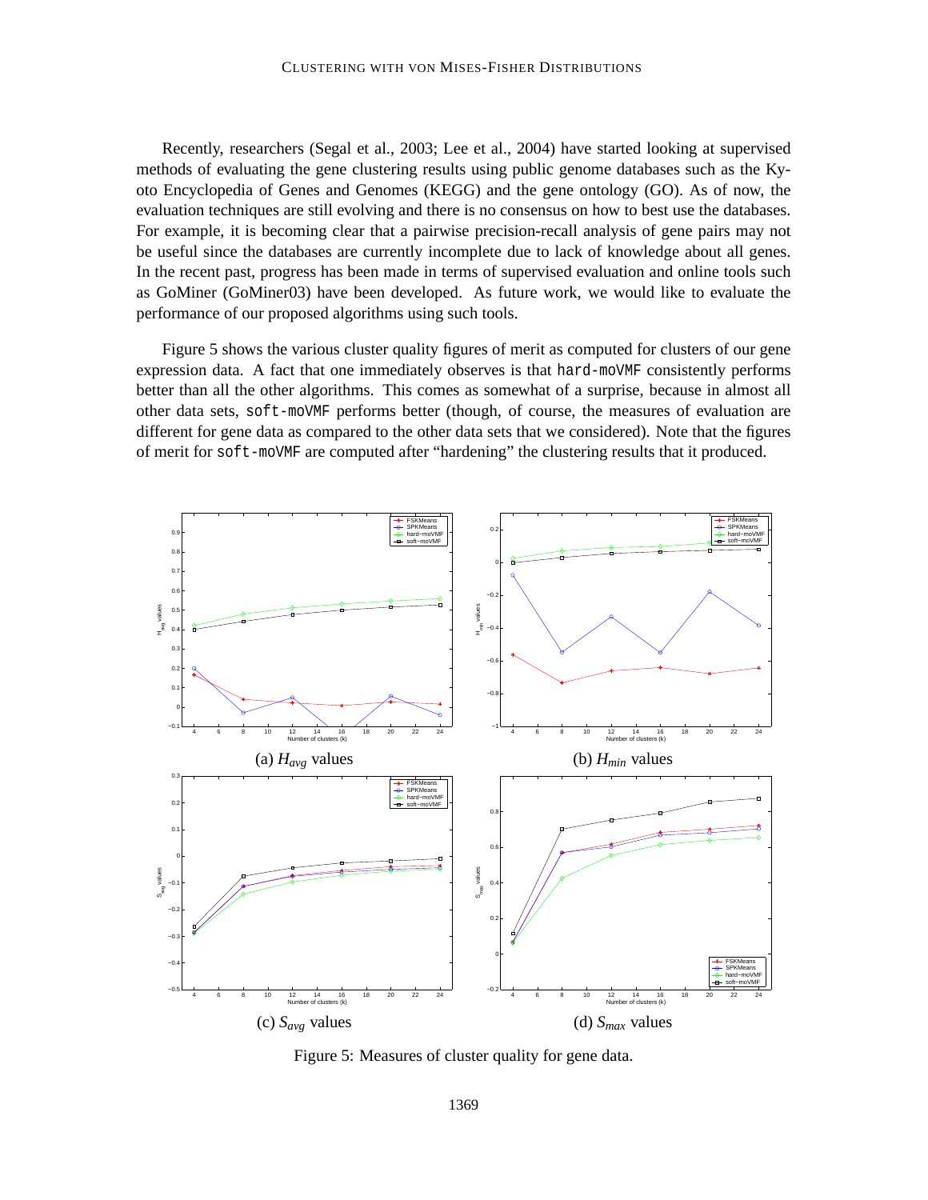Recently, researchers (Segal et al., 2003; Lee et al., 2004) have started looking at supervised methods of evaluating the gene clustering results using public genome databases such as the Kyoto Encyclopedia of Genes and Genomes (KEGG) and the gene ontology (GO). As of now, the evaluation techniques are still evolving and there is no consensus on how to best use the databases. For example, it is becoming clear that a pairwise precision-recall analysis of gene pairs may not be useful since the databases are currently incomplete due to lack of knowledge about all genes. In the recent past, progress has been made in terms of supervised evaluation and online tools such as GoMiner (GoMiner03) have been developed. As future work, we would like to evaluate the performance of our proposed algorithms using such tools.

Figure 5 shows the various cluster quality figures of merit as computed for clusters of our gene expression data. A fact that one immediately observes is that `hard-moVMF` consistently performs better than all the other algorithms. This comes as somewhat of a surprise, because in almost all other data sets, `soft-moVMF` performs better (though, of course, the measures of evaluation are different for gene data as compared to the other data sets that we considered). Note that the figures of merit for `soft-moVMF` are computed after "hardening" the clustering results that it produced.

(a) $H_{avg}$ values

(b) $H_{min}$ values

(c) $S_{avg}$ values

(d) $S_{max}$ values

Figure 5: Measures of cluster quality for gene data.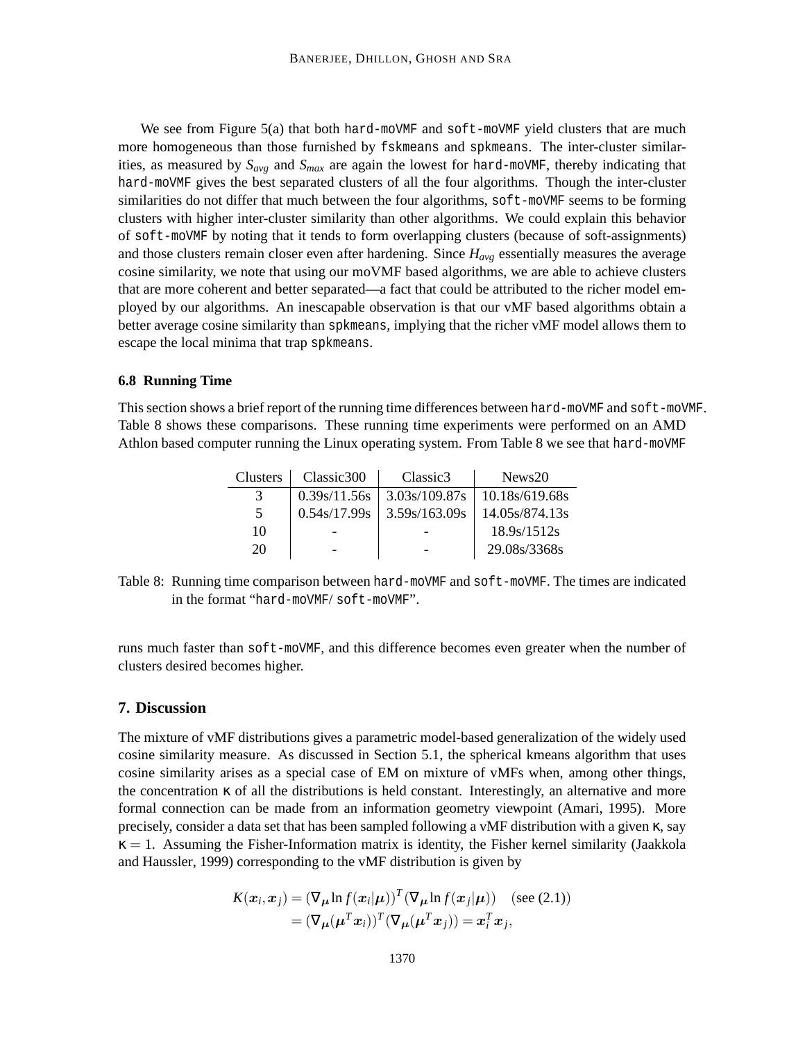We see from Figure 5(a) that both hard-moVMF and soft-moVMF yield clusters that are much more homogeneous than those furnished by fskmeans and spkmeans. The inter-cluster similarities, as measured by $S_{avg}$ and $S_{max}$ are again the lowest for hard-moVMF, thereby indicating that hard-moVMF gives the best separated clusters of all the four algorithms. Though the inter-cluster similarities do not differ that much between the four algorithms, soft-moVMF seems to be forming clusters with higher inter-cluster similarity than other algorithms. We could explain this behavior of soft-moVMF by noting that it tends to form overlapping clusters (because of soft-assignments) and those clusters remain closer even after hardening. Since $H_{avg}$ essentially measures the average cosine similarity, we note that using our moVMF based algorithms, we are able to achieve clusters that are more coherent and better separated—a fact that could be attributed to the richer model employed by our algorithms. An inescapable observation is that our vMF based algorithms obtain a better average cosine similarity than spkmeans, implying that the richer vMF model allows them to escape the local minima that trap spkmeans.

### 6.8 Running Time

This section shows a brief report of the running time differences between hard-moVMF and soft-moVMF. Table 8 shows these comparisons. These running time experiments were performed on an AMD Athlon based computer running the Linux operating system. From Table 8 we see that hard-moVMF runs much faster than soft-moVMF, and this difference becomes even greater when the number of clusters desired becomes higher.

| Clusters | Classic300 | Classic3 | News20 |
|---|---|---|---|
| 3 | 0.39s/11.56s | 3.03s/109.87s | 10.18s/619.68s |
| 5 | 0.54s/17.99s | 3.59s/163.09s | 14.05s/874.13s |
| 10 | - | - | 18.9s/1512s |
| 20 | - | - | 29.08s/3368s |

Table 8: Running time comparison between hard-moVMF and soft-moVMF. The times are indicated in the format "hard-moVMF/ soft-moVMF".

## 7. Discussion

The mixture of vMF distributions gives a parametric model-based generalization of the widely used cosine similarity measure. As discussed in Section 5.1, the spherical kmeans algorithm that uses cosine similarity arises as a special case of EM on mixture of vMFs when, among other things, the concentration $\kappa$ of all the distributions is held constant. Interestingly, an alternative and more formal connection can be made from an information geometry viewpoint (Amari, 1995). More precisely, consider a data set that has been sampled following a vMF distribution with a given $\kappa$, say $\kappa = 1$. Assuming the Fisher-Information matrix is identity, the Fisher kernel similarity (Jaakkola and Haussler, 1999) corresponding to the vMF distribution is given by

$$
\begin{aligned}
K(\boldsymbol{x}_i, \boldsymbol{x}_j) &= (\nabla_{\boldsymbol{\mu}} \ln f(\boldsymbol{x}_i|\boldsymbol{\mu}))^T (\nabla_{\boldsymbol{\mu}} \ln f(\boldsymbol{x}_j|\boldsymbol{\mu})) \quad \text{(see (2.1))} \\
&= (\nabla_{\boldsymbol{\mu}} (\boldsymbol{\mu}^T \boldsymbol{x}_i))^T (\nabla_{\boldsymbol{\mu}} (\boldsymbol{\mu}^T \boldsymbol{x}_j)) = \boldsymbol{x}_i^T \boldsymbol{x}_j,
\end{aligned}
$$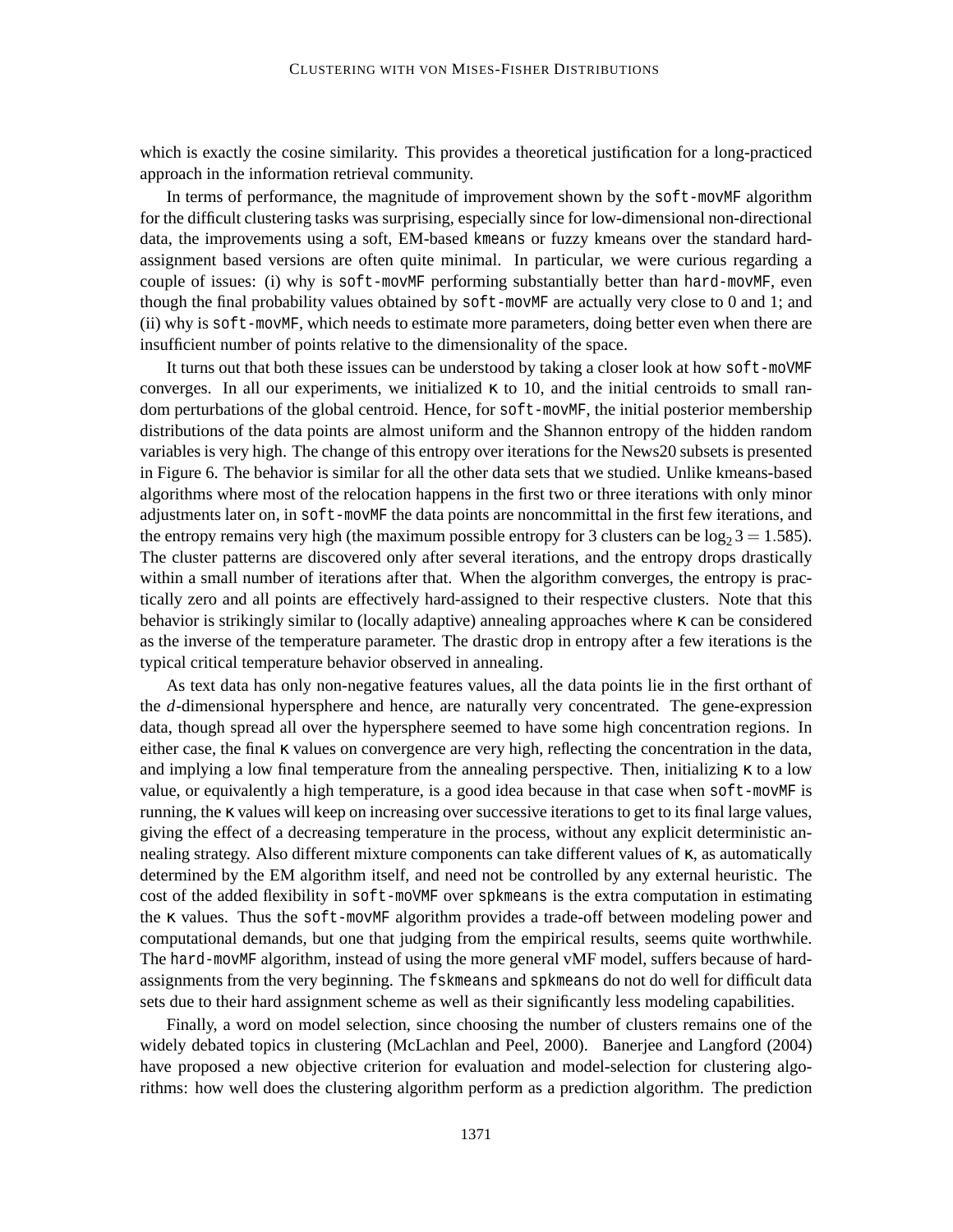which is exactly the cosine similarity. This provides a theoretical justification for a long-practiced approach in the information retrieval community.

In terms of performance, the magnitude of improvement shown by the `soft-movMF` algorithm for the difficult clustering tasks was surprising, especially since for low-dimensional non-directional data, the improvements using a soft, EM-based `kmeans` or fuzzy kmeans over the standard hard-assignment based versions are often quite minimal. In particular, we were curious regarding a couple of issues: (i) why is `soft-movMF` performing substantially better than `hard-movMF`, even though the final probability values obtained by `soft-movMF` are actually very close to 0 and 1; and (ii) why is `soft-movMF`, which needs to estimate more parameters, doing better even when there are insufficient number of points relative to the dimensionality of the space.

It turns out that both these issues can be understood by taking a closer look at how `soft-moVMF` converges. In all our experiments, we initialized $\kappa$ to 10, and the initial centroids to small random perturbations of the global centroid. Hence, for `soft-movMF`, the initial posterior membership distributions of the data points are almost uniform and the Shannon entropy of the hidden random variables is very high. The change of this entropy over iterations for the News20 subsets is presented in Figure 6. The behavior is similar for all the other data sets that we studied. Unlike kmeans-based algorithms where most of the relocation happens in the first two or three iterations with only minor adjustments later on, in `soft-movMF` the data points are noncommittal in the first few iterations, and the entropy remains very high (the maximum possible entropy for 3 clusters can be $\log_2 3 = 1.585$). The cluster patterns are discovered only after several iterations, and the entropy drops drastically within a small number of iterations after that. When the algorithm converges, the entropy is practically zero and all points are effectively hard-assigned to their respective clusters. Note that this behavior is strikingly similar to (locally adaptive) annealing approaches where $\kappa$ can be considered as the inverse of the temperature parameter. The drastic drop in entropy after a few iterations is the typical critical temperature behavior observed in annealing.

As text data has only non-negative features values, all the data points lie in the first orthant of the $d$-dimensional hypersphere and hence, are naturally very concentrated. The gene-expression data, though spread all over the hypersphere seemed to have some high concentration regions. In either case, the final $\kappa$ values on convergence are very high, reflecting the concentration in the data, and implying a low final temperature from the annealing perspective. Then, initializing $\kappa$ to a low value, or equivalently a high temperature, is a good idea because in that case when `soft-movMF` is running, the $\kappa$ values will keep on increasing over successive iterations to get to its final large values, giving the effect of a decreasing temperature in the process, without any explicit deterministic annealing strategy. Also different mixture components can take different values of $\kappa$, as automatically determined by the EM algorithm itself, and need not be controlled by any external heuristic. The cost of the added flexibility in `soft-moVMF` over `spkmeans` is the extra computation in estimating the $\kappa$ values. Thus the `soft-movMF` algorithm provides a trade-off between modeling power and computational demands, but one that judging from the empirical results, seems quite worthwhile. The `hard-movMF` algorithm, instead of using the more general vMF model, suffers because of hard-assignments from the very beginning. The `fskmeans` and `spkmeans` do not do well for difficult data sets due to their hard assignment scheme as well as their significantly less modeling capabilities.

Finally, a word on model selection, since choosing the number of clusters remains one of the widely debated topics in clustering (McLachlan and Peel, 2000). Banerjee and Langford (2004) have proposed a new objective criterion for evaluation and model-selection for clustering algorithms: how well does the clustering algorithm perform as a prediction algorithm. The prediction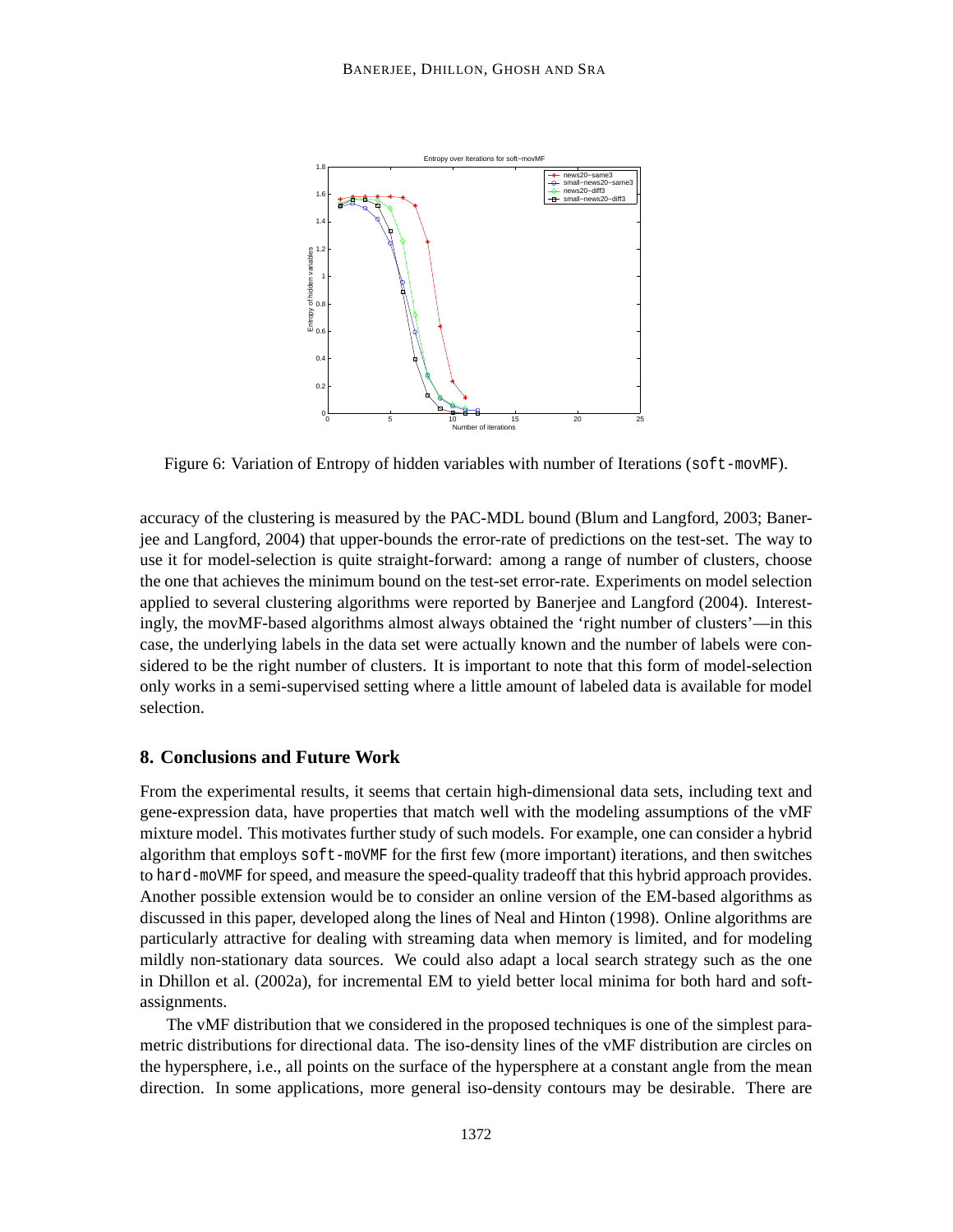Figure 6: Variation of Entropy of hidden variables with number of Iterations (soft-movMF).

accuracy of the clustering is measured by the PAC-MDL bound (Blum and Langford, 2003; Banerjee and Langford, 2004) that upper-bounds the error-rate of predictions on the test-set. The way to use it for model-selection is quite straight-forward: among a range of number of clusters, choose the one that achieves the minimum bound on the test-set error-rate. Experiments on model selection applied to several clustering algorithms were reported by Banerjee and Langford (2004). Interestingly, the movMF-based algorithms almost always obtained the 'right number of clusters'—in this case, the underlying labels in the data set were actually known and the number of labels were considered to be the right number of clusters. It is important to note that this form of model-selection only works in a semi-supervised setting where a little amount of labeled data is available for model selection.

## 8. Conclusions and Future Work

From the experimental results, it seems that certain high-dimensional data sets, including text and gene-expression data, have properties that match well with the modeling assumptions of the vMF mixture model. This motivates further study of such models. For example, one can consider a hybrid algorithm that employs soft-moVMF for the first few (more important) iterations, and then switches to hard-moVMF for speed, and measure the speed-quality tradeoff that this hybrid approach provides. Another possible extension would be to consider an online version of the EM-based algorithms as discussed in this paper, developed along the lines of Neal and Hinton (1998). Online algorithms are particularly attractive for dealing with streaming data when memory is limited, and for modeling mildly non-stationary data sources. We could also adapt a local search strategy such as the one in Dhillon et al. (2002a), for incremental EM to yield better local minima for both hard and soft-assignments.

The vMF distribution that we considered in the proposed techniques is one of the simplest parametric distributions for directional data. The iso-density lines of the vMF distribution are circles on the hypersphere, i.e., all points on the surface of the hypersphere at a constant angle from the mean direction. In some applications, more general iso-density contours may be desirable. There are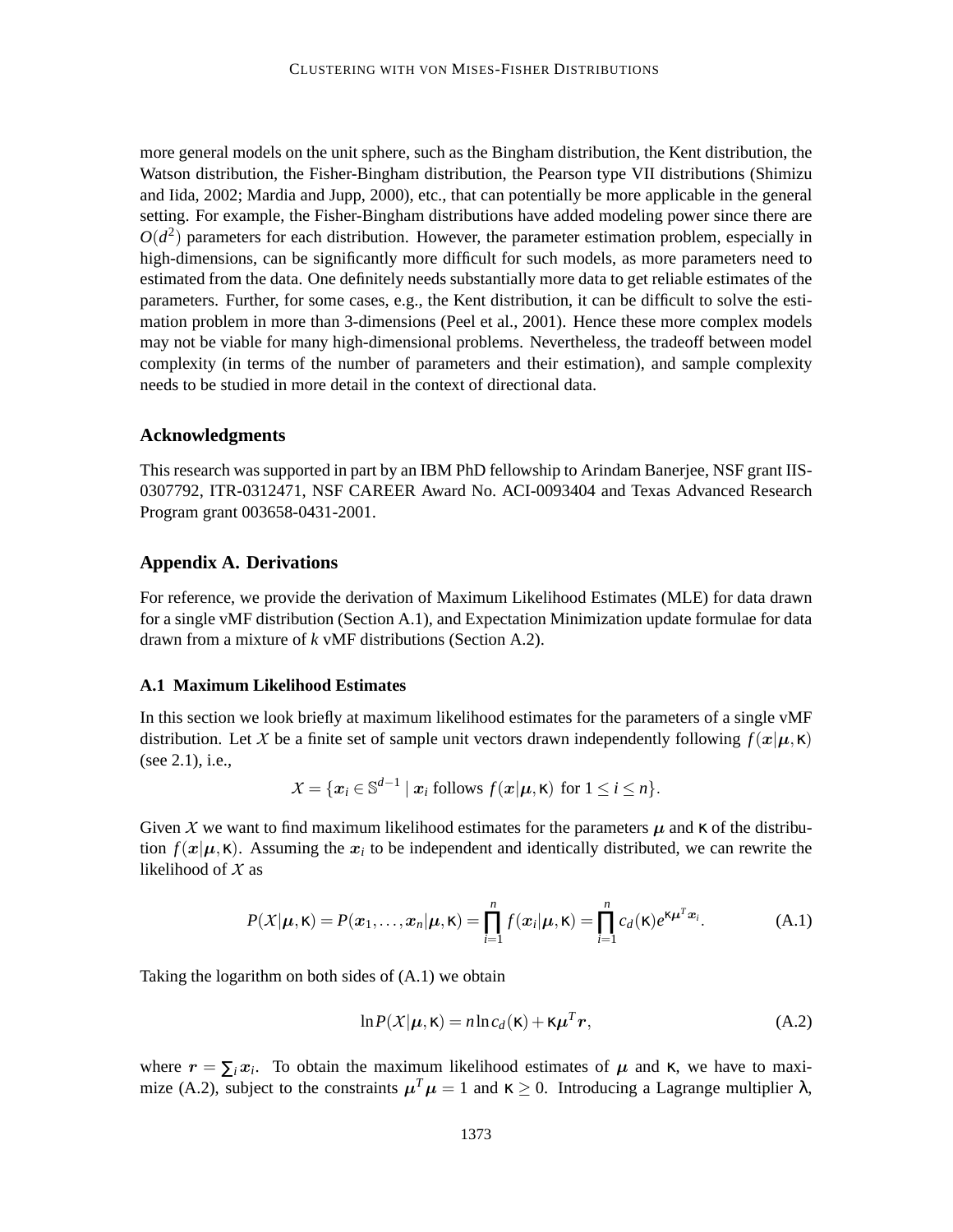more general models on the unit sphere, such as the Bingham distribution, the Kent distribution, the Watson distribution, the Fisher-Bingham distribution, the Pearson type VII distributions (Shimizu and Iida, 2002; Mardia and Jupp, 2000), etc., that can potentially be more applicable in the general setting. For example, the Fisher-Bingham distributions have added modeling power since there are $O(d^2)$ parameters for each distribution. However, the parameter estimation problem, especially in high-dimensions, can be significantly more difficult for such models, as more parameters need to estimated from the data. One definitely needs substantially more data to get reliable estimates of the parameters. Further, for some cases, e.g., the Kent distribution, it can be difficult to solve the estimation problem in more than 3-dimensions (Peel et al., 2001). Hence these more complex models may not be viable for many high-dimensional problems. Nevertheless, the tradeoff between model complexity (in terms of the number of parameters and their estimation), and sample complexity needs to be studied in more detail in the context of directional data.

## Acknowledgments

This research was supported in part by an IBM PhD fellowship to Arindam Banerjee, NSF grant IIS-0307792, ITR-0312471, NSF CAREER Award No. ACI-0093404 and Texas Advanced Research Program grant 003658-0431-2001.

## Appendix A. Derivations

For reference, we provide the derivation of Maximum Likelihood Estimates (MLE) for data drawn for a single vMF distribution (Section A.1), and Expectation Minimization update formulae for data drawn from a mixture of $k$ vMF distributions (Section A.2).

### A.1 Maximum Likelihood Estimates

In this section we look briefly at maximum likelihood estimates for the parameters of a single vMF distribution. Let $\mathcal{X}$ be a finite set of sample unit vectors drawn independently following $f(\boldsymbol{x}|\boldsymbol{\mu},\kappa)$ (see 2.1), i.e.,

$$\mathcal{X} = \{\boldsymbol{x}_i \in \mathbb{S}^{d-1} \mid \boldsymbol{x}_i \text{ follows } f(\boldsymbol{x}|\boldsymbol{\mu},\kappa) \text{ for } 1 \le i \le n\}.$$

Given $\mathcal{X}$ we want to find maximum likelihood estimates for the parameters $\boldsymbol{\mu}$ and $\kappa$ of the distribution $f(\boldsymbol{x}|\boldsymbol{\mu},\kappa)$. Assuming the $\boldsymbol{x}_i$ to be independent and identically distributed, we can rewrite the likelihood of $\mathcal{X}$ as

$$P(\mathcal{X}|\boldsymbol{\mu},\kappa) = P(\boldsymbol{x}_1,\ldots,\boldsymbol{x}_n|\boldsymbol{\mu},\kappa) = \prod_{i=1}^{n} f(\boldsymbol{x}_i|\boldsymbol{\mu},\kappa) = \prod_{i=1}^{n} c_d(\kappa)e^{\kappa\boldsymbol{\mu}^T\boldsymbol{x}_i}. \tag{A.1}$$

Taking the logarithm on both sides of (A.1) we obtain

$$\ln P(\mathcal{X}|\boldsymbol{\mu},\kappa) = n\ln c_d(\kappa) + \kappa\boldsymbol{\mu}^T\boldsymbol{r}, \tag{A.2}$$

where $\boldsymbol{r} = \sum_i \boldsymbol{x}_i$. To obtain the maximum likelihood estimates of $\boldsymbol{\mu}$ and $\kappa$, we have to maximize (A.2), subject to the constraints $\boldsymbol{\mu}^T\boldsymbol{\mu} = 1$ and $\kappa \ge 0$. Introducing a Lagrange multiplier $\lambda$,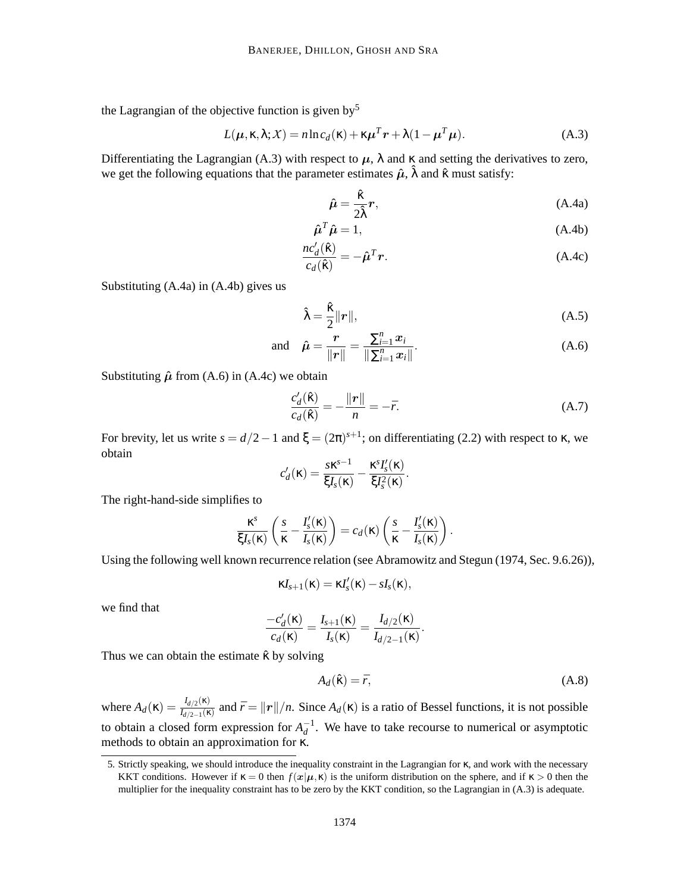the Lagrangian of the objective function is given by[5]

$$L(\boldsymbol{\mu}, \kappa, \lambda; \mathcal{X}) = n \ln c_d(\kappa) + \kappa \boldsymbol{\mu}^T \boldsymbol{r} + \lambda(1 - \boldsymbol{\mu}^T \boldsymbol{\mu}). \tag{A.3}$$

Differentiating the Lagrangian (A.3) with respect to $\boldsymbol{\mu}$, $\lambda$ and $\kappa$ and setting the derivatives to zero, we get the following equations that the parameter estimates $\hat{\boldsymbol{\mu}}$, $\hat{\lambda}$ and $\hat{\kappa}$ must satisfy:

$$\hat{\boldsymbol{\mu}} = \frac{\hat{\kappa}}{2\hat{\lambda}} \boldsymbol{r}, \tag{A.4a}$$

$$\hat{\boldsymbol{\mu}}^T \hat{\boldsymbol{\mu}} = 1, \tag{A.4b}$$

$$\frac{n c_d'(\hat{\kappa})}{c_d(\hat{\kappa})} = -\hat{\boldsymbol{\mu}}^T \boldsymbol{r}. \tag{A.4c}$$

Substituting (A.4a) in (A.4b) gives us

$$\hat{\lambda} = \frac{\hat{\kappa}}{2} \|\boldsymbol{r}\|, \tag{A.5}$$

$$\text{and} \quad \hat{\boldsymbol{\mu}} = \frac{\boldsymbol{r}}{\|\boldsymbol{r}\|} = \frac{\sum_{i=1}^n \boldsymbol{x}_i}{\|\sum_{i=1}^n \boldsymbol{x}_i\|}. \tag{A.6}$$

Substituting $\hat{\boldsymbol{\mu}}$ from (A.6) in (A.4c) we obtain

$$\frac{c_d'(\hat{\kappa})}{c_d(\hat{\kappa})} = -\frac{\|\boldsymbol{r}\|}{n} = -\bar{r}. \tag{A.7}$$

For brevity, let us write $s = d/2 - 1$ and $\xi = (2\pi)^{s+1}$; on differentiating (2.2) with respect to $\kappa$, we obtain

$$c_d'(\kappa) = \frac{s\kappa^{s-1}}{\xi I_s(\kappa)} - \frac{\kappa^s I_s'(\kappa)}{\xi I_s^2(\kappa)}.$$

The right-hand-side simplifies to

$$\frac{\kappa^s}{\xi I_s(\kappa)} \left( \frac{s}{\kappa} - \frac{I_s'(\kappa)}{I_s(\kappa)} \right) = c_d(\kappa) \left( \frac{s}{\kappa} - \frac{I_s'(\kappa)}{I_s(\kappa)} \right).$$

Using the following well known recurrence relation (see Abramowitz and Stegun (1974, Sec. 9.6.26)),

$$\kappa I_{s+1}(\kappa) = \kappa I_s'(\kappa) - s I_s(\kappa),$$

we find that

$$\frac{-c_d'(\kappa)}{c_d(\kappa)} = \frac{I_{s+1}(\kappa)}{I_s(\kappa)} = \frac{I_{d/2}(\kappa)}{I_{d/2-1}(\kappa)}.$$

Thus we can obtain the estimate $\hat{\kappa}$ by solving

$$A_d(\hat{\kappa}) = \bar{r}, \tag{A.8}$$

where $A_d(\kappa) = \frac{I_{d/2}(\kappa)}{I_{d/2-1}(\kappa)}$ and $\bar{r} = \|\boldsymbol{r}\|/n$. Since $A_d(\kappa)$ is a ratio of Bessel functions, it is not possible to obtain a closed form expression for $A_d^{-1}$. We have to take recourse to numerical or asymptotic methods to obtain an approximation for $\kappa$.

5. Strictly speaking, we should introduce the inequality constraint in the Lagrangian for $\kappa$, and work with the necessary KKT conditions. However if $\kappa = 0$ then $f(\boldsymbol{x}|\boldsymbol{\mu}, \kappa)$ is the uniform distribution on the sphere, and if $\kappa > 0$ then the multiplier for the inequality constraint has to be zero by the KKT condition, so the Lagrangian in (A.3) is adequate.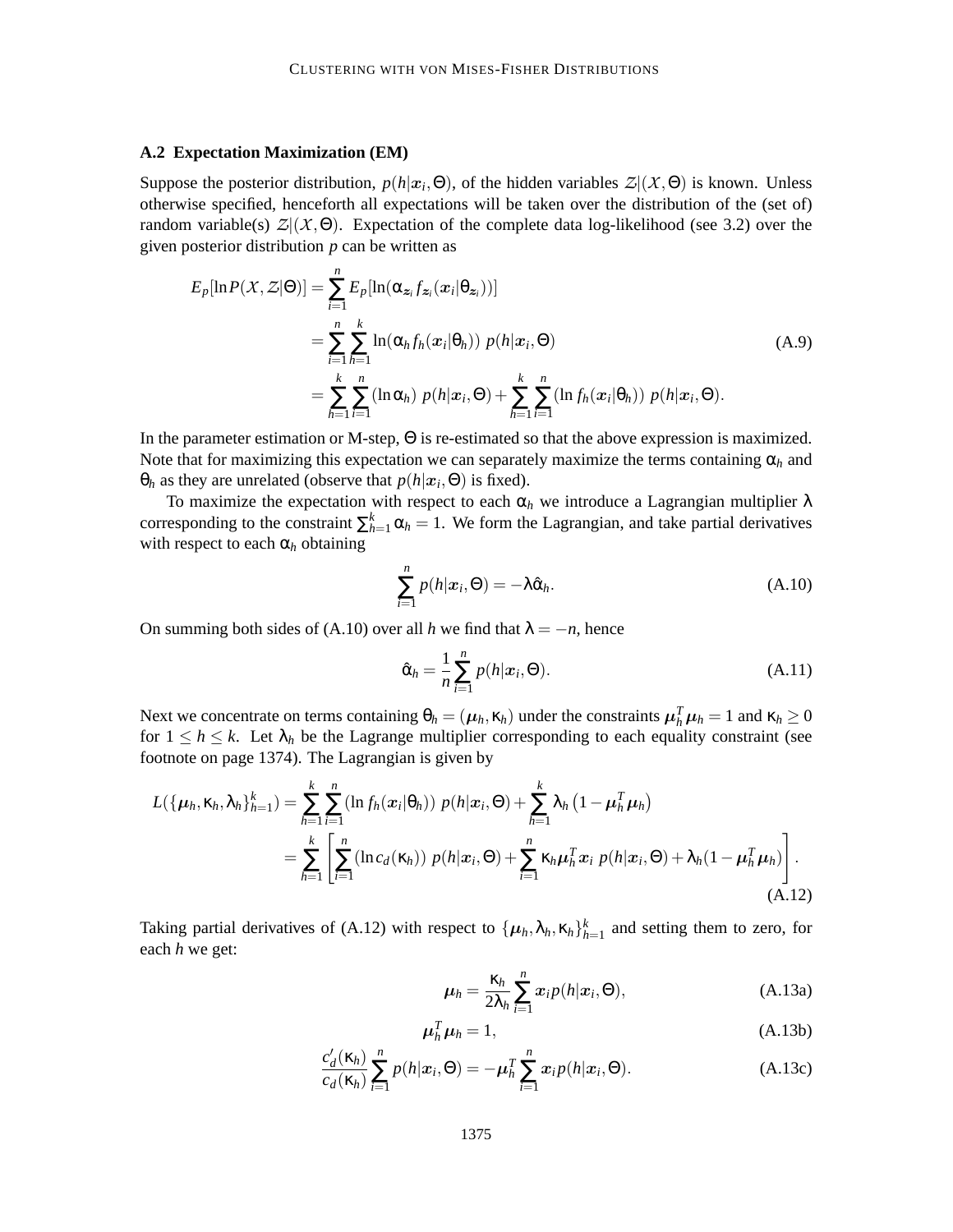### A.2 Expectation Maximization (EM)

Suppose the posterior distribution, $p(h|\boldsymbol{x}_i,\Theta)$, of the hidden variables $\mathcal{Z}|(\mathcal{X},\Theta)$ is known. Unless otherwise specified, henceforth all expectations will be taken over the distribution of the (set of) random variable(s) $\mathcal{Z}|(\mathcal{X},\Theta)$. Expectation of the complete data log-likelihood (see 3.2) over the given posterior distribution $p$ can be written as

$$
\begin{aligned}
E_p[\ln P(\mathcal{X},\mathcal{Z}|\Theta)] &= \sum_{i=1}^{n} E_p[\ln(\alpha_{\boldsymbol{z}_i} f_{\boldsymbol{z}_i}(\boldsymbol{x}_i|\theta_{\boldsymbol{z}_i}))] \\
&= \sum_{i=1}^{n}\sum_{h=1}^{k} \ln(\alpha_h f_h(\boldsymbol{x}_i|\theta_h))\; p(h|\boldsymbol{x}_i,\Theta) \\
&= \sum_{h=1}^{k}\sum_{i=1}^{n} (\ln \alpha_h)\; p(h|\boldsymbol{x}_i,\Theta) + \sum_{h=1}^{k}\sum_{i=1}^{n} (\ln f_h(\boldsymbol{x}_i|\theta_h))\; p(h|\boldsymbol{x}_i,\Theta).
\end{aligned}
\tag{A.9}
$$

In the parameter estimation or M-step, $\Theta$ is re-estimated so that the above expression is maximized. Note that for maximizing this expectation we can separately maximize the terms containing $\alpha_h$ and $\theta_h$ as they are unrelated (observe that $p(h|\boldsymbol{x}_i,\Theta)$ is fixed).

To maximize the expectation with respect to each $\alpha_h$ we introduce a Lagrangian multiplier $\lambda$ corresponding to the constraint $\sum_{h=1}^{k}\alpha_h = 1$. We form the Lagrangian, and take partial derivatives with respect to each $\alpha_h$ obtaining

$$
\sum_{i=1}^{n} p(h|\boldsymbol{x}_i,\Theta) = -\lambda\hat{\alpha}_h. \tag{A.10}
$$

On summing both sides of (A.10) over all $h$ we find that $\lambda = -n$, hence

$$
\hat{\alpha}_h = \frac{1}{n}\sum_{i=1}^{n} p(h|\boldsymbol{x}_i,\Theta). \tag{A.11}
$$

Next we concentrate on terms containing $\theta_h = (\boldsymbol{\mu}_h,\kappa_h)$ under the constraints $\boldsymbol{\mu}_h^T\boldsymbol{\mu}_h = 1$ and $\kappa_h \geq 0$ for $1 \leq h \leq k$. Let $\lambda_h$ be the Lagrange multiplier corresponding to each equality constraint (see footnote on page 1374). The Lagrangian is given by

$$
\begin{aligned}
L(\{\boldsymbol{\mu}_h,\kappa_h,\lambda_h\}_{h=1}^{k}) &= \sum_{h=1}^{k}\sum_{i=1}^{n} (\ln f_h(\boldsymbol{x}_i|\theta_h))\; p(h|\boldsymbol{x}_i,\Theta) + \sum_{h=1}^{k} \lambda_h\left(1-\boldsymbol{\mu}_h^T\boldsymbol{\mu}_h\right) \\
&= \sum_{h=1}^{k}\left[\sum_{i=1}^{n}(\ln c_d(\kappa_h))\; p(h|\boldsymbol{x}_i,\Theta) + \sum_{i=1}^{n}\kappa_h\boldsymbol{\mu}_h^T\boldsymbol{x}_i\; p(h|\boldsymbol{x}_i,\Theta) + \lambda_h(1-\boldsymbol{\mu}_h^T\boldsymbol{\mu}_h)\right].
\end{aligned}
\tag{A.12}
$$

Taking partial derivatives of (A.12) with respect to $\{\boldsymbol{\mu}_h,\lambda_h,\kappa_h\}_{h=1}^{k}$ and setting them to zero, for each $h$ we get:

$$
\boldsymbol{\mu}_h = \frac{\kappa_h}{2\lambda_h}\sum_{i=1}^{n}\boldsymbol{x}_i p(h|\boldsymbol{x}_i,\Theta), \tag{A.13a}
$$

$$
\boldsymbol{\mu}_h^T\boldsymbol{\mu}_h = 1, \tag{A.13b}
$$

$$
\frac{c_d'(\kappa_h)}{c_d(\kappa_h)}\sum_{i=1}^{n} p(h|\boldsymbol{x}_i,\Theta) = -\boldsymbol{\mu}_h^T\sum_{i=1}^{n}\boldsymbol{x}_i p(h|\boldsymbol{x}_i,\Theta). \tag{A.13c}
$$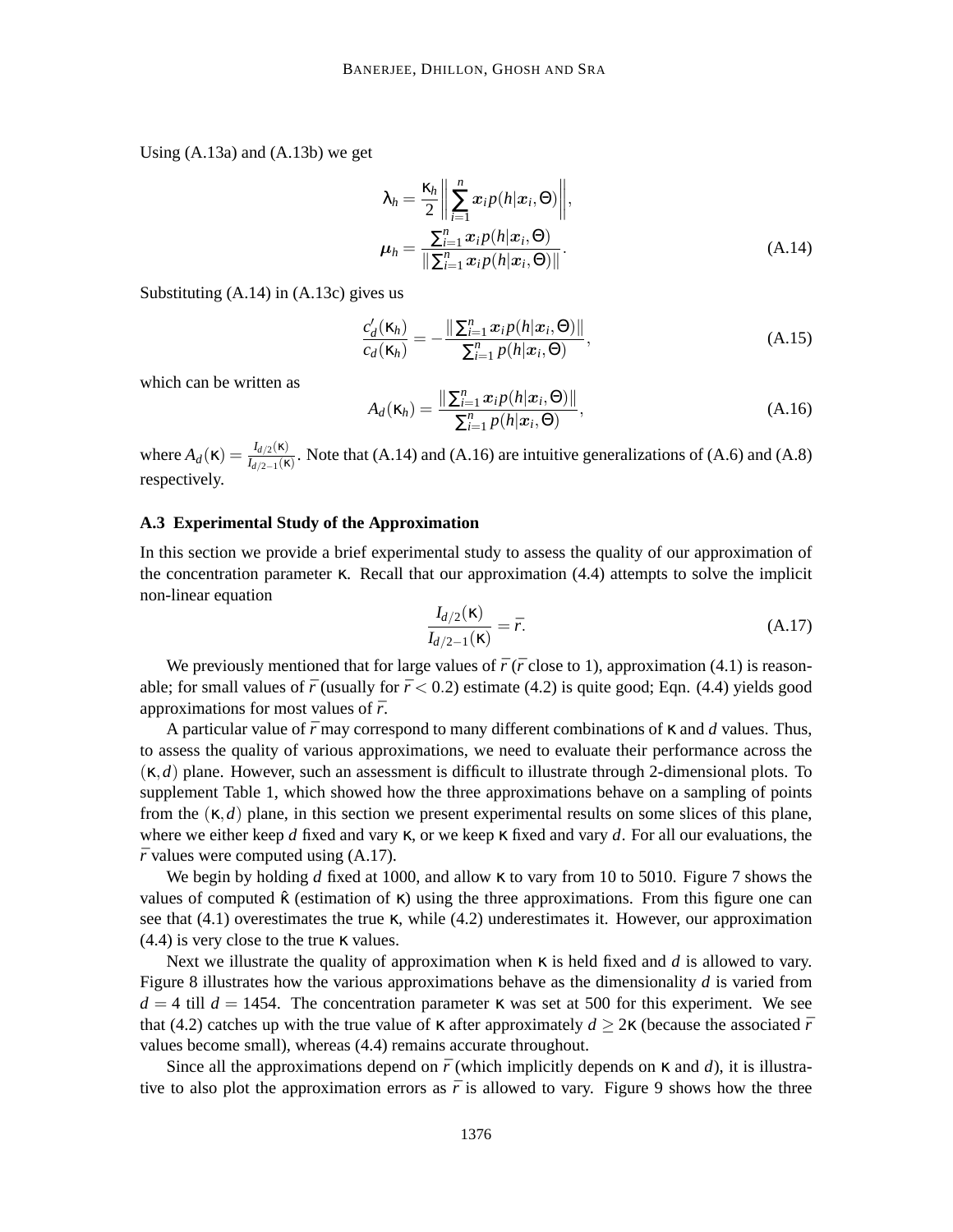Using (A.13a) and (A.13b) we get

$$\lambda_h = \frac{\kappa_h}{2} \left\| \sum_{i=1}^{n} \boldsymbol{x}_i p(h|\boldsymbol{x}_i, \Theta) \right\|,$$

$$\boldsymbol{\mu}_h = \frac{\sum_{i=1}^{n} \boldsymbol{x}_i p(h|\boldsymbol{x}_i, \Theta)}{\|\sum_{i=1}^{n} \boldsymbol{x}_i p(h|\boldsymbol{x}_i, \Theta)\|}. \tag{A.14}$$

Substituting (A.14) in (A.13c) gives us

$$\frac{c'_d(\kappa_h)}{c_d(\kappa_h)} = -\frac{\|\sum_{i=1}^{n} \boldsymbol{x}_i p(h|\boldsymbol{x}_i, \Theta)\|}{\sum_{i=1}^{n} p(h|\boldsymbol{x}_i, \Theta)}, \tag{A.15}$$

which can be written as

$$A_d(\kappa_h) = \frac{\|\sum_{i=1}^{n} \boldsymbol{x}_i p(h|\boldsymbol{x}_i, \Theta)\|}{\sum_{i=1}^{n} p(h|\boldsymbol{x}_i, \Theta)}, \tag{A.16}$$

where $A_d(\kappa) = \frac{I_{d/2}(\kappa)}{I_{d/2-1}(\kappa)}$. Note that (A.14) and (A.16) are intuitive generalizations of (A.6) and (A.8) respectively.

### A.3 Experimental Study of the Approximation

In this section we provide a brief experimental study to assess the quality of our approximation of the concentration parameter $\kappa$. Recall that our approximation (4.4) attempts to solve the implicit non-linear equation

$$\frac{I_{d/2}(\kappa)}{I_{d/2-1}(\kappa)} = \bar{r}. \tag{A.17}$$

We previously mentioned that for large values of $\bar{r}$ ($\bar{r}$ close to 1), approximation (4.1) is reasonable; for small values of $\bar{r}$ (usually for $\bar{r} < 0.2$) estimate (4.2) is quite good; Eqn. (4.4) yields good approximations for most values of $\bar{r}$.

A particular value of $\bar{r}$ may correspond to many different combinations of $\kappa$ and $d$ values. Thus, to assess the quality of various approximations, we need to evaluate their performance across the $(\kappa, d)$ plane. However, such an assessment is difficult to illustrate through 2-dimensional plots. To supplement Table 1, which showed how the three approximations behave on a sampling of points from the $(\kappa, d)$ plane, in this section we present experimental results on some slices of this plane, where we either keep $d$ fixed and vary $\kappa$, or we keep $\kappa$ fixed and vary $d$. For all our evaluations, the $\bar{r}$ values were computed using (A.17).

We begin by holding $d$ fixed at 1000, and allow $\kappa$ to vary from 10 to 5010. Figure 7 shows the values of computed $\hat{\kappa}$ (estimation of $\kappa$) using the three approximations. From this figure one can see that (4.1) overestimates the true $\kappa$, while (4.2) underestimates it. However, our approximation (4.4) is very close to the true $\kappa$ values.

Next we illustrate the quality of approximation when $\kappa$ is held fixed and $d$ is allowed to vary. Figure 8 illustrates how the various approximations behave as the dimensionality $d$ is varied from $d = 4$ till $d = 1454$. The concentration parameter $\kappa$ was set at 500 for this experiment. We see that (4.2) catches up with the true value of $\kappa$ after approximately $d \geq 2\kappa$ (because the associated $\bar{r}$ values become small), whereas (4.4) remains accurate throughout.

Since all the approximations depend on $\bar{r}$ (which implicitly depends on $\kappa$ and $d$), it is illustrative to also plot the approximation errors as $\bar{r}$ is allowed to vary. Figure 9 shows how the three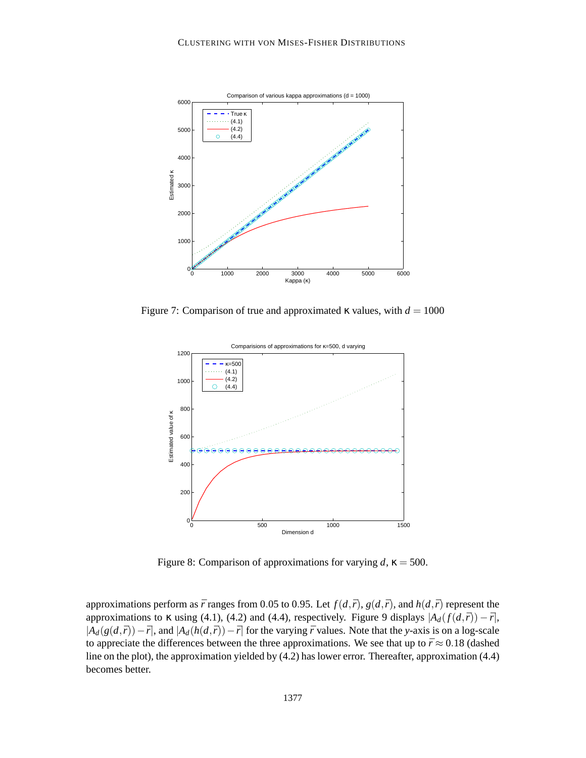Figure 7: Comparison of true and approximated $\kappa$ values, with $d = 1000$

Figure 8: Comparison of approximations for varying $d$, $\kappa = 500$.

approximations perform as $\bar{r}$ ranges from 0.05 to 0.95. Let $f(d,\bar{r})$, $g(d,\bar{r})$, and $h(d,\bar{r})$ represent the approximations to $\kappa$ using (4.1), (4.2) and (4.4), respectively. Figure 9 displays $|A_d(f(d,\bar{r})) - \bar{r}|$, $|A_d(g(d,\bar{r})) - \bar{r}|$, and $|A_d(h(d,\bar{r})) - \bar{r}|$ for the varying $\bar{r}$ values. Note that the $y$-axis is on a log-scale to appreciate the differences between the three approximations. We see that up to $\bar{r} \approx 0.18$ (dashed line on the plot), the approximation yielded by (4.2) has lower error. Thereafter, approximation (4.4) becomes better.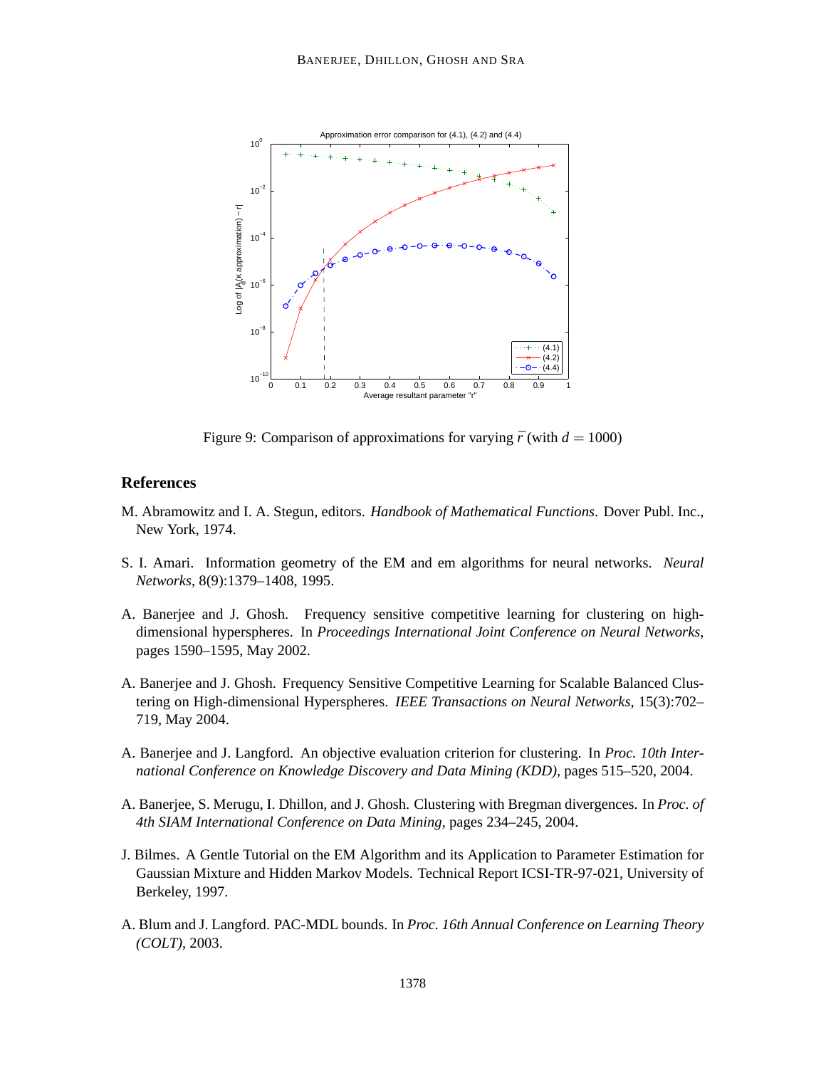Figure 9: Comparison of approximations for varying $\bar{r}$ (with $d = 1000$)

## References

M. Abramowitz and I. A. Stegun, editors. *Handbook of Mathematical Functions*. Dover Publ. Inc., New York, 1974.

S. I. Amari. Information geometry of the EM and em algorithms for neural networks. *Neural Networks*, 8(9):1379–1408, 1995.

A. Banerjee and J. Ghosh. Frequency sensitive competitive learning for clustering on high-dimensional hyperspheres. In *Proceedings International Joint Conference on Neural Networks*, pages 1590–1595, May 2002.

A. Banerjee and J. Ghosh. Frequency Sensitive Competitive Learning for Scalable Balanced Clustering on High-dimensional Hyperspheres. *IEEE Transactions on Neural Networks*, 15(3):702–719, May 2004.

A. Banerjee and J. Langford. An objective evaluation criterion for clustering. In *Proc. 10th International Conference on Knowledge Discovery and Data Mining (KDD)*, pages 515–520, 2004.

A. Banerjee, S. Merugu, I. Dhillon, and J. Ghosh. Clustering with Bregman divergences. In *Proc. of 4th SIAM International Conference on Data Mining*, pages 234–245, 2004.

J. Bilmes. A Gentle Tutorial on the EM Algorithm and its Application to Parameter Estimation for Gaussian Mixture and Hidden Markov Models. Technical Report ICSI-TR-97-021, University of Berkeley, 1997.

A. Blum and J. Langford. PAC-MDL bounds. In *Proc. 16th Annual Conference on Learning Theory (COLT)*, 2003.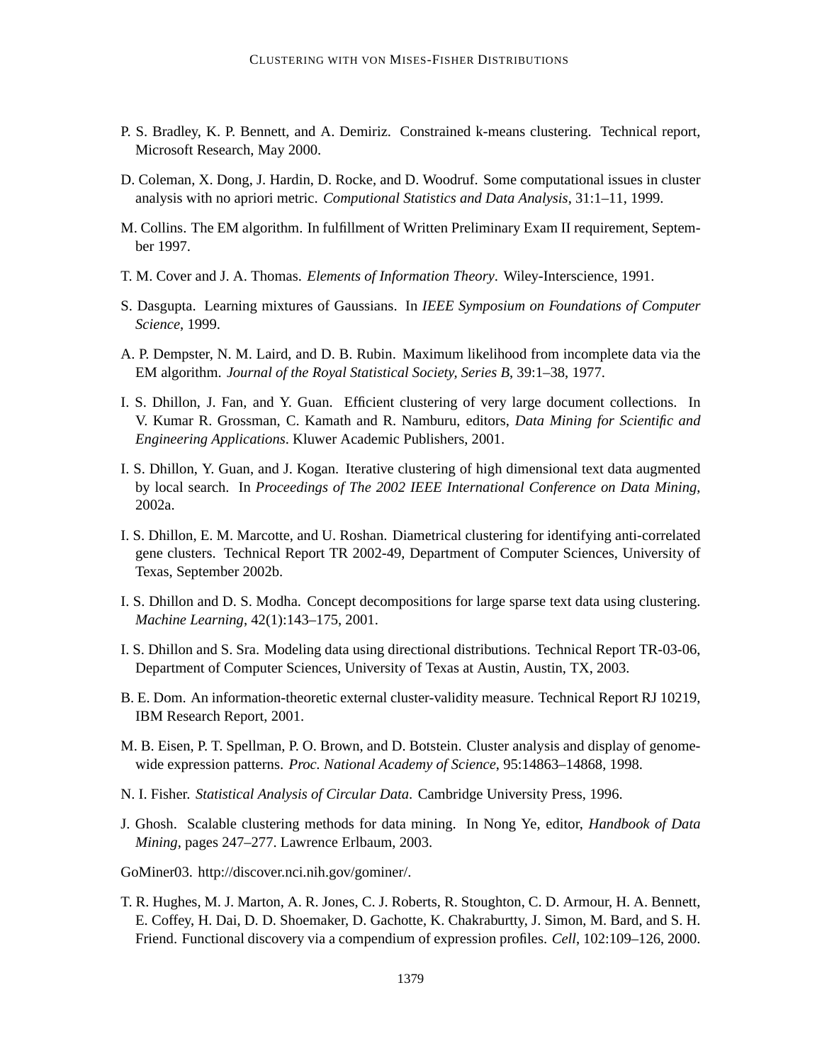P. S. Bradley, K. P. Bennett, and A. Demiriz. Constrained k-means clustering. Technical report, Microsoft Research, May 2000.

D. Coleman, X. Dong, J. Hardin, D. Rocke, and D. Woodruf. Some computational issues in cluster analysis with no apriori metric. *Computional Statistics and Data Analysis*, 31:1–11, 1999.

M. Collins. The EM algorithm. In fulfillment of Written Preliminary Exam II requirement, September 1997.

T. M. Cover and J. A. Thomas. *Elements of Information Theory*. Wiley-Interscience, 1991.

S. Dasgupta. Learning mixtures of Gaussians. In *IEEE Symposium on Foundations of Computer Science*, 1999.

A. P. Dempster, N. M. Laird, and D. B. Rubin. Maximum likelihood from incomplete data via the EM algorithm. *Journal of the Royal Statistical Society, Series B*, 39:1–38, 1977.

I. S. Dhillon, J. Fan, and Y. Guan. Efficient clustering of very large document collections. In V. Kumar R. Grossman, C. Kamath and R. Namburu, editors, *Data Mining for Scientific and Engineering Applications*. Kluwer Academic Publishers, 2001.

I. S. Dhillon, Y. Guan, and J. Kogan. Iterative clustering of high dimensional text data augmented by local search. In *Proceedings of The 2002 IEEE International Conference on Data Mining*, 2002a.

I. S. Dhillon, E. M. Marcotte, and U. Roshan. Diametrical clustering for identifying anti-correlated gene clusters. Technical Report TR 2002-49, Department of Computer Sciences, University of Texas, September 2002b.

I. S. Dhillon and D. S. Modha. Concept decompositions for large sparse text data using clustering. *Machine Learning*, 42(1):143–175, 2001.

I. S. Dhillon and S. Sra. Modeling data using directional distributions. Technical Report TR-03-06, Department of Computer Sciences, University of Texas at Austin, Austin, TX, 2003.

B. E. Dom. An information-theoretic external cluster-validity measure. Technical Report RJ 10219, IBM Research Report, 2001.

M. B. Eisen, P. T. Spellman, P. O. Brown, and D. Botstein. Cluster analysis and display of genome-wide expression patterns. *Proc. National Academy of Science*, 95:14863–14868, 1998.

N. I. Fisher. *Statistical Analysis of Circular Data*. Cambridge University Press, 1996.

J. Ghosh. Scalable clustering methods for data mining. In Nong Ye, editor, *Handbook of Data Mining*, pages 247–277. Lawrence Erlbaum, 2003.

GoMiner03. http://discover.nci.nih.gov/gominer/.

T. R. Hughes, M. J. Marton, A. R. Jones, C. J. Roberts, R. Stoughton, C. D. Armour, H. A. Bennett, E. Coffey, H. Dai, D. D. Shoemaker, D. Gachotte, K. Chakraburtty, J. Simon, M. Bard, and S. H. Friend. Functional discovery via a compendium of expression profiles. *Cell*, 102:109–126, 2000.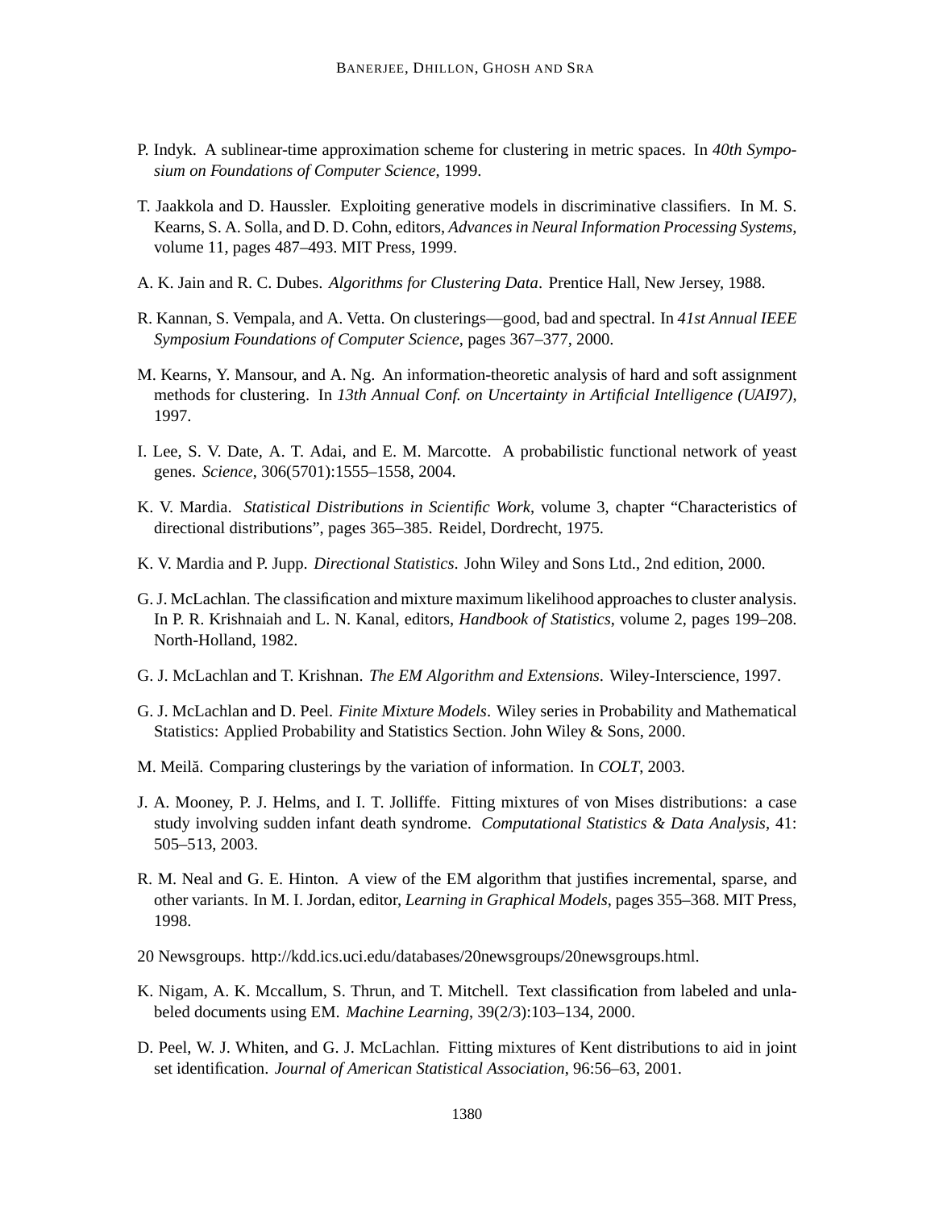P. Indyk. A sublinear-time approximation scheme for clustering in metric spaces. In *40th Symposium on Foundations of Computer Science*, 1999.

T. Jaakkola and D. Haussler. Exploiting generative models in discriminative classifiers. In M. S. Kearns, S. A. Solla, and D. D. Cohn, editors, *Advances in Neural Information Processing Systems*, volume 11, pages 487–493. MIT Press, 1999.

A. K. Jain and R. C. Dubes. *Algorithms for Clustering Data*. Prentice Hall, New Jersey, 1988.

R. Kannan, S. Vempala, and A. Vetta. On clusterings—good, bad and spectral. In *41st Annual IEEE Symposium Foundations of Computer Science*, pages 367–377, 2000.

M. Kearns, Y. Mansour, and A. Ng. An information-theoretic analysis of hard and soft assignment methods for clustering. In *13th Annual Conf. on Uncertainty in Artificial Intelligence (UAI97)*, 1997.

I. Lee, S. V. Date, A. T. Adai, and E. M. Marcotte. A probabilistic functional network of yeast genes. *Science*, 306(5701):1555–1558, 2004.

K. V. Mardia. *Statistical Distributions in Scientific Work*, volume 3, chapter "Characteristics of directional distributions", pages 365–385. Reidel, Dordrecht, 1975.

K. V. Mardia and P. Jupp. *Directional Statistics*. John Wiley and Sons Ltd., 2nd edition, 2000.

G. J. McLachlan. The classification and mixture maximum likelihood approaches to cluster analysis. In P. R. Krishnaiah and L. N. Kanal, editors, *Handbook of Statistics*, volume 2, pages 199–208. North-Holland, 1982.

G. J. McLachlan and T. Krishnan. *The EM Algorithm and Extensions*. Wiley-Interscience, 1997.

G. J. McLachlan and D. Peel. *Finite Mixture Models*. Wiley series in Probability and Mathematical Statistics: Applied Probability and Statistics Section. John Wiley & Sons, 2000.

M. Meilă. Comparing clusterings by the variation of information. In *COLT*, 2003.

J. A. Mooney, P. J. Helms, and I. T. Jolliffe. Fitting mixtures of von Mises distributions: a case study involving sudden infant death syndrome. *Computational Statistics & Data Analysis*, 41: 505–513, 2003.

R. M. Neal and G. E. Hinton. A view of the EM algorithm that justifies incremental, sparse, and other variants. In M. I. Jordan, editor, *Learning in Graphical Models*, pages 355–368. MIT Press, 1998.

20 Newsgroups. http://kdd.ics.uci.edu/databases/20newsgroups/20newsgroups.html.

K. Nigam, A. K. Mccallum, S. Thrun, and T. Mitchell. Text classification from labeled and unlabeled documents using EM. *Machine Learning*, 39(2/3):103–134, 2000.

D. Peel, W. J. Whiten, and G. J. McLachlan. Fitting mixtures of Kent distributions to aid in joint set identification. *Journal of American Statistical Association*, 96:56–63, 2001.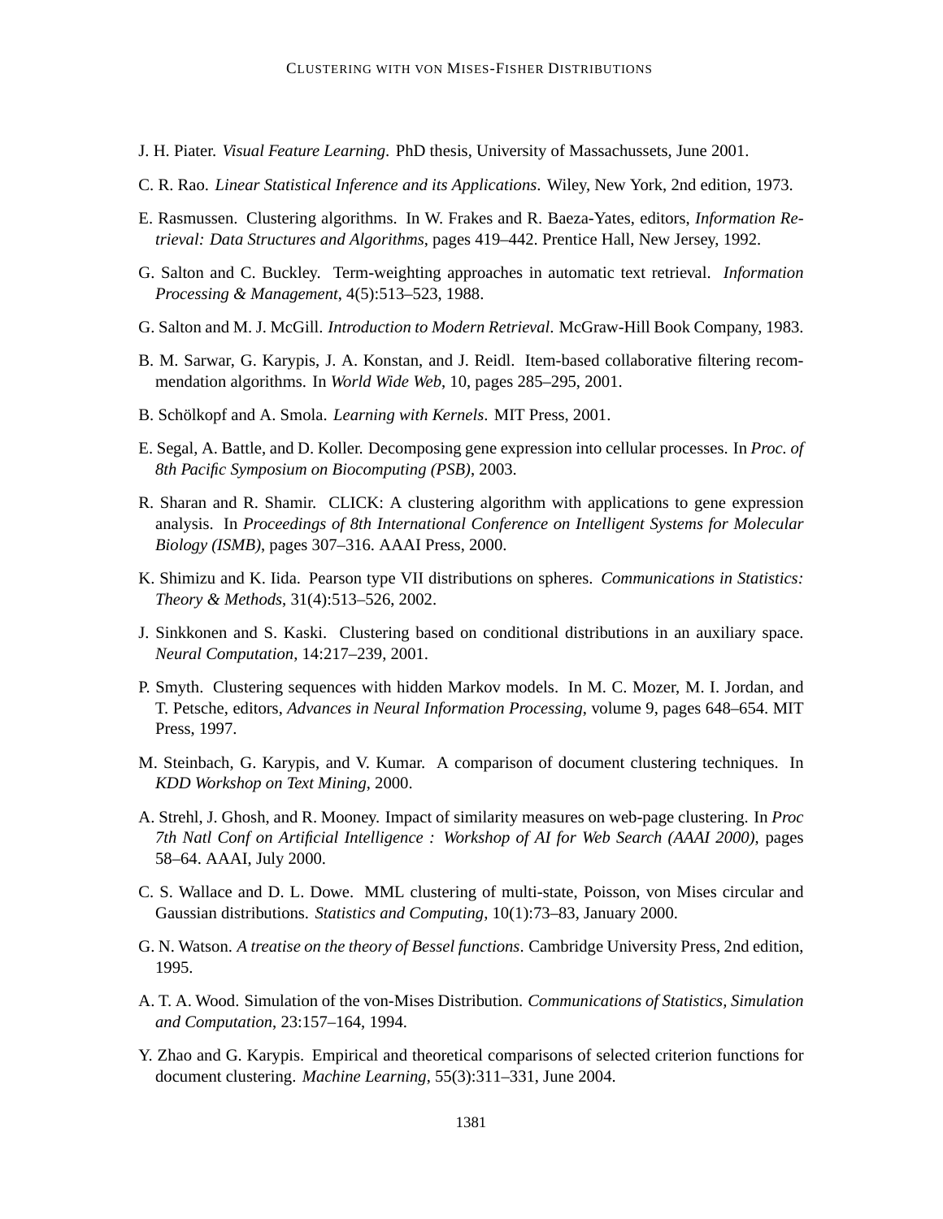J. H. Piater. *Visual Feature Learning*. PhD thesis, University of Massachussets, June 2001.

C. R. Rao. *Linear Statistical Inference and its Applications*. Wiley, New York, 2nd edition, 1973.

E. Rasmussen. Clustering algorithms. In W. Frakes and R. Baeza-Yates, editors, *Information Retrieval: Data Structures and Algorithms*, pages 419–442. Prentice Hall, New Jersey, 1992.

G. Salton and C. Buckley. Term-weighting approaches in automatic text retrieval. *Information Processing & Management*, 4(5):513–523, 1988.

G. Salton and M. J. McGill. *Introduction to Modern Retrieval*. McGraw-Hill Book Company, 1983.

B. M. Sarwar, G. Karypis, J. A. Konstan, and J. Reidl. Item-based collaborative filtering recommendation algorithms. In *World Wide Web*, 10, pages 285–295, 2001.

B. Schölkopf and A. Smola. *Learning with Kernels*. MIT Press, 2001.

E. Segal, A. Battle, and D. Koller. Decomposing gene expression into cellular processes. In *Proc. of 8th Pacific Symposium on Biocomputing (PSB)*, 2003.

R. Sharan and R. Shamir. CLICK: A clustering algorithm with applications to gene expression analysis. In *Proceedings of 8th International Conference on Intelligent Systems for Molecular Biology (ISMB)*, pages 307–316. AAAI Press, 2000.

K. Shimizu and K. Iida. Pearson type VII distributions on spheres. *Communications in Statistics: Theory & Methods*, 31(4):513–526, 2002.

J. Sinkkonen and S. Kaski. Clustering based on conditional distributions in an auxiliary space. *Neural Computation*, 14:217–239, 2001.

P. Smyth. Clustering sequences with hidden Markov models. In M. C. Mozer, M. I. Jordan, and T. Petsche, editors, *Advances in Neural Information Processing*, volume 9, pages 648–654. MIT Press, 1997.

M. Steinbach, G. Karypis, and V. Kumar. A comparison of document clustering techniques. In *KDD Workshop on Text Mining*, 2000.

A. Strehl, J. Ghosh, and R. Mooney. Impact of similarity measures on web-page clustering. In *Proc 7th Natl Conf on Artificial Intelligence : Workshop of AI for Web Search (AAAI 2000)*, pages 58–64. AAAI, July 2000.

C. S. Wallace and D. L. Dowe. MML clustering of multi-state, Poisson, von Mises circular and Gaussian distributions. *Statistics and Computing*, 10(1):73–83, January 2000.

G. N. Watson. *A treatise on the theory of Bessel functions*. Cambridge University Press, 2nd edition, 1995.

A. T. A. Wood. Simulation of the von-Mises Distribution. *Communications of Statistics, Simulation and Computation*, 23:157–164, 1994.

Y. Zhao and G. Karypis. Empirical and theoretical comparisons of selected criterion functions for document clustering. *Machine Learning*, 55(3):311–331, June 2004.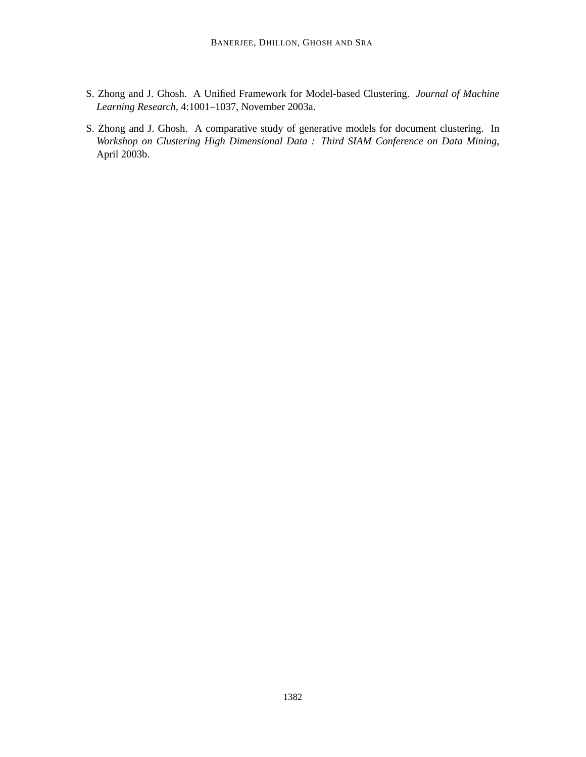S. Zhong and J. Ghosh. A Unified Framework for Model-based Clustering. *Journal of Machine Learning Research*, 4:1001–1037, November 2003a.

S. Zhong and J. Ghosh. A comparative study of generative models for document clustering. In *Workshop on Clustering High Dimensional Data : Third SIAM Conference on Data Mining*, April 2003b.